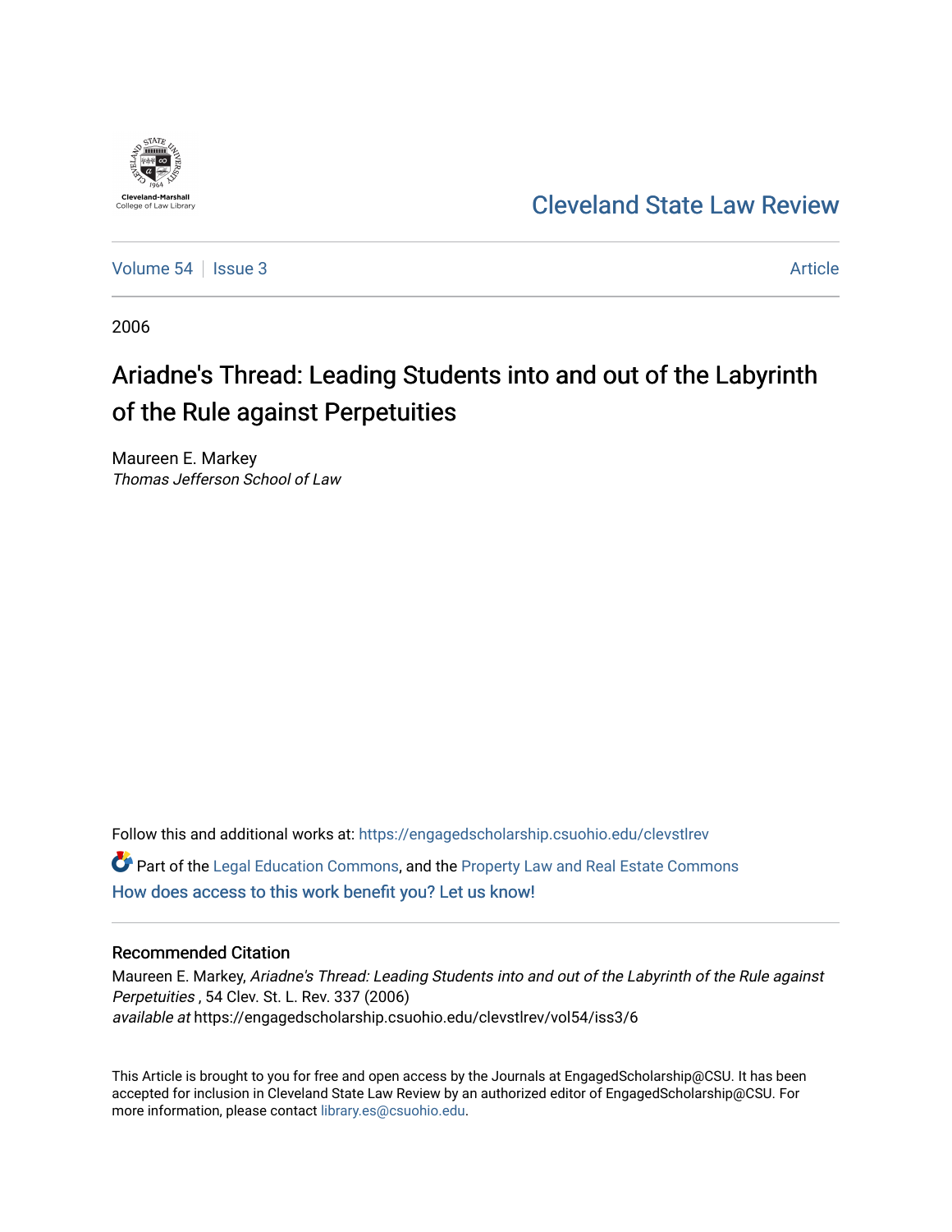Cleveland-Marshall College of Law Library

Cleveland State Law Review

Volume 54 | Issue 3 | Article

2006

# Ariadne's Thread: Leading Students into and out of the Labyrinth of the Rule against Perpetuities

Maureen E. Markey
*Thomas Jefferson School of Law*

Follow this and additional works at: https://engagedscholarship.csuohio.edu/clevstlrev

Part of the Legal Education Commons, and the Property Law and Real Estate Commons

How does access to this work benefit you? Let us know!

## Recommended Citation

Maureen E. Markey, *Ariadne's Thread: Leading Students into and out of the Labyrinth of the Rule against Perpetuities* , 54 Clev. St. L. Rev. 337 (2006)
*available at* https://engagedscholarship.csuohio.edu/clevstlrev/vol54/iss3/6

This Article is brought to you for free and open access by the Journals at EngagedScholarship@CSU. It has been accepted for inclusion in Cleveland State Law Review by an authorized editor of EngagedScholarship@CSU. For more information, please contact library.es@csuohio.edu.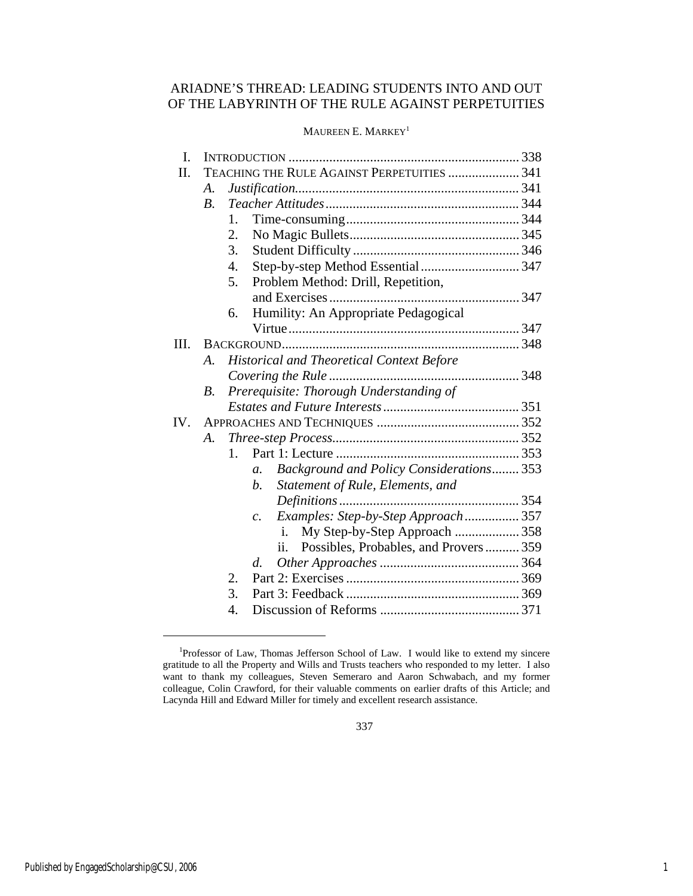# ARIADNE'S THREAD: LEADING STUDENTS INTO AND OUT OF THE LABYRINTH OF THE RULE AGAINST PERPETUITIES

MAUREEN E. MARKEY[1]

I. INTRODUCTION .......... 338
II. TEACHING THE RULE AGAINST PERPETUITIES .......... 341
  A. *Justification* .......... 341
  B. *Teacher Attitudes* .......... 344
    1. Time-consuming .......... 344
    2. No Magic Bullets .......... 345
    3. Student Difficulty .......... 346
    4. Step-by-step Method Essential .......... 347
    5. Problem Method: Drill, Repetition, and Exercises .......... 347
    6. Humility: An Appropriate Pedagogical Virtue .......... 347
III. BACKGROUND .......... 348
  A. *Historical and Theoretical Context Before Covering the Rule* .......... 348
  B. *Prerequisite: Thorough Understanding of Estates and Future Interests* .......... 351
IV. APPROACHES AND TECHNIQUES .......... 352
  A. *Three-step Process* .......... 352
    1. Part 1: Lecture .......... 353
      a. *Background and Policy Considerations* .......... 353
      b. *Statement of Rule, Elements, and Definitions* .......... 354
      c. *Examples: Step-by-Step Approach* .......... 357
        i. My Step-by-Step Approach .......... 358
        ii. Possibles, Probables, and Provers .......... 359
      d. *Other Approaches* .......... 364
    2. Part 2: Exercises .......... 369
    3. Part 3: Feedback .......... 369
    4. Discussion of Reforms .......... 371

---

[1]Professor of Law, Thomas Jefferson School of Law. I would like to extend my sincere gratitude to all the Property and Wills and Trusts teachers who responded to my letter. I also want to thank my colleagues, Steven Semeraro and Aaron Schwabach, and my former colleague, Colin Crawford, for their valuable comments on earlier drafts of this Article; and Lacynda Hill and Edward Miller for timely and excellent research assistance.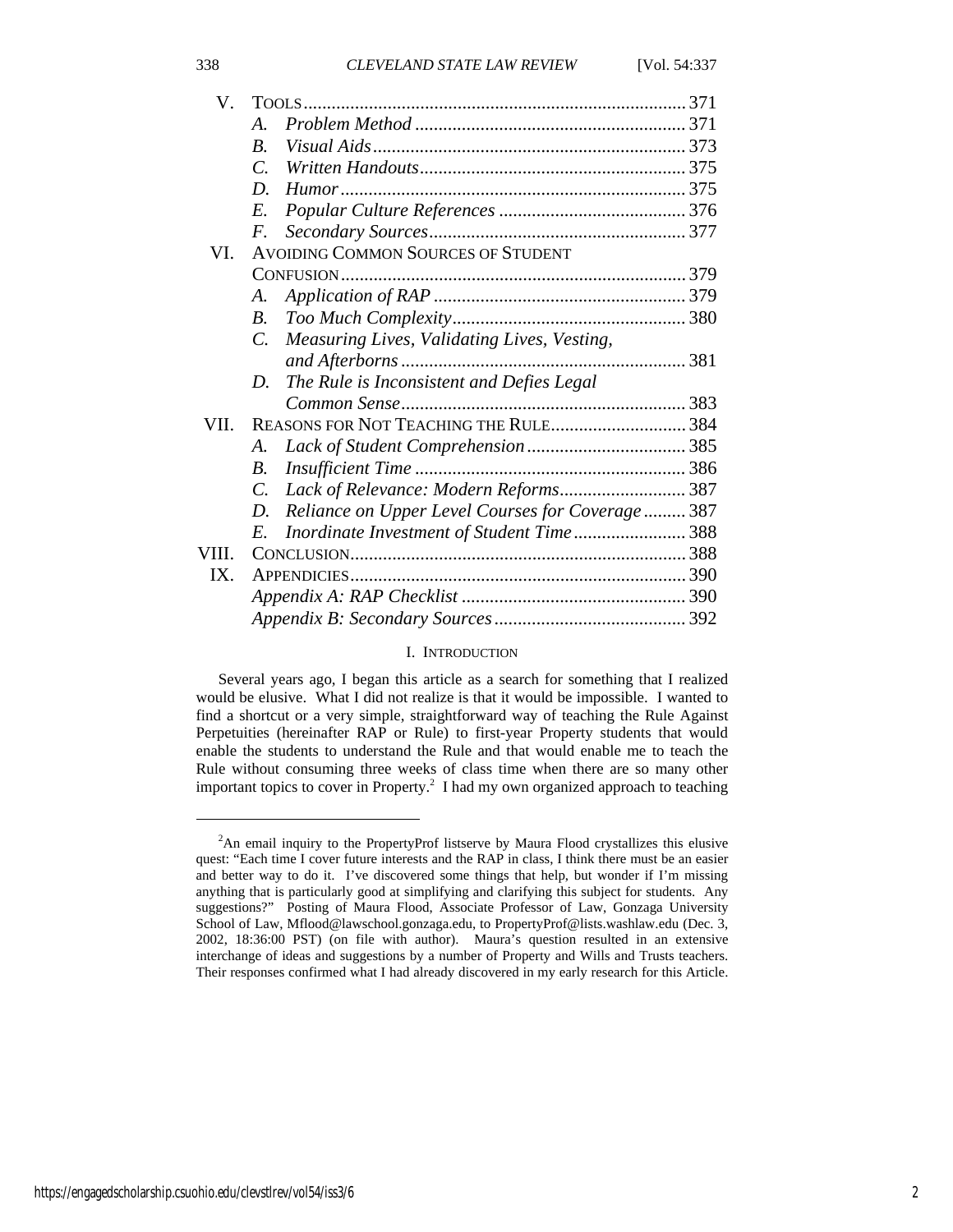| | | |
|---|---|---|
| V. | TOOLS | 371 |
| | *A. Problem Method* | 371 |
| | *B. Visual Aids* | 373 |
| | *C. Written Handouts* | 375 |
| | *D. Humor* | 375 |
| | *E. Popular Culture References* | 376 |
| | *F. Secondary Sources* | 377 |
| VI. | AVOIDING COMMON SOURCES OF STUDENT CONFUSION | 379 |
| | *A. Application of RAP* | 379 |
| | *B. Too Much Complexity* | 380 |
| | *C. Measuring Lives, Validating Lives, Vesting, and Afterborns* | 381 |
| | *D. The Rule is Inconsistent and Defies Legal Common Sense* | 383 |
| VII. | REASONS FOR NOT TEACHING THE RULE | 384 |
| | *A. Lack of Student Comprehension* | 385 |
| | *B. Insufficient Time* | 386 |
| | *C. Lack of Relevance: Modern Reforms* | 387 |
| | *D. Reliance on Upper Level Courses for Coverage* | 387 |
| | *E. Inordinate Investment of Student Time* | 388 |
| VIII. | CONCLUSION | 388 |
| IX. | APPENDICIES | 390 |
| | *Appendix A: RAP Checklist* | 390 |
| | *Appendix B: Secondary Sources* | 392 |

## I. INTRODUCTION

Several years ago, I began this article as a search for something that I realized would be elusive. What I did not realize is that it would be impossible. I wanted to find a shortcut or a very simple, straightforward way of teaching the Rule Against Perpetuities (hereinafter RAP or Rule) to first-year Property students that would enable the students to understand the Rule and that would enable me to teach the Rule without consuming three weeks of class time when there are so many other important topics to cover in Property.[2] I had my own organized approach to teaching

---

[2]An email inquiry to the PropertyProf listserve by Maura Flood crystallizes this elusive quest: "Each time I cover future interests and the RAP in class, I think there must be an easier and better way to do it. I've discovered some things that help, but wonder if I'm missing anything that is particularly good at simplifying and clarifying this subject for students. Any suggestions?" Posting of Maura Flood, Associate Professor of Law, Gonzaga University School of Law, Mflood@lawschool.gonzaga.edu, to PropertyProf@lists.washlaw.edu (Dec. 3, 2002, 18:36:00 PST) (on file with author). Maura's question resulted in an extensive interchange of ideas and suggestions by a number of Property and Wills and Trusts teachers. Their responses confirmed what I had already discovered in my early research for this Article.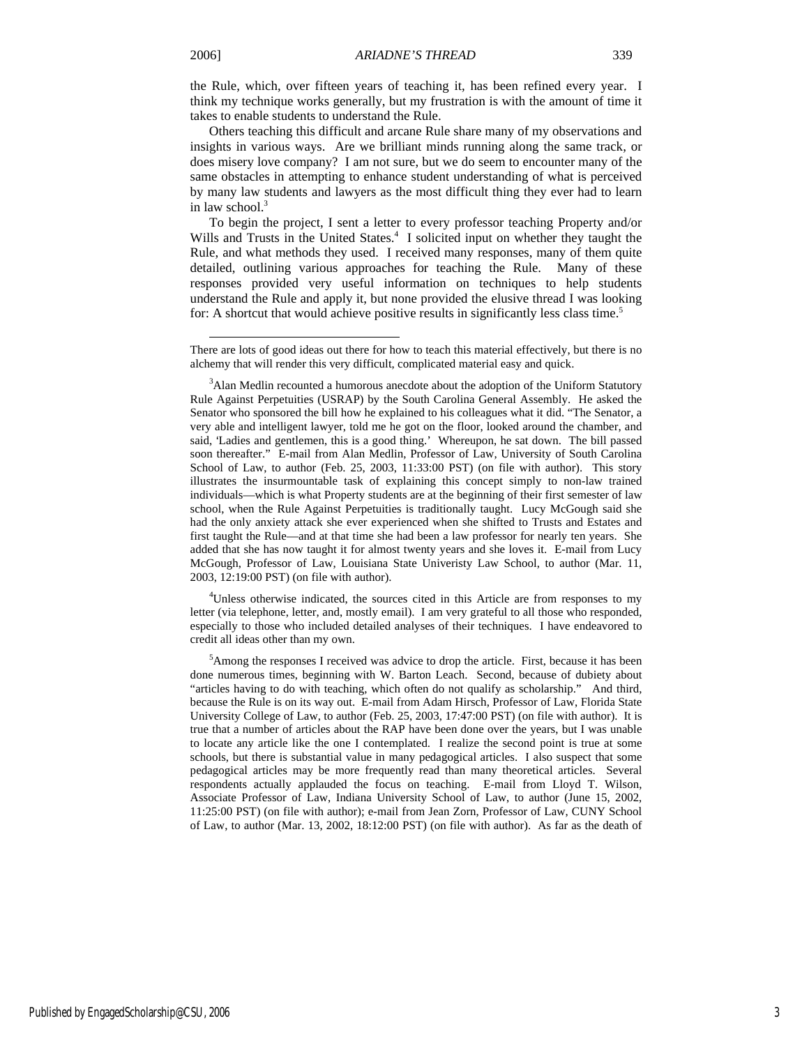the Rule, which, over fifteen years of teaching it, has been refined every year. I think my technique works generally, but my frustration is with the amount of time it takes to enable students to understand the Rule.

Others teaching this difficult and arcane Rule share many of my observations and insights in various ways. Are we brilliant minds running along the same track, or does misery love company? I am not sure, but we do seem to encounter many of the same obstacles in attempting to enhance student understanding of what is perceived by many law students and lawyers as the most difficult thing they ever had to learn in law school.[3]

To begin the project, I sent a letter to every professor teaching Property and/or Wills and Trusts in the United States.[4] I solicited input on whether they taught the Rule, and what methods they used. I received many responses, many of them quite detailed, outlining various approaches for teaching the Rule. Many of these responses provided very useful information on techniques to help students understand the Rule and apply it, but none provided the elusive thread I was looking for: A shortcut that would achieve positive results in significantly less class time.[5]

---

There are lots of good ideas out there for how to teach this material effectively, but there is no alchemy that will render this very difficult, complicated material easy and quick.

[3]Alan Medlin recounted a humorous anecdote about the adoption of the Uniform Statutory Rule Against Perpetuities (USRAP) by the South Carolina General Assembly. He asked the Senator who sponsored the bill how he explained to his colleagues what it did. "The Senator, a very able and intelligent lawyer, told me he got on the floor, looked around the chamber, and said, 'Ladies and gentlemen, this is a good thing.' Whereupon, he sat down. The bill passed soon thereafter." E-mail from Alan Medlin, Professor of Law, University of South Carolina School of Law, to author (Feb. 25, 2003, 11:33:00 PST) (on file with author). This story illustrates the insurmountable task of explaining this concept simply to non-law trained individuals—which is what Property students are at the beginning of their first semester of law school, when the Rule Against Perpetuities is traditionally taught. Lucy McGough said she had the only anxiety attack she ever experienced when she shifted to Trusts and Estates and first taught the Rule—and at that time she had been a law professor for nearly ten years. She added that she has now taught it for almost twenty years and she loves it. E-mail from Lucy McGough, Professor of Law, Louisiana State Univeristy Law School, to author (Mar. 11, 2003, 12:19:00 PST) (on file with author).

[4]Unless otherwise indicated, the sources cited in this Article are from responses to my letter (via telephone, letter, and, mostly email). I am very grateful to all those who responded, especially to those who included detailed analyses of their techniques. I have endeavored to credit all ideas other than my own.

[5]Among the responses I received was advice to drop the article. First, because it has been done numerous times, beginning with W. Barton Leach. Second, because of dubiety about "articles having to do with teaching, which often do not qualify as scholarship." And third, because the Rule is on its way out. E-mail from Adam Hirsch, Professor of Law, Florida State University College of Law, to author (Feb. 25, 2003, 17:47:00 PST) (on file with author). It is true that a number of articles about the RAP have been done over the years, but I was unable to locate any article like the one I contemplated. I realize the second point is true at some schools, but there is substantial value in many pedagogical articles. I also suspect that some pedagogical articles may be more frequently read than many theoretical articles. Several respondents actually applauded the focus on teaching. E-mail from Lloyd T. Wilson, Associate Professor of Law, Indiana University School of Law, to author (June 15, 2002, 11:25:00 PST) (on file with author); e-mail from Jean Zorn, Professor of Law, CUNY School of Law, to author (Mar. 13, 2002, 18:12:00 PST) (on file with author). As far as the death of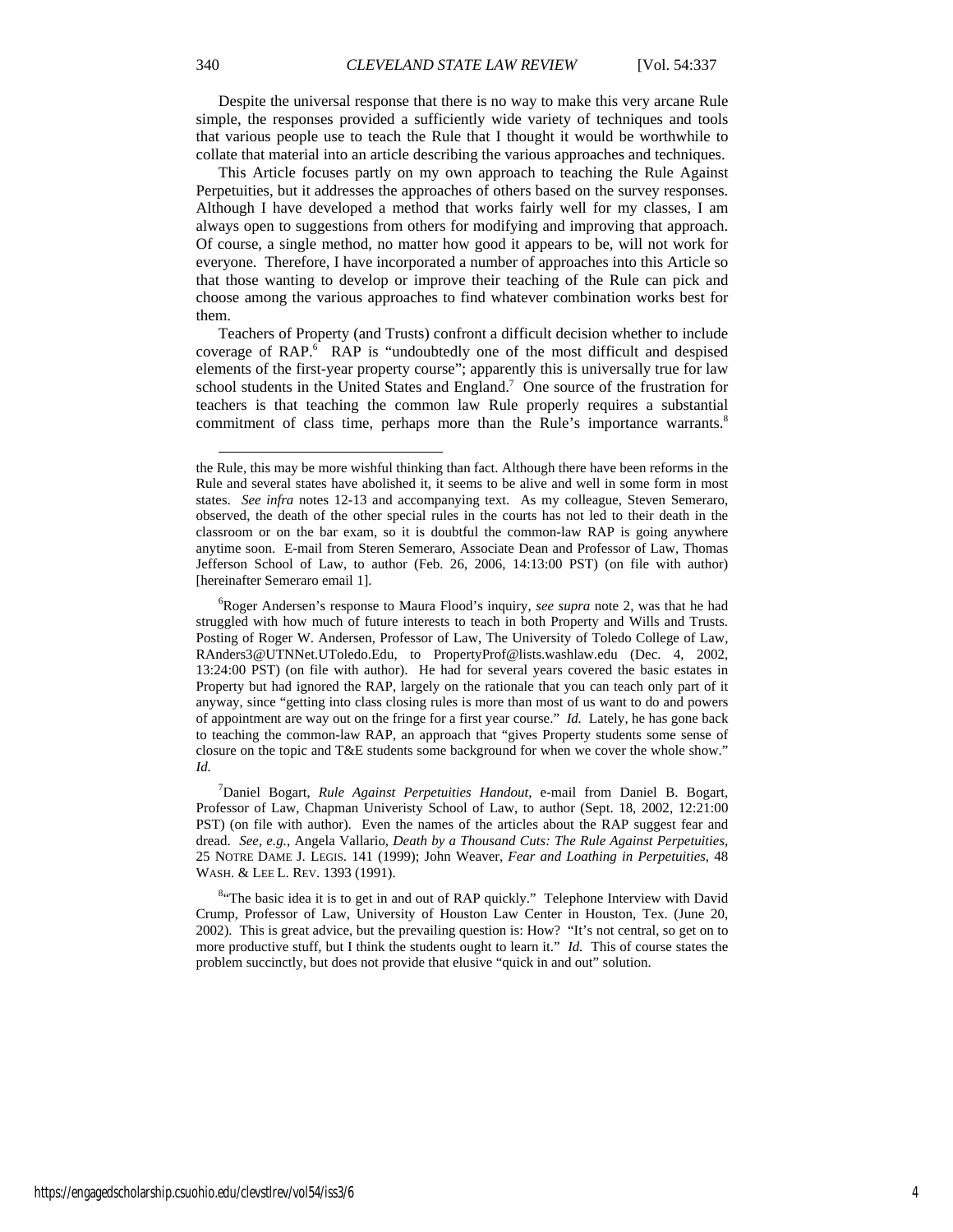Despite the universal response that there is no way to make this very arcane Rule simple, the responses provided a sufficiently wide variety of techniques and tools that various people use to teach the Rule that I thought it would be worthwhile to collate that material into an article describing the various approaches and techniques.

This Article focuses partly on my own approach to teaching the Rule Against Perpetuities, but it addresses the approaches of others based on the survey responses. Although I have developed a method that works fairly well for my classes, I am always open to suggestions from others for modifying and improving that approach. Of course, a single method, no matter how good it appears to be, will not work for everyone. Therefore, I have incorporated a number of approaches into this Article so that those wanting to develop or improve their teaching of the Rule can pick and choose among the various approaches to find whatever combination works best for them.

Teachers of Property (and Trusts) confront a difficult decision whether to include coverage of RAP.[6] RAP is "undoubtedly one of the most difficult and despised elements of the first-year property course"; apparently this is universally true for law school students in the United States and England.[7] One source of the frustration for teachers is that teaching the common law Rule properly requires a substantial commitment of class time, perhaps more than the Rule's importance warrants.[8]

---

the Rule, this may be more wishful thinking than fact. Although there have been reforms in the Rule and several states have abolished it, it seems to be alive and well in some form in most states. *See infra* notes 12-13 and accompanying text. As my colleague, Steven Semeraro, observed, the death of the other special rules in the courts has not led to their death in the classroom or on the bar exam, so it is doubtful the common-law RAP is going anywhere anytime soon. E-mail from Steren Semeraro, Associate Dean and Professor of Law, Thomas Jefferson School of Law, to author (Feb. 26, 2006, 14:13:00 PST) (on file with author) [hereinafter Semeraro email 1].

[6] Roger Andersen's response to Maura Flood's inquiry, *see supra* note 2, was that he had struggled with how much of future interests to teach in both Property and Wills and Trusts. Posting of Roger W. Andersen, Professor of Law, The University of Toledo College of Law, RAnders3@UTNNet.UToledo.Edu, to PropertyProf@lists.washlaw.edu (Dec. 4, 2002, 13:24:00 PST) (on file with author). He had for several years covered the basic estates in Property but had ignored the RAP, largely on the rationale that you can teach only part of it anyway, since "getting into class closing rules is more than most of us want to do and powers of appointment are way out on the fringe for a first year course." *Id.* Lately, he has gone back to teaching the common-law RAP, an approach that "gives Property students some sense of closure on the topic and T&E students some background for when we cover the whole show." *Id.*

[7] Daniel Bogart, *Rule Against Perpetuities Handout*, e-mail from Daniel B. Bogart, Professor of Law, Chapman Univeristy School of Law, to author (Sept. 18, 2002, 12:21:00 PST) (on file with author). Even the names of the articles about the RAP suggest fear and dread. *See, e.g.*, Angela Vallario, *Death by a Thousand Cuts: The Rule Against Perpetuities*, 25 NOTRE DAME J. LEGIS. 141 (1999); John Weaver, *Fear and Loathing in Perpetuities*, 48 WASH. & LEE L. REV. 1393 (1991).

[8] "The basic idea it is to get in and out of RAP quickly." Telephone Interview with David Crump, Professor of Law, University of Houston Law Center in Houston, Tex. (June 20, 2002). This is great advice, but the prevailing question is: How? "It's not central, so get on to more productive stuff, but I think the students ought to learn it." *Id.* This of course states the problem succinctly, but does not provide that elusive "quick in and out" solution.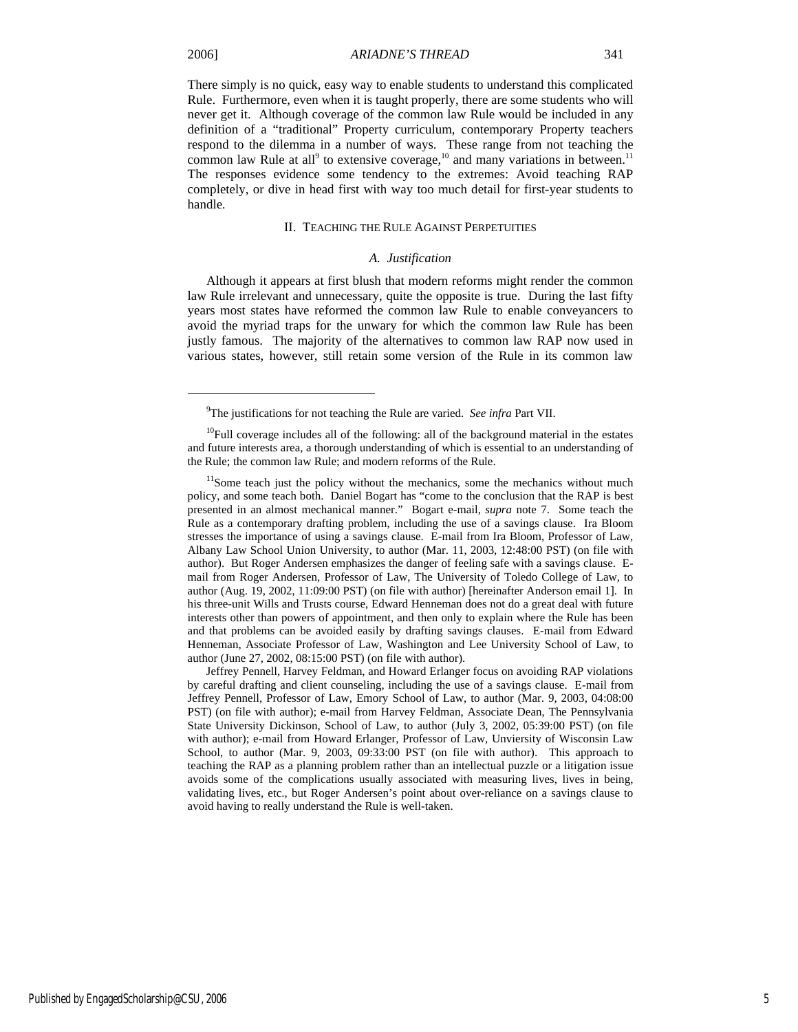There simply is no quick, easy way to enable students to understand this complicated Rule. Furthermore, even when it is taught properly, there are some students who will never get it. Although coverage of the common law Rule would be included in any definition of a "traditional" Property curriculum, contemporary Property teachers respond to the dilemma in a number of ways. These range from not teaching the common law Rule at all[9] to extensive coverage,[10] and many variations in between.[11] The responses evidence some tendency to the extremes: Avoid teaching RAP completely, or dive in head first with way too much detail for first-year students to handle.

## II. TEACHING THE RULE AGAINST PERPETUITIES

### *A. Justification*

Although it appears at first blush that modern reforms might render the common law Rule irrelevant and unnecessary, quite the opposite is true. During the last fifty years most states have reformed the common law Rule to enable conveyancers to avoid the myriad traps for the unwary for which the common law Rule has been justly famous. The majority of the alternatives to common law RAP now used in various states, however, still retain some version of the Rule in its common law

---

[9]The justifications for not teaching the Rule are varied. *See infra* Part VII.

[10]Full coverage includes all of the following: all of the background material in the estates and future interests area, a thorough understanding of which is essential to an understanding of the Rule; the common law Rule; and modern reforms of the Rule.

[11]Some teach just the policy without the mechanics, some the mechanics without much policy, and some teach both. Daniel Bogart has "come to the conclusion that the RAP is best presented in an almost mechanical manner." Bogart e-mail, *supra* note 7. Some teach the Rule as a contemporary drafting problem, including the use of a savings clause. Ira Bloom stresses the importance of using a savings clause. E-mail from Ira Bloom, Professor of Law, Albany Law School Union University, to author (Mar. 11, 2003, 12:48:00 PST) (on file with author). But Roger Andersen emphasizes the danger of feeling safe with a savings clause. E-mail from Roger Andersen, Professor of Law, The University of Toledo College of Law, to author (Aug. 19, 2002, 11:09:00 PST) (on file with author) [hereinafter Anderson email 1]. In his three-unit Wills and Trusts course, Edward Henneman does not do a great deal with future interests other than powers of appointment, and then only to explain where the Rule has been and that problems can be avoided easily by drafting savings clauses. E-mail from Edward Henneman, Associate Professor of Law, Washington and Lee University School of Law, to author (June 27, 2002, 08:15:00 PST) (on file with author).

Jeffrey Pennell, Harvey Feldman, and Howard Erlanger focus on avoiding RAP violations by careful drafting and client counseling, including the use of a savings clause. E-mail from Jeffrey Pennell, Professor of Law, Emory School of Law, to author (Mar. 9, 2003, 04:08:00 PST) (on file with author); e-mail from Harvey Feldman, Associate Dean, The Pennsylvania State University Dickinson, School of Law, to author (July 3, 2002, 05:39:00 PST) (on file with author); e-mail from Howard Erlanger, Professor of Law, Unviersity of Wisconsin Law School, to author (Mar. 9, 2003, 09:33:00 PST (on file with author). This approach to teaching the RAP as a planning problem rather than an intellectual puzzle or a litigation issue avoids some of the complications usually associated with measuring lives, lives in being, validating lives, etc., but Roger Andersen's point about over-reliance on a savings clause to avoid having to really understand the Rule is well-taken.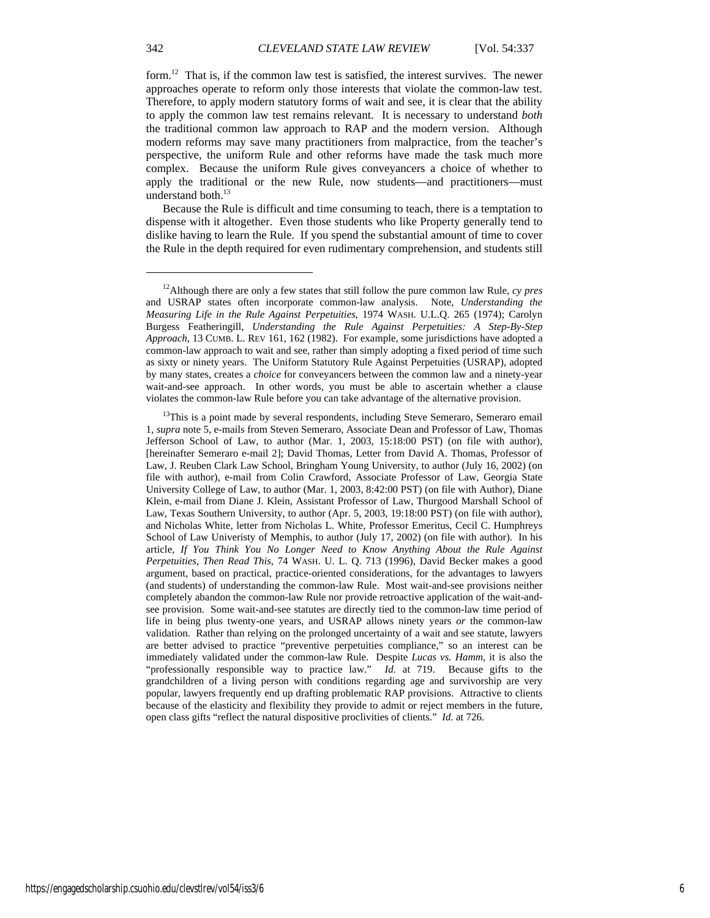form.[12] That is, if the common law test is satisfied, the interest survives. The newer approaches operate to reform only those interests that violate the common-law test. Therefore, to apply modern statutory forms of wait and see, it is clear that the ability to apply the common law test remains relevant. It is necessary to understand *both* the traditional common law approach to RAP and the modern version. Although modern reforms may save many practitioners from malpractice, from the teacher's perspective, the uniform Rule and other reforms have made the task much more complex. Because the uniform Rule gives conveyancers a choice of whether to apply the traditional or the new Rule, now students—and practitioners—must understand both.[13]

Because the Rule is difficult and time consuming to teach, there is a temptation to dispense with it altogether. Even those students who like Property generally tend to dislike having to learn the Rule. If you spend the substantial amount of time to cover the Rule in the depth required for even rudimentary comprehension, and students still

---

[12] Although there are only a few states that still follow the pure common law Rule, *cy pres* and USRAP states often incorporate common-law analysis. Note, *Understanding the Measuring Life in the Rule Against Perpetuities*, 1974 WASH. U.L.Q. 265 (1974); Carolyn Burgess Featheringill, *Understanding the Rule Against Perpetuities: A Step-By-Step Approach*, 13 CUMB. L. REV 161, 162 (1982). For example, some jurisdictions have adopted a common-law approach to wait and see, rather than simply adopting a fixed period of time such as sixty or ninety years. The Uniform Statutory Rule Against Perpetuities (USRAP), adopted by many states, creates a *choice* for conveyancers between the common law and a ninety-year wait-and-see approach. In other words, you must be able to ascertain whether a clause violates the common-law Rule before you can take advantage of the alternative provision.

[13] This is a point made by several respondents, including Steve Semeraro, Semeraro email 1, *supra* note 5, e-mails from Steven Semeraro, Associate Dean and Professor of Law, Thomas Jefferson School of Law, to author (Mar. 1, 2003, 15:18:00 PST) (on file with author), [hereinafter Semeraro e-mail 2]; David Thomas, Letter from David A. Thomas, Professor of Law, J. Reuben Clark Law School, Bringham Young University, to author (July 16, 2002) (on file with author), e-mail from Colin Crawford, Associate Professor of Law, Georgia State University College of Law, to author (Mar. 1, 2003, 8:42:00 PST) (on file with Author), Diane Klein, e-mail from Diane J. Klein, Assistant Professor of Law, Thurgood Marshall School of Law, Texas Southern University, to author (Apr. 5, 2003, 19:18:00 PST) (on file with author), and Nicholas White, letter from Nicholas L. White, Professor Emeritus, Cecil C. Humphreys School of Law Univeristy of Memphis, to author (July 17, 2002) (on file with author). In his article, *If You Think You No Longer Need to Know Anything About the Rule Against Perpetuities, Then Read This*, 74 WASH. U. L. Q. 713 (1996), David Becker makes a good argument, based on practical, practice-oriented considerations, for the advantages to lawyers (and students) of understanding the common-law Rule. Most wait-and-see provisions neither completely abandon the common-law Rule nor provide retroactive application of the wait-and-see provision. Some wait-and-see statutes are directly tied to the common-law time period of life in being plus twenty-one years, and USRAP allows ninety years *or* the common-law validation. Rather than relying on the prolonged uncertainty of a wait and see statute, lawyers are better advised to practice "preventive perpetuities compliance," so an interest can be immediately validated under the common-law Rule. Despite *Lucas vs. Hamm*, it is also the "professionally responsible way to practice law." *Id.* at 719. Because gifts to the grandchildren of a living person with conditions regarding age and survivorship are very popular, lawyers frequently end up drafting problematic RAP provisions. Attractive to clients because of the elasticity and flexibility they provide to admit or reject members in the future, open class gifts "reflect the natural dispositive proclivities of clients." *Id.* at 726.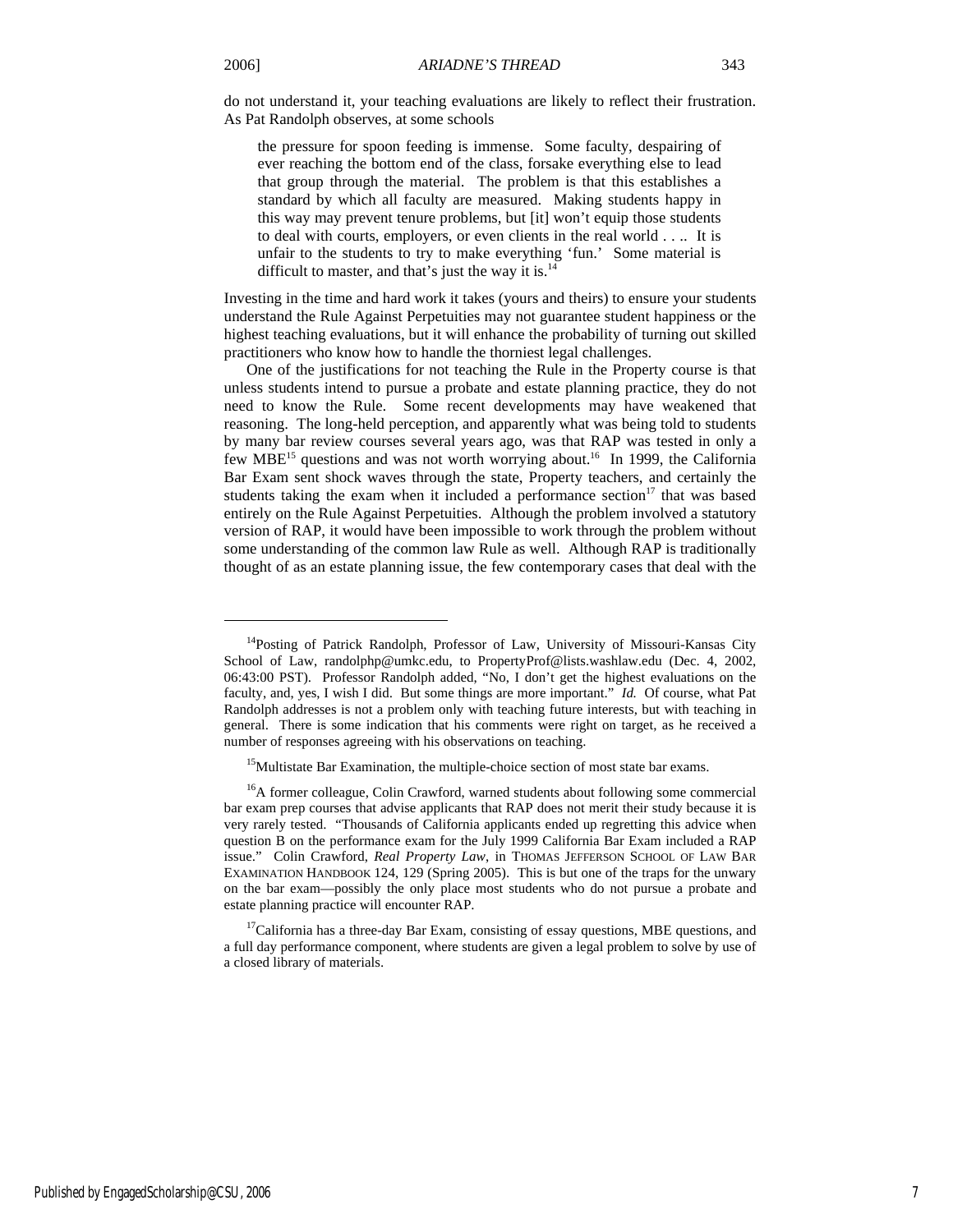do not understand it, your teaching evaluations are likely to reflect their frustration. As Pat Randolph observes, at some schools

> the pressure for spoon feeding is immense. Some faculty, despairing of ever reaching the bottom end of the class, forsake everything else to lead that group through the material. The problem is that this establishes a standard by which all faculty are measured. Making students happy in this way may prevent tenure problems, but [it] won't equip those students to deal with courts, employers, or even clients in the real world . . .. It is unfair to the students to try to make everything 'fun.' Some material is difficult to master, and that's just the way it is.[14]

Investing in the time and hard work it takes (yours and theirs) to ensure your students understand the Rule Against Perpetuities may not guarantee student happiness or the highest teaching evaluations, but it will enhance the probability of turning out skilled practitioners who know how to handle the thorniest legal challenges.

One of the justifications for not teaching the Rule in the Property course is that unless students intend to pursue a probate and estate planning practice, they do not need to know the Rule. Some recent developments may have weakened that reasoning. The long-held perception, and apparently what was being told to students by many bar review courses several years ago, was that RAP was tested in only a few MBE[15] questions and was not worth worrying about.[16] In 1999, the California Bar Exam sent shock waves through the state, Property teachers, and certainly the students taking the exam when it included a performance section[17] that was based entirely on the Rule Against Perpetuities. Although the problem involved a statutory version of RAP, it would have been impossible to work through the problem without some understanding of the common law Rule as well. Although RAP is traditionally thought of as an estate planning issue, the few contemporary cases that deal with the

---

[14] Posting of Patrick Randolph, Professor of Law, University of Missouri-Kansas City School of Law, randolphp@umkc.edu, to PropertyProf@lists.washlaw.edu (Dec. 4, 2002, 06:43:00 PST). Professor Randolph added, "No, I don't get the highest evaluations on the faculty, and, yes, I wish I did. But some things are more important." *Id.* Of course, what Pat Randolph addresses is not a problem only with teaching future interests, but with teaching in general. There is some indication that his comments were right on target, as he received a number of responses agreeing with his observations on teaching.

[15] Multistate Bar Examination, the multiple-choice section of most state bar exams.

[16] A former colleague, Colin Crawford, warned students about following some commercial bar exam prep courses that advise applicants that RAP does not merit their study because it is very rarely tested. "Thousands of California applicants ended up regretting this advice when question B on the performance exam for the July 1999 California Bar Exam included a RAP issue." Colin Crawford, *Real Property Law*, in THOMAS JEFFERSON SCHOOL OF LAW BAR EXAMINATION HANDBOOK 124, 129 (Spring 2005). This is but one of the traps for the unwary on the bar exam—possibly the only place most students who do not pursue a probate and estate planning practice will encounter RAP.

[17] California has a three-day Bar Exam, consisting of essay questions, MBE questions, and a full day performance component, where students are given a legal problem to solve by use of a closed library of materials.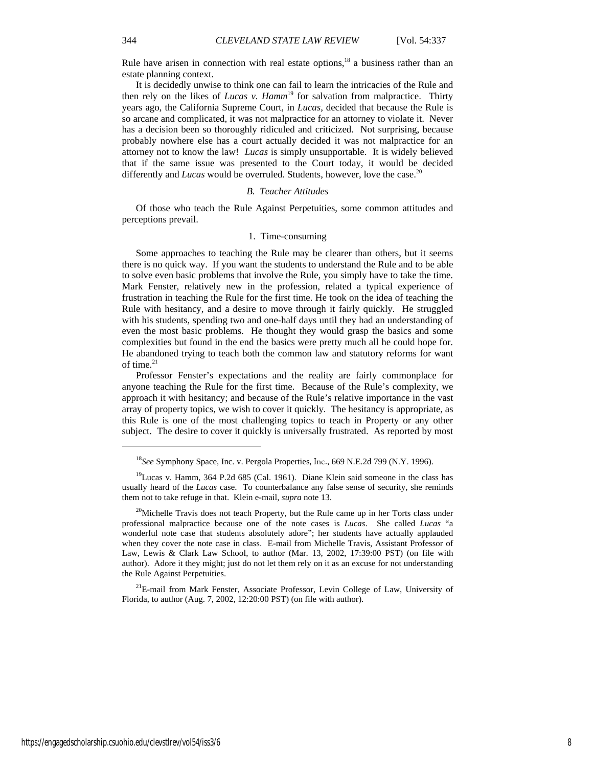Rule have arisen in connection with real estate options,[18] a business rather than an estate planning context.

It is decidedly unwise to think one can fail to learn the intricacies of the Rule and then rely on the likes of *Lucas v. Hamm*[19] for salvation from malpractice. Thirty years ago, the California Supreme Court, in *Lucas*, decided that because the Rule is so arcane and complicated, it was not malpractice for an attorney to violate it. Never has a decision been so thoroughly ridiculed and criticized. Not surprising, because probably nowhere else has a court actually decided it was not malpractice for an attorney not to know the law! *Lucas* is simply unsupportable. It is widely believed that if the same issue was presented to the Court today, it would be decided differently and *Lucas* would be overruled. Students, however, love the case.[20]

### *B. Teacher Attitudes*

Of those who teach the Rule Against Perpetuities, some common attitudes and perceptions prevail.

#### 1. Time-consuming

Some approaches to teaching the Rule may be clearer than others, but it seems there is no quick way. If you want the students to understand the Rule and to be able to solve even basic problems that involve the Rule, you simply have to take the time. Mark Fenster, relatively new in the profession, related a typical experience of frustration in teaching the Rule for the first time. He took on the idea of teaching the Rule with hesitancy, and a desire to move through it fairly quickly. He struggled with his students, spending two and one-half days until they had an understanding of even the most basic problems. He thought they would grasp the basics and some complexities but found in the end the basics were pretty much all he could hope for. He abandoned trying to teach both the common law and statutory reforms for want of time.[21]

Professor Fenster's expectations and the reality are fairly commonplace for anyone teaching the Rule for the first time. Because of the Rule's complexity, we approach it with hesitancy; and because of the Rule's relative importance in the vast array of property topics, we wish to cover it quickly. The hesitancy is appropriate, as this Rule is one of the most challenging topics to teach in Property or any other subject. The desire to cover it quickly is universally frustrated. As reported by most

---

[18] *See* Symphony Space, Inc. v. Pergola Properties, Inc., 669 N.E.2d 799 (N.Y. 1996).

[19] Lucas v. Hamm, 364 P.2d 685 (Cal. 1961). Diane Klein said someone in the class has usually heard of the *Lucas* case. To counterbalance any false sense of security, she reminds them not to take refuge in that. Klein e-mail, *supra* note 13.

[20] Michelle Travis does not teach Property, but the Rule came up in her Torts class under professional malpractice because one of the note cases is *Lucas*. She called *Lucas* "a wonderful note case that students absolutely adore"; her students have actually applauded when they cover the note case in class. E-mail from Michelle Travis, Assistant Professor of Law, Lewis & Clark Law School, to author (Mar. 13, 2002, 17:39:00 PST) (on file with author). Adore it they might; just do not let them rely on it as an excuse for not understanding the Rule Against Perpetuities.

[21] E-mail from Mark Fenster, Associate Professor, Levin College of Law, University of Florida, to author (Aug. 7, 2002, 12:20:00 PST) (on file with author).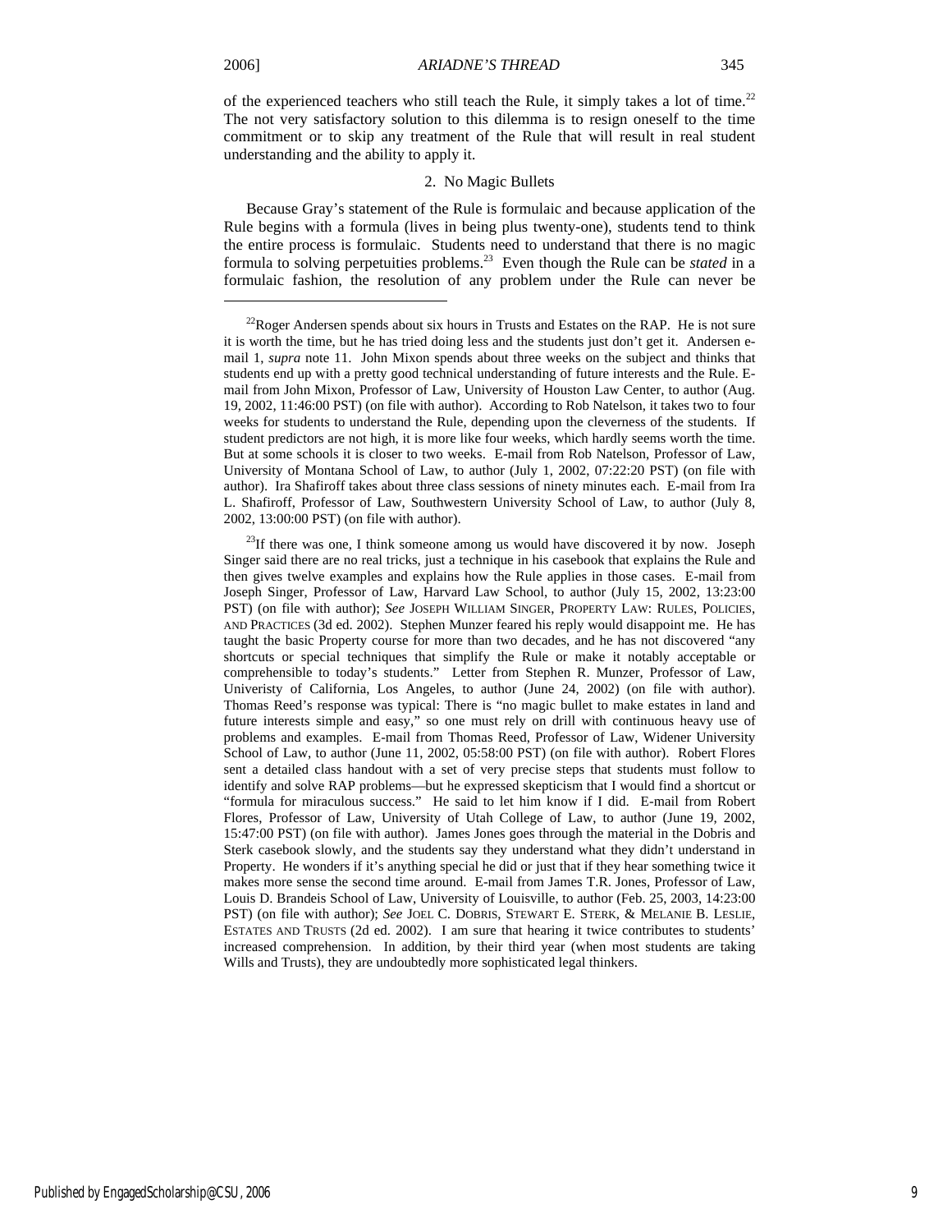of the experienced teachers who still teach the Rule, it simply takes a lot of time.[22] The not very satisfactory solution to this dilemma is to resign oneself to the time commitment or to skip any treatment of the Rule that will result in real student understanding and the ability to apply it.

### 2. No Magic Bullets

Because Gray's statement of the Rule is formulaic and because application of the Rule begins with a formula (lives in being plus twenty-one), students tend to think the entire process is formulaic. Students need to understand that there is no magic formula to solving perpetuities problems.[23] Even though the Rule can be *stated* in a formulaic fashion, the resolution of any problem under the Rule can never be

---

[22]Roger Andersen spends about six hours in Trusts and Estates on the RAP. He is not sure it is worth the time, but he has tried doing less and the students just don't get it. Andersen e-mail 1, *supra* note 11. John Mixon spends about three weeks on the subject and thinks that students end up with a pretty good technical understanding of future interests and the Rule. E-mail from John Mixon, Professor of Law, University of Houston Law Center, to author (Aug. 19, 2002, 11:46:00 PST) (on file with author). According to Rob Natelson, it takes two to four weeks for students to understand the Rule, depending upon the cleverness of the students. If student predictors are not high, it is more like four weeks, which hardly seems worth the time. But at some schools it is closer to two weeks. E-mail from Rob Natelson, Professor of Law, University of Montana School of Law, to author (July 1, 2002, 07:22:20 PST) (on file with author). Ira Shafiroff takes about three class sessions of ninety minutes each. E-mail from Ira L. Shafiroff, Professor of Law, Southwestern University School of Law, to author (July 8, 2002, 13:00:00 PST) (on file with author).

[23]If there was one, I think someone among us would have discovered it by now. Joseph Singer said there are no real tricks, just a technique in his casebook that explains the Rule and then gives twelve examples and explains how the Rule applies in those cases. E-mail from Joseph Singer, Professor of Law, Harvard Law School, to author (July 15, 2002, 13:23:00 PST) (on file with author); *See* JOSEPH WILLIAM SINGER, PROPERTY LAW: RULES, POLICIES, AND PRACTICES (3d ed. 2002). Stephen Munzer feared his reply would disappoint me. He has taught the basic Property course for more than two decades, and he has not discovered "any shortcuts or special techniques that simplify the Rule or make it notably acceptable or comprehensible to today's students." Letter from Stephen R. Munzer, Professor of Law, Univeristy of California, Los Angeles, to author (June 24, 2002) (on file with author). Thomas Reed's response was typical: There is "no magic bullet to make estates in land and future interests simple and easy," so one must rely on drill with continuous heavy use of problems and examples. E-mail from Thomas Reed, Professor of Law, Widener University School of Law, to author (June 11, 2002, 05:58:00 PST) (on file with author). Robert Flores sent a detailed class handout with a set of very precise steps that students must follow to identify and solve RAP problems—but he expressed skepticism that I would find a shortcut or "formula for miraculous success." He said to let him know if I did. E-mail from Robert Flores, Professor of Law, University of Utah College of Law, to author (June 19, 2002, 15:47:00 PST) (on file with author). James Jones goes through the material in the Dobris and Sterk casebook slowly, and the students say they understand what they didn't understand in Property. He wonders if it's anything special he did or just that if they hear something twice it makes more sense the second time around. E-mail from James T.R. Jones, Professor of Law, Louis D. Brandeis School of Law, University of Louisville, to author (Feb. 25, 2003, 14:23:00 PST) (on file with author); *See* JOEL C. DOBRIS, STEWART E. STERK, & MELANIE B. LESLIE, ESTATES AND TRUSTS (2d ed. 2002). I am sure that hearing it twice contributes to students' increased comprehension. In addition, by their third year (when most students are taking Wills and Trusts), they are undoubtedly more sophisticated legal thinkers.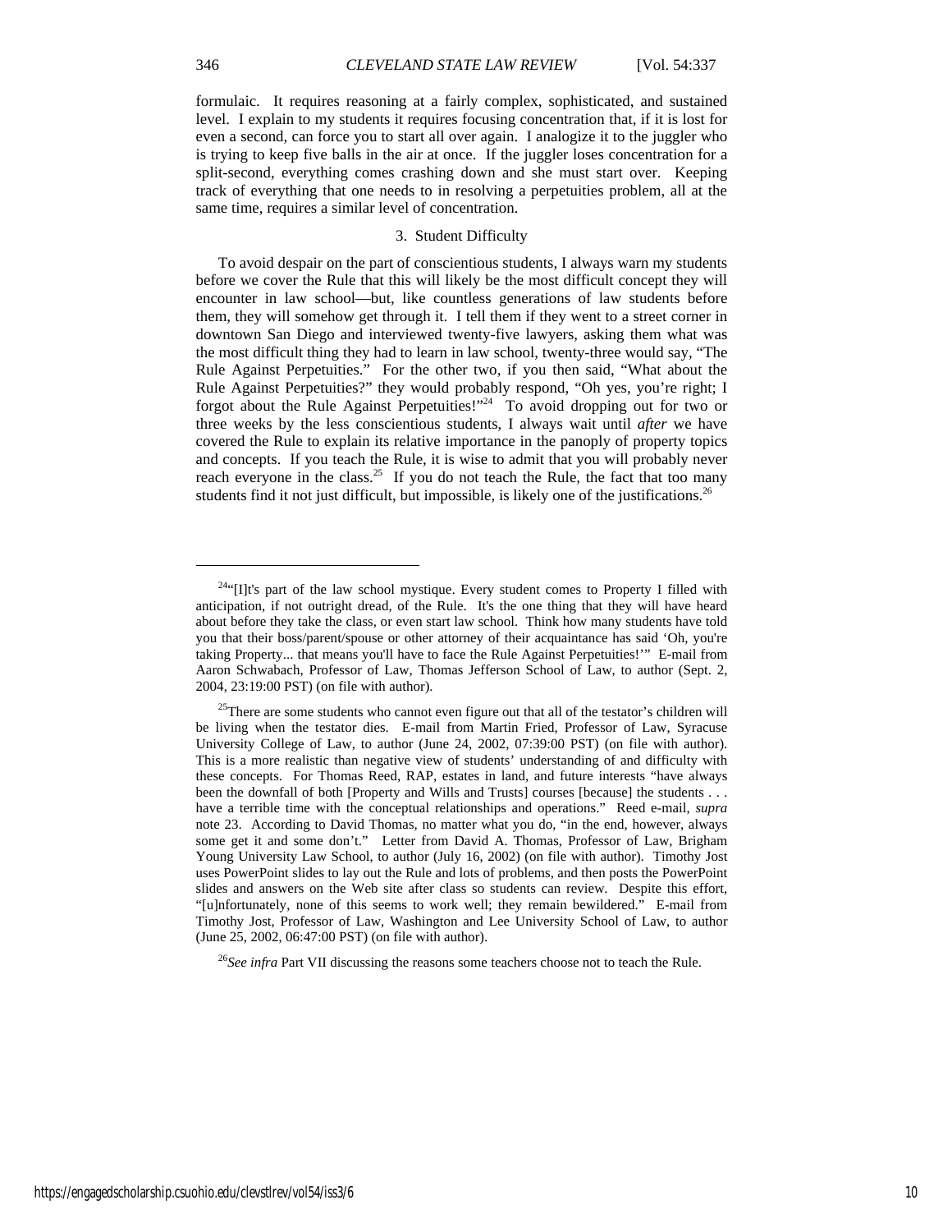formulaic. It requires reasoning at a fairly complex, sophisticated, and sustained level. I explain to my students it requires focusing concentration that, if it is lost for even a second, can force you to start all over again. I analogize it to the juggler who is trying to keep five balls in the air at once. If the juggler loses concentration for a split-second, everything comes crashing down and she must start over. Keeping track of everything that one needs to in resolving a perpetuities problem, all at the same time, requires a similar level of concentration.

### 3. Student Difficulty

To avoid despair on the part of conscientious students, I always warn my students before we cover the Rule that this will likely be the most difficult concept they will encounter in law school—but, like countless generations of law students before them, they will somehow get through it. I tell them if they went to a street corner in downtown San Diego and interviewed twenty-five lawyers, asking them what was the most difficult thing they had to learn in law school, twenty-three would say, "The Rule Against Perpetuities." For the other two, if you then said, "What about the Rule Against Perpetuities?" they would probably respond, "Oh yes, you're right; I forgot about the Rule Against Perpetuities!"[24] To avoid dropping out for two or three weeks by the less conscientious students, I always wait until *after* we have covered the Rule to explain its relative importance in the panoply of property topics and concepts. If you teach the Rule, it is wise to admit that you will probably never reach everyone in the class.[25] If you do not teach the Rule, the fact that too many students find it not just difficult, but impossible, is likely one of the justifications.[26]

---

[24]"[I]t's part of the law school mystique. Every student comes to Property I filled with anticipation, if not outright dread, of the Rule. It's the one thing that they will have heard about before they take the class, or even start law school. Think how many students have told you that their boss/parent/spouse or other attorney of their acquaintance has said 'Oh, you're taking Property... that means you'll have to face the Rule Against Perpetuities!'" E-mail from Aaron Schwabach, Professor of Law, Thomas Jefferson School of Law, to author (Sept. 2, 2004, 23:19:00 PST) (on file with author).

[25]There are some students who cannot even figure out that all of the testator's children will be living when the testator dies. E-mail from Martin Fried, Professor of Law, Syracuse University College of Law, to author (June 24, 2002, 07:39:00 PST) (on file with author). This is a more realistic than negative view of students' understanding of and difficulty with these concepts. For Thomas Reed, RAP, estates in land, and future interests "have always been the downfall of both [Property and Wills and Trusts] courses [because] the students . . . have a terrible time with the conceptual relationships and operations." Reed e-mail, *supra* note 23. According to David Thomas, no matter what you do, "in the end, however, always some get it and some don't." Letter from David A. Thomas, Professor of Law, Brigham Young University Law School, to author (July 16, 2002) (on file with author). Timothy Jost uses PowerPoint slides to lay out the Rule and lots of problems, and then posts the PowerPoint slides and answers on the Web site after class so students can review. Despite this effort, "[u]nfortunately, none of this seems to work well; they remain bewildered." E-mail from Timothy Jost, Professor of Law, Washington and Lee University School of Law, to author (June 25, 2002, 06:47:00 PST) (on file with author).

[26]*See infra* Part VII discussing the reasons some teachers choose not to teach the Rule.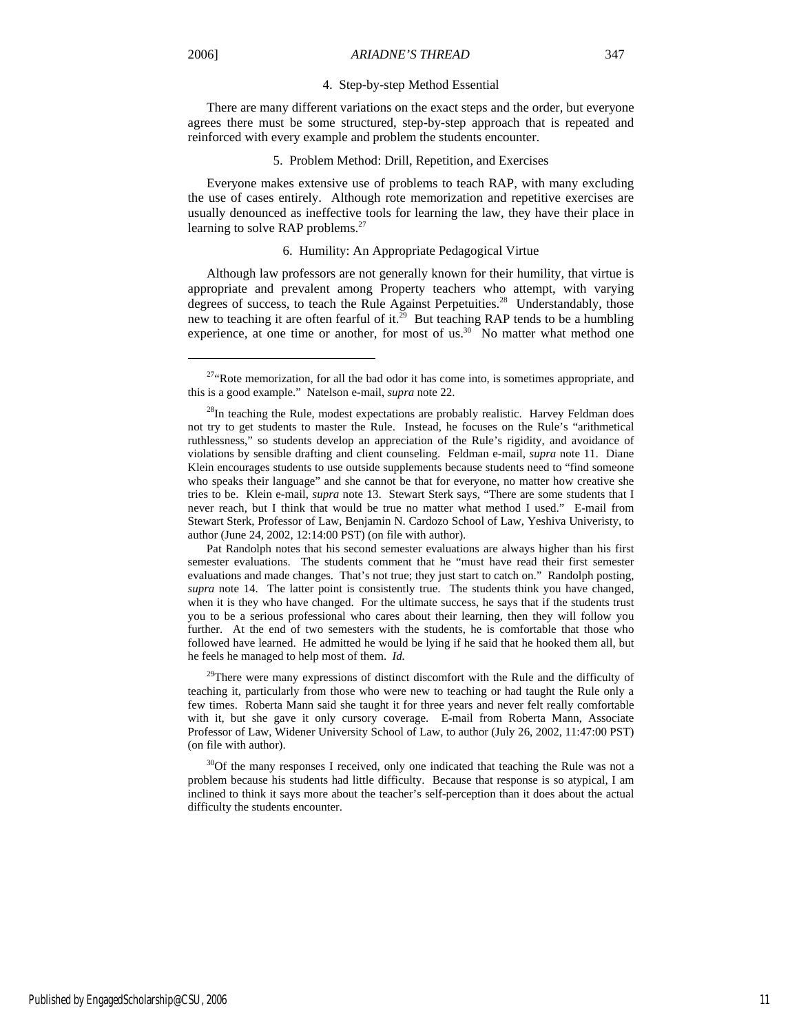#### 4. Step-by-step Method Essential

There are many different variations on the exact steps and the order, but everyone agrees there must be some structured, step-by-step approach that is repeated and reinforced with every example and problem the students encounter.

#### 5. Problem Method: Drill, Repetition, and Exercises

Everyone makes extensive use of problems to teach RAP, with many excluding the use of cases entirely. Although rote memorization and repetitive exercises are usually denounced as ineffective tools for learning the law, they have their place in learning to solve RAP problems.[27]

#### 6. Humility: An Appropriate Pedagogical Virtue

Although law professors are not generally known for their humility, that virtue is appropriate and prevalent among Property teachers who attempt, with varying degrees of success, to teach the Rule Against Perpetuities.[28] Understandably, those new to teaching it are often fearful of it.[29] But teaching RAP tends to be a humbling experience, at one time or another, for most of us.[30] No matter what method one

---

[27]"Rote memorization, for all the bad odor it has come into, is sometimes appropriate, and this is a good example." Natelson e-mail, *supra* note 22.

[28]In teaching the Rule, modest expectations are probably realistic. Harvey Feldman does not try to get students to master the Rule. Instead, he focuses on the Rule's "arithmetical ruthlessness," so students develop an appreciation of the Rule's rigidity, and avoidance of violations by sensible drafting and client counseling. Feldman e-mail, *supra* note 11. Diane Klein encourages students to use outside supplements because students need to "find someone who speaks their language" and she cannot be that for everyone, no matter how creative she tries to be. Klein e-mail, *supra* note 13. Stewart Sterk says, "There are some students that I never reach, but I think that would be true no matter what method I used." E-mail from Stewart Sterk, Professor of Law, Benjamin N. Cardozo School of Law, Yeshiva Univeristy, to author (June 24, 2002, 12:14:00 PST) (on file with author).

Pat Randolph notes that his second semester evaluations are always higher than his first semester evaluations. The students comment that he "must have read their first semester evaluations and made changes. That's not true; they just start to catch on." Randolph posting, *supra* note 14. The latter point is consistently true. The students think you have changed, when it is they who have changed. For the ultimate success, he says that if the students trust you to be a serious professional who cares about their learning, then they will follow you further. At the end of two semesters with the students, he is comfortable that those who followed have learned. He admitted he would be lying if he said that he hooked them all, but he feels he managed to help most of them. *Id.*

[29]There were many expressions of distinct discomfort with the Rule and the difficulty of teaching it, particularly from those who were new to teaching or had taught the Rule only a few times. Roberta Mann said she taught it for three years and never felt really comfortable with it, but she gave it only cursory coverage. E-mail from Roberta Mann, Associate Professor of Law, Widener University School of Law, to author (July 26, 2002, 11:47:00 PST) (on file with author).

[30]Of the many responses I received, only one indicated that teaching the Rule was not a problem because his students had little difficulty. Because that response is so atypical, I am inclined to think it says more about the teacher's self-perception than it does about the actual difficulty the students encounter.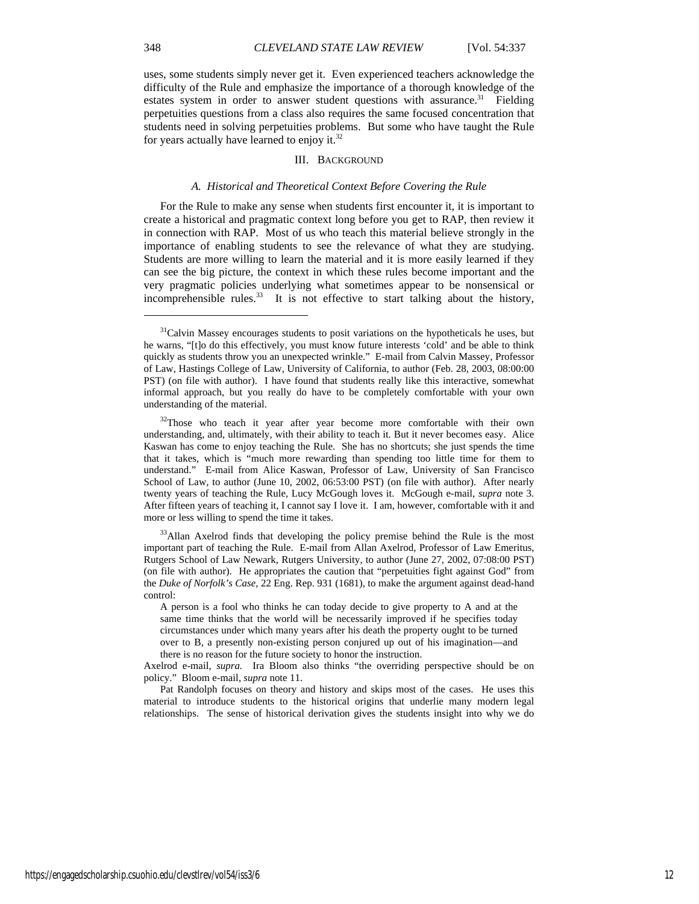uses, some students simply never get it. Even experienced teachers acknowledge the difficulty of the Rule and emphasize the importance of a thorough knowledge of the estates system in order to answer student questions with assurance.[31] Fielding perpetuities questions from a class also requires the same focused concentration that students need in solving perpetuities problems. But some who have taught the Rule for years actually have learned to enjoy it.[32]

## III. Background

### *A. Historical and Theoretical Context Before Covering the Rule*

For the Rule to make any sense when students first encounter it, it is important to create a historical and pragmatic context long before you get to RAP, then review it in connection with RAP. Most of us who teach this material believe strongly in the importance of enabling students to see the relevance of what they are studying. Students are more willing to learn the material and it is more easily learned if they can see the big picture, the context in which these rules become important and the very pragmatic policies underlying what sometimes appear to be nonsensical or incomprehensible rules.[33] It is not effective to start talking about the history,

---

[31]Calvin Massey encourages students to posit variations on the hypotheticals he uses, but he warns, "[t]o do this effectively, you must know future interests 'cold' and be able to think quickly as students throw you an unexpected wrinkle." E-mail from Calvin Massey, Professor of Law, Hastings College of Law, University of California, to author (Feb. 28, 2003, 08:00:00 PST) (on file with author). I have found that students really like this interactive, somewhat informal approach, but you really do have to be completely comfortable with your own understanding of the material.

[32]Those who teach it year after year become more comfortable with their own understanding, and, ultimately, with their ability to teach it. But it never becomes easy. Alice Kaswan has come to enjoy teaching the Rule. She has no shortcuts; she just spends the time that it takes, which is "much more rewarding than spending too little time for them to understand." E-mail from Alice Kaswan, Professor of Law, University of San Francisco School of Law, to author (June 10, 2002, 06:53:00 PST) (on file with author). After nearly twenty years of teaching the Rule, Lucy McGough loves it. McGough e-mail, *supra* note 3. After fifteen years of teaching it, I cannot say I love it. I am, however, comfortable with it and more or less willing to spend the time it takes.

[33]Allan Axelrod finds that developing the policy premise behind the Rule is the most important part of teaching the Rule. E-mail from Allan Axelrod, Professor of Law Emeritus, Rutgers School of Law Newark, Rutgers University, to author (June 27, 2002, 07:08:00 PST) (on file with author). He appropriates the caution that "perpetuities fight against God" from the *Duke of Norfolk's Case*, 22 Eng. Rep. 931 (1681), to make the argument against dead-hand control:

> A person is a fool who thinks he can today decide to give property to A and at the same time thinks that the world will be necessarily improved if he specifies today circumstances under which many years after his death the property ought to be turned over to B, a presently non-existing person conjured up out of his imagination—and there is no reason for the future society to honor the instruction.

Axelrod e-mail, *supra.* Ira Bloom also thinks "the overriding perspective should be on policy." Bloom e-mail, *supra* note 11.

Pat Randolph focuses on theory and history and skips most of the cases. He uses this material to introduce students to the historical origins that underlie many modern legal relationships. The sense of historical derivation gives the students insight into why we do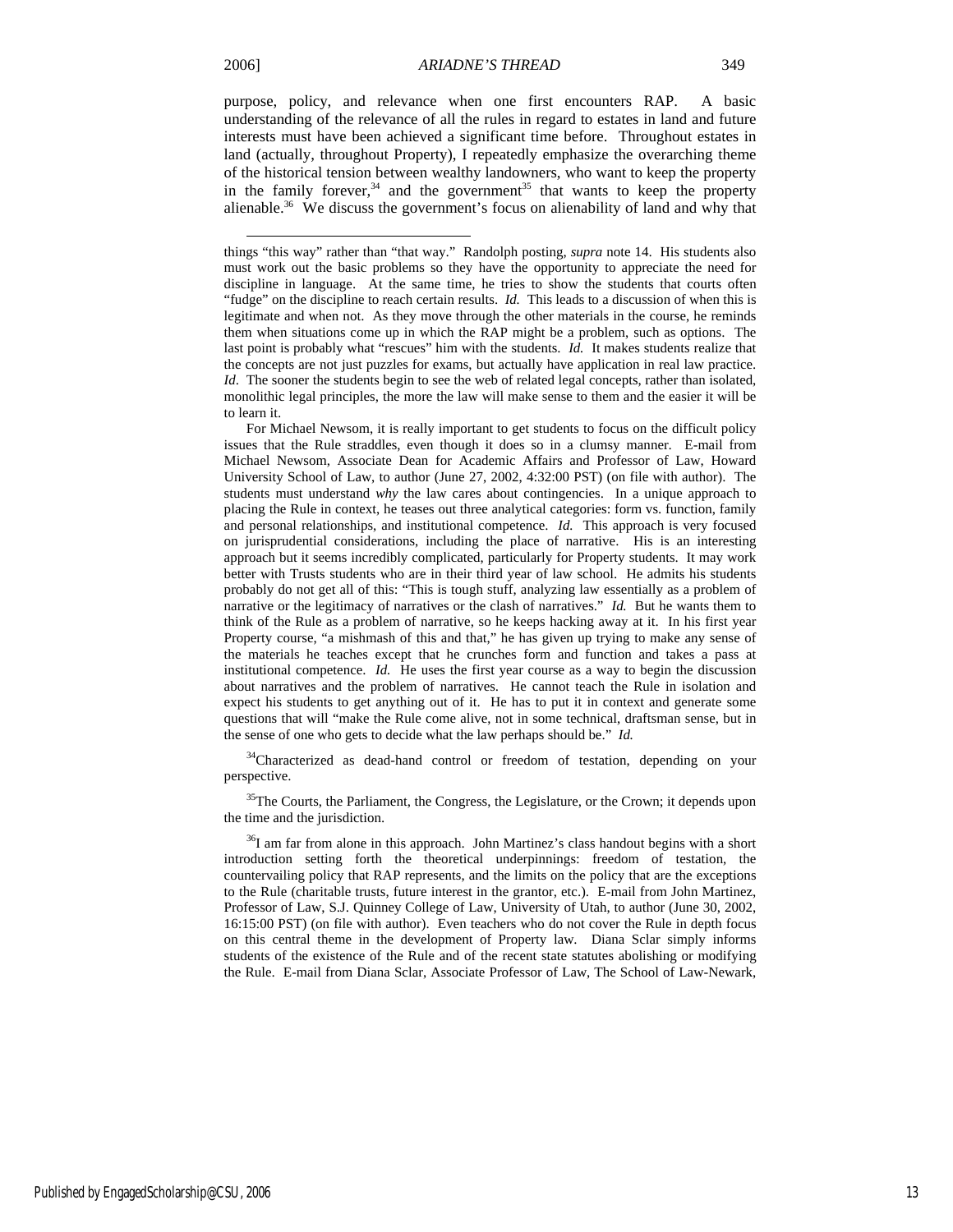purpose, policy, and relevance when one first encounters RAP. A basic understanding of the relevance of all the rules in regard to estates in land and future interests must have been achieved a significant time before. Throughout estates in land (actually, throughout Property), I repeatedly emphasize the overarching theme of the historical tension between wealthy landowners, who want to keep the property in the family forever,[34] and the government[35] that wants to keep the property alienable.[36] We discuss the government's focus on alienability of land and why that

---

things "this way" rather than "that way." Randolph posting, *supra* note 14. His students also must work out the basic problems so they have the opportunity to appreciate the need for discipline in language. At the same time, he tries to show the students that courts often "fudge" on the discipline to reach certain results. *Id.* This leads to a discussion of when this is legitimate and when not. As they move through the other materials in the course, he reminds them when situations come up in which the RAP might be a problem, such as options. The last point is probably what "rescues" him with the students. *Id.* It makes students realize that the concepts are not just puzzles for exams, but actually have application in real law practice. *Id*. The sooner the students begin to see the web of related legal concepts, rather than isolated, monolithic legal principles, the more the law will make sense to them and the easier it will be to learn it.

For Michael Newsom, it is really important to get students to focus on the difficult policy issues that the Rule straddles, even though it does so in a clumsy manner. E-mail from Michael Newsom, Associate Dean for Academic Affairs and Professor of Law, Howard University School of Law, to author (June 27, 2002, 4:32:00 PST) (on file with author). The students must understand *why* the law cares about contingencies. In a unique approach to placing the Rule in context, he teases out three analytical categories: form vs. function, family and personal relationships, and institutional competence. *Id.* This approach is very focused on jurisprudential considerations, including the place of narrative. His is an interesting approach but it seems incredibly complicated, particularly for Property students. It may work better with Trusts students who are in their third year of law school. He admits his students probably do not get all of this: "This is tough stuff, analyzing law essentially as a problem of narrative or the legitimacy of narratives or the clash of narratives." *Id.* But he wants them to think of the Rule as a problem of narrative, so he keeps hacking away at it. In his first year Property course, "a mishmash of this and that," he has given up trying to make any sense of the materials he teaches except that he crunches form and function and takes a pass at institutional competence. *Id.* He uses the first year course as a way to begin the discussion about narratives and the problem of narratives. He cannot teach the Rule in isolation and expect his students to get anything out of it. He has to put it in context and generate some questions that will "make the Rule come alive, not in some technical, draftsman sense, but in the sense of one who gets to decide what the law perhaps should be." *Id.*

[34] Characterized as dead-hand control or freedom of testation, depending on your perspective.

[35] The Courts, the Parliament, the Congress, the Legislature, or the Crown; it depends upon the time and the jurisdiction.

[36] I am far from alone in this approach. John Martinez's class handout begins with a short introduction setting forth the theoretical underpinnings: freedom of testation, the countervailing policy that RAP represents, and the limits on the policy that are the exceptions to the Rule (charitable trusts, future interest in the grantor, etc.). E-mail from John Martinez, Professor of Law, S.J. Quinney College of Law, University of Utah, to author (June 30, 2002, 16:15:00 PST) (on file with author). Even teachers who do not cover the Rule in depth focus on this central theme in the development of Property law. Diana Sclar simply informs students of the existence of the Rule and of the recent state statutes abolishing or modifying the Rule. E-mail from Diana Sclar, Associate Professor of Law, The School of Law-Newark,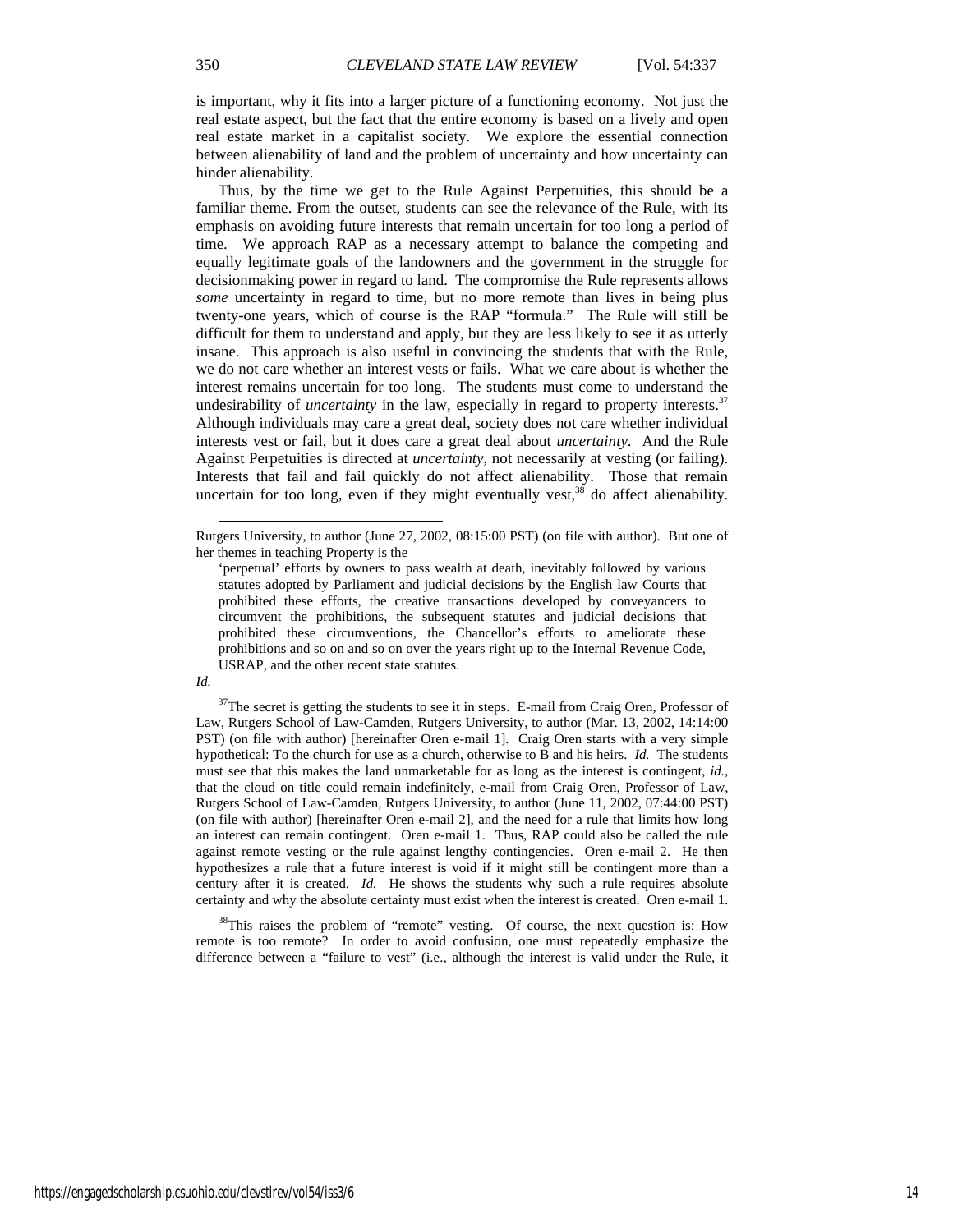is important, why it fits into a larger picture of a functioning economy. Not just the real estate aspect, but the fact that the entire economy is based on a lively and open real estate market in a capitalist society. We explore the essential connection between alienability of land and the problem of uncertainty and how uncertainty can hinder alienability.

Thus, by the time we get to the Rule Against Perpetuities, this should be a familiar theme. From the outset, students can see the relevance of the Rule, with its emphasis on avoiding future interests that remain uncertain for too long a period of time. We approach RAP as a necessary attempt to balance the competing and equally legitimate goals of the landowners and the government in the struggle for decisionmaking power in regard to land. The compromise the Rule represents allows *some* uncertainty in regard to time, but no more remote than lives in being plus twenty-one years, which of course is the RAP "formula." The Rule will still be difficult for them to understand and apply, but they are less likely to see it as utterly insane. This approach is also useful in convincing the students that with the Rule, we do not care whether an interest vests or fails. What we care about is whether the interest remains uncertain for too long. The students must come to understand the undesirability of *uncertainty* in the law, especially in regard to property interests.[37] Although individuals may care a great deal, society does not care whether individual interests vest or fail, but it does care a great deal about *uncertainty*. And the Rule Against Perpetuities is directed at *uncertainty*, not necessarily at vesting (or failing). Interests that fail and fail quickly do not affect alienability. Those that remain uncertain for too long, even if they might eventually vest,[38] do affect alienability.

---

Rutgers University, to author (June 27, 2002, 08:15:00 PST) (on file with author). But one of her themes in teaching Property is the

> 'perpetual' efforts by owners to pass wealth at death, inevitably followed by various statutes adopted by Parliament and judicial decisions by the English law Courts that prohibited these efforts, the creative transactions developed by conveyancers to circumvent the prohibitions, the subsequent statutes and judicial decisions that prohibited these circumventions, the Chancellor's efforts to ameliorate these prohibitions and so on and so on over the years right up to the Internal Revenue Code, USRAP, and the other recent state statutes.

*Id.*

[37] The secret is getting the students to see it in steps. E-mail from Craig Oren, Professor of Law, Rutgers School of Law-Camden, Rutgers University, to author (Mar. 13, 2002, 14:14:00 PST) (on file with author) [hereinafter Oren e-mail 1]. Craig Oren starts with a very simple hypothetical: To the church for use as a church, otherwise to B and his heirs. *Id.* The students must see that this makes the land unmarketable for as long as the interest is contingent, *id.*, that the cloud on title could remain indefinitely, e-mail from Craig Oren, Professor of Law, Rutgers School of Law-Camden, Rutgers University, to author (June 11, 2002, 07:44:00 PST) (on file with author) [hereinafter Oren e-mail 2], and the need for a rule that limits how long an interest can remain contingent. Oren e-mail 1. Thus, RAP could also be called the rule against remote vesting or the rule against lengthy contingencies. Oren e-mail 2. He then hypothesizes a rule that a future interest is void if it might still be contingent more than a century after it is created. *Id.* He shows the students why such a rule requires absolute certainty and why the absolute certainty must exist when the interest is created. Oren e-mail 1.

[38] This raises the problem of "remote" vesting. Of course, the next question is: How remote is too remote? In order to avoid confusion, one must repeatedly emphasize the difference between a "failure to vest" (i.e., although the interest is valid under the Rule, it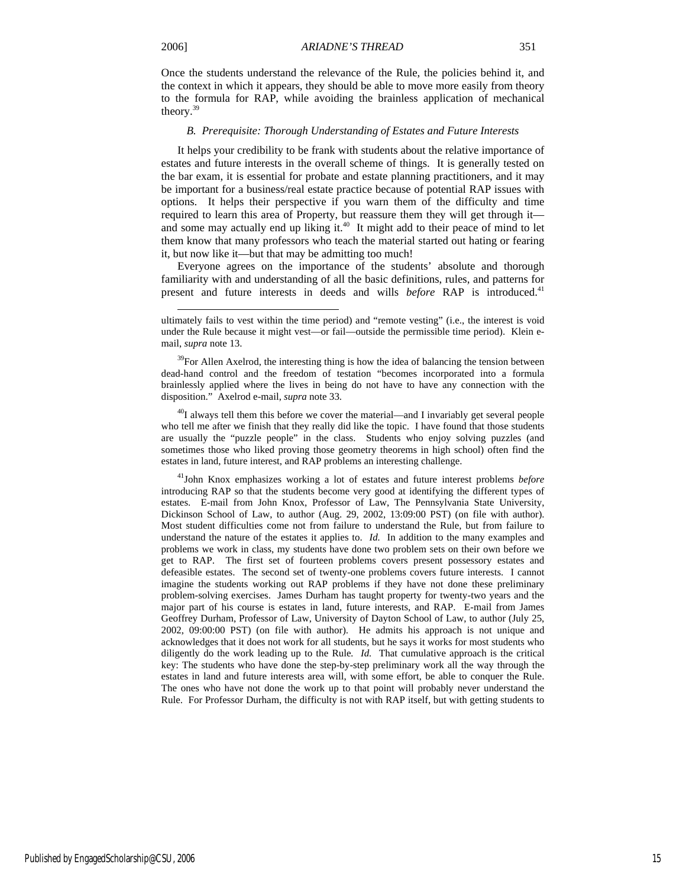Once the students understand the relevance of the Rule, the policies behind it, and the context in which it appears, they should be able to move more easily from theory to the formula for RAP, while avoiding the brainless application of mechanical theory.[39]

### *B. Prerequisite: Thorough Understanding of Estates and Future Interests*

It helps your credibility to be frank with students about the relative importance of estates and future interests in the overall scheme of things. It is generally tested on the bar exam, it is essential for probate and estate planning practitioners, and it may be important for a business/real estate practice because of potential RAP issues with options. It helps their perspective if you warn them of the difficulty and time required to learn this area of Property, but reassure them they will get through it—and some may actually end up liking it.[40] It might add to their peace of mind to let them know that many professors who teach the material started out hating or fearing it, but now like it—but that may be admitting too much!

Everyone agrees on the importance of the students' absolute and thorough familiarity with and understanding of all the basic definitions, rules, and patterns for present and future interests in deeds and wills *before* RAP is introduced.[41]

---

ultimately fails to vest within the time period) and "remote vesting" (i.e., the interest is void under the Rule because it might vest—or fail—outside the permissible time period). Klein e-mail, *supra* note 13.

[39]For Allen Axelrod, the interesting thing is how the idea of balancing the tension between dead-hand control and the freedom of testation "becomes incorporated into a formula brainlessly applied where the lives in being do not have to have any connection with the disposition." Axelrod e-mail, *supra* note 33.

[40]I always tell them this before we cover the material—and I invariably get several people who tell me after we finish that they really did like the topic. I have found that those students are usually the "puzzle people" in the class. Students who enjoy solving puzzles (and sometimes those who liked proving those geometry theorems in high school) often find the estates in land, future interest, and RAP problems an interesting challenge.

[41]John Knox emphasizes working a lot of estates and future interest problems *before* introducing RAP so that the students become very good at identifying the different types of estates. E-mail from John Knox, Professor of Law, The Pennsylvania State University, Dickinson School of Law, to author (Aug. 29, 2002, 13:09:00 PST) (on file with author). Most student difficulties come not from failure to understand the Rule, but from failure to understand the nature of the estates it applies to. *Id.* In addition to the many examples and problems we work in class, my students have done two problem sets on their own before we get to RAP. The first set of fourteen problems covers present possessory estates and defeasible estates. The second set of twenty-one problems covers future interests. I cannot imagine the students working out RAP problems if they have not done these preliminary problem-solving exercises. James Durham has taught property for twenty-two years and the major part of his course is estates in land, future interests, and RAP. E-mail from James Geoffrey Durham, Professor of Law, University of Dayton School of Law, to author (July 25, 2002, 09:00:00 PST) (on file with author). He admits his approach is not unique and acknowledges that it does not work for all students, but he says it works for most students who diligently do the work leading up to the Rule. *Id.* That cumulative approach is the critical key: The students who have done the step-by-step preliminary work all the way through the estates in land and future interests area will, with some effort, be able to conquer the Rule. The ones who have not done the work up to that point will probably never understand the Rule. For Professor Durham, the difficulty is not with RAP itself, but with getting students to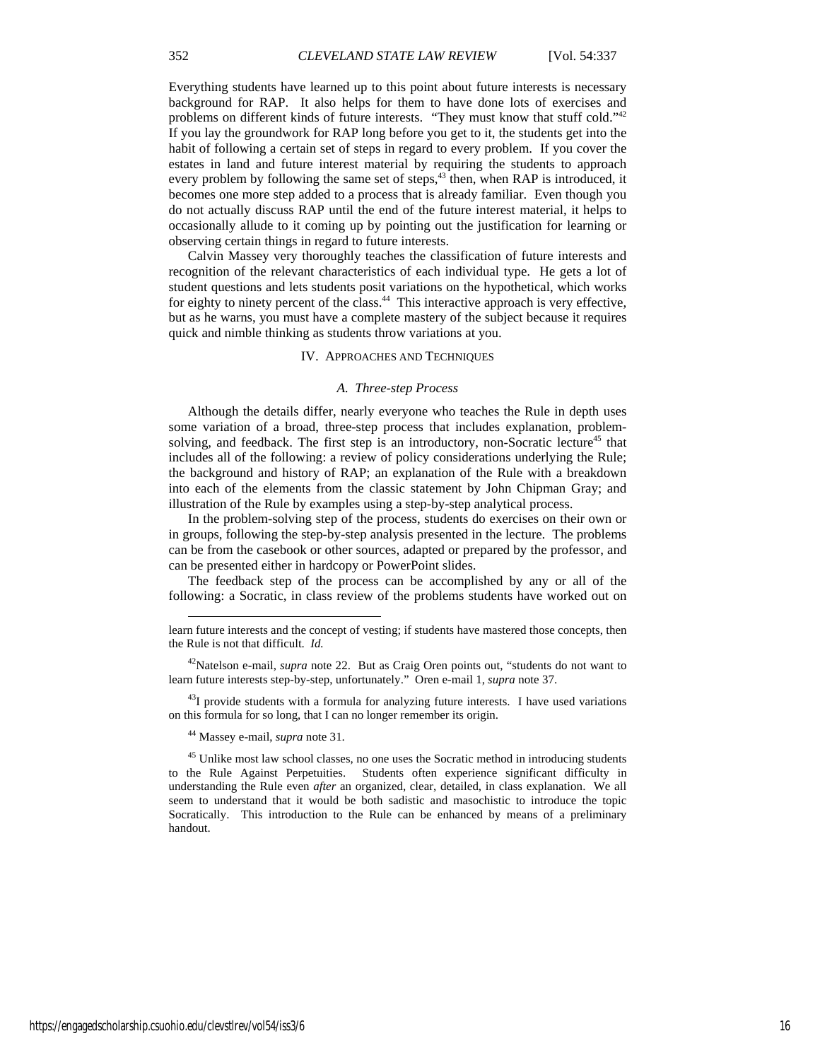Everything students have learned up to this point about future interests is necessary background for RAP. It also helps for them to have done lots of exercises and problems on different kinds of future interests. "They must know that stuff cold."[42] If you lay the groundwork for RAP long before you get to it, the students get into the habit of following a certain set of steps in regard to every problem. If you cover the estates in land and future interest material by requiring the students to approach every problem by following the same set of steps,[43] then, when RAP is introduced, it becomes one more step added to a process that is already familiar. Even though you do not actually discuss RAP until the end of the future interest material, it helps to occasionally allude to it coming up by pointing out the justification for learning or observing certain things in regard to future interests.

Calvin Massey very thoroughly teaches the classification of future interests and recognition of the relevant characteristics of each individual type. He gets a lot of student questions and lets students posit variations on the hypothetical, which works for eighty to ninety percent of the class.[44] This interactive approach is very effective, but as he warns, you must have a complete mastery of the subject because it requires quick and nimble thinking as students throw variations at you.

## IV. Approaches and Techniques

### *A. Three-step Process*

Although the details differ, nearly everyone who teaches the Rule in depth uses some variation of a broad, three-step process that includes explanation, problem-solving, and feedback. The first step is an introductory, non-Socratic lecture[45] that includes all of the following: a review of policy considerations underlying the Rule; the background and history of RAP; an explanation of the Rule with a breakdown into each of the elements from the classic statement by John Chipman Gray; and illustration of the Rule by examples using a step-by-step analytical process.

In the problem-solving step of the process, students do exercises on their own or in groups, following the step-by-step analysis presented in the lecture. The problems can be from the casebook or other sources, adapted or prepared by the professor, and can be presented either in hardcopy or PowerPoint slides.

The feedback step of the process can be accomplished by any or all of the following: a Socratic, in class review of the problems students have worked out on

---

learn future interests and the concept of vesting; if students have mastered those concepts, then the Rule is not that difficult. *Id.*

[42] Natelson e-mail, *supra* note 22. But as Craig Oren points out, "students do not want to learn future interests step-by-step, unfortunately." Oren e-mail 1, *supra* note 37.

[43] I provide students with a formula for analyzing future interests. I have used variations on this formula for so long, that I can no longer remember its origin.

[44] Massey e-mail, *supra* note 31.

[45] Unlike most law school classes, no one uses the Socratic method in introducing students to the Rule Against Perpetuities. Students often experience significant difficulty in understanding the Rule even *after* an organized, clear, detailed, in class explanation. We all seem to understand that it would be both sadistic and masochistic to introduce the topic Socratically. This introduction to the Rule can be enhanced by means of a preliminary handout.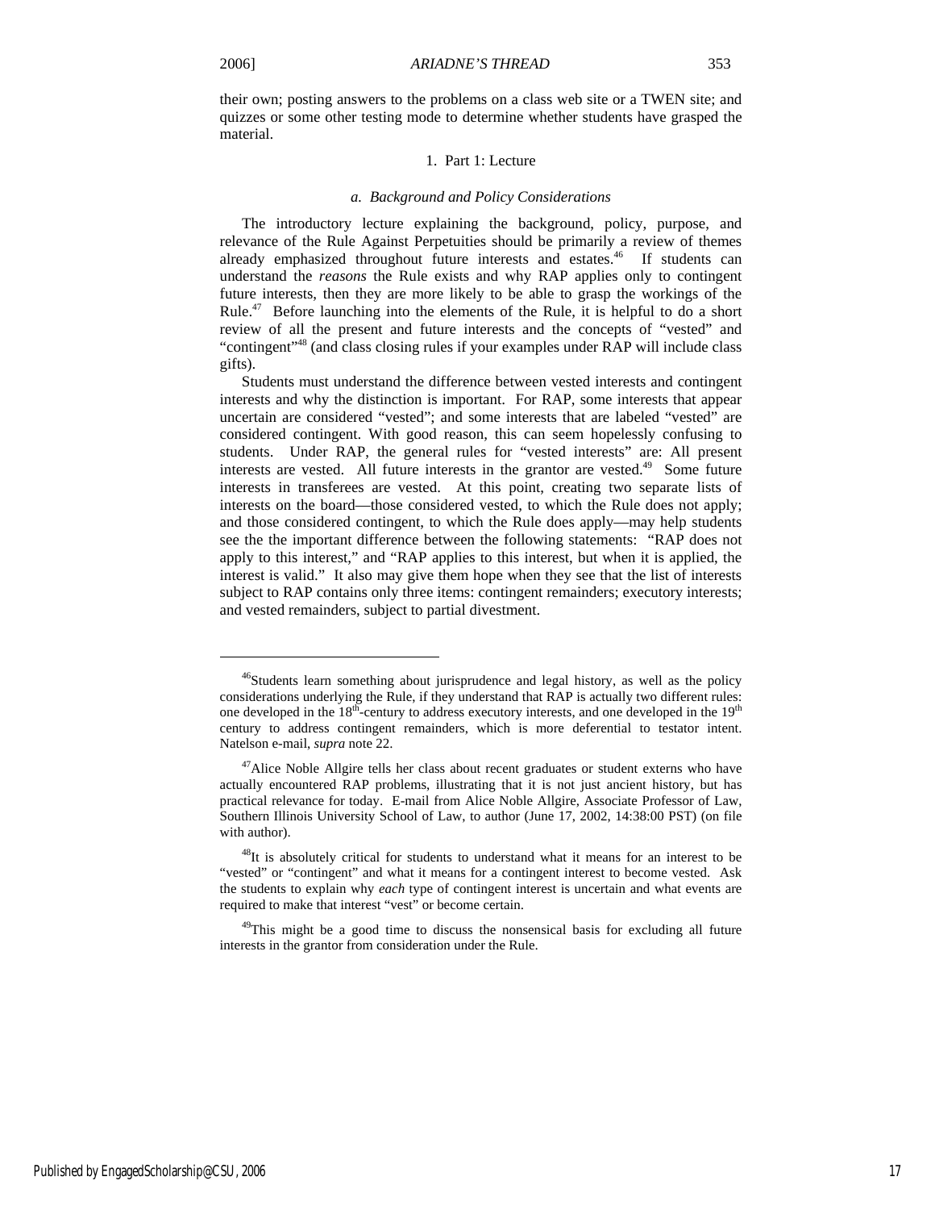their own; posting answers to the problems on a class web site or a TWEN site; and quizzes or some other testing mode to determine whether students have grasped the material.

### 1. Part 1: Lecture

#### *a. Background and Policy Considerations*

The introductory lecture explaining the background, policy, purpose, and relevance of the Rule Against Perpetuities should be primarily a review of themes already emphasized throughout future interests and estates.[46] If students can understand the *reasons* the Rule exists and why RAP applies only to contingent future interests, then they are more likely to be able to grasp the workings of the Rule.[47] Before launching into the elements of the Rule, it is helpful to do a short review of all the present and future interests and the concepts of "vested" and "contingent"[48] (and class closing rules if your examples under RAP will include class gifts).

Students must understand the difference between vested interests and contingent interests and why the distinction is important. For RAP, some interests that appear uncertain are considered "vested"; and some interests that are labeled "vested" are considered contingent. With good reason, this can seem hopelessly confusing to students. Under RAP, the general rules for "vested interests" are: All present interests are vested. All future interests in the grantor are vested.[49] Some future interests in transferees are vested. At this point, creating two separate lists of interests on the board—those considered vested, to which the Rule does not apply; and those considered contingent, to which the Rule does apply—may help students see the the important difference between the following statements: "RAP does not apply to this interest," and "RAP applies to this interest, but when it is applied, the interest is valid." It also may give them hope when they see that the list of interests subject to RAP contains only three items: contingent remainders; executory interests; and vested remainders, subject to partial divestment.

---

[46] Students learn something about jurisprudence and legal history, as well as the policy considerations underlying the Rule, if they understand that RAP is actually two different rules: one developed in the 18th-century to address executory interests, and one developed in the 19th century to address contingent remainders, which is more deferential to testator intent. Natelson e-mail, *supra* note 22.

[47] Alice Noble Allgire tells her class about recent graduates or student externs who have actually encountered RAP problems, illustrating that it is not just ancient history, but has practical relevance for today. E-mail from Alice Noble Allgire, Associate Professor of Law, Southern Illinois University School of Law, to author (June 17, 2002, 14:38:00 PST) (on file with author).

[48] It is absolutely critical for students to understand what it means for an interest to be "vested" or "contingent" and what it means for a contingent interest to become vested. Ask the students to explain why *each* type of contingent interest is uncertain and what events are required to make that interest "vest" or become certain.

[49] This might be a good time to discuss the nonsensical basis for excluding all future interests in the grantor from consideration under the Rule.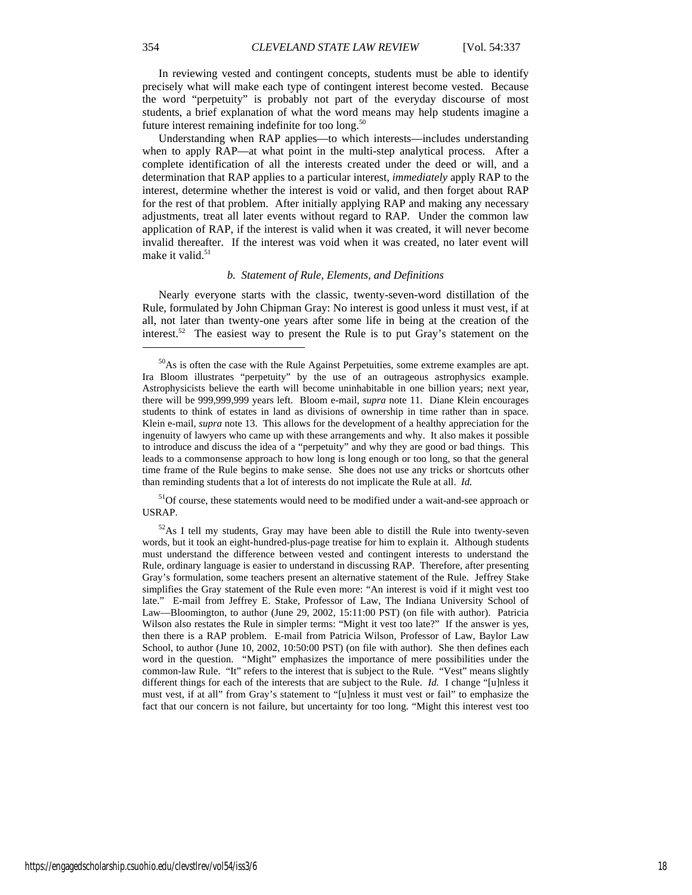In reviewing vested and contingent concepts, students must be able to identify precisely what will make each type of contingent interest become vested. Because the word "perpetuity" is probably not part of the everyday discourse of most students, a brief explanation of what the word means may help students imagine a future interest remaining indefinite for too long.[50]

Understanding when RAP applies—to which interests—includes understanding when to apply RAP—at what point in the multi-step analytical process. After a complete identification of all the interests created under the deed or will, and a determination that RAP applies to a particular interest, *immediately* apply RAP to the interest, determine whether the interest is void or valid, and then forget about RAP for the rest of that problem. After initially applying RAP and making any necessary adjustments, treat all later events without regard to RAP. Under the common law application of RAP, if the interest is valid when it was created, it will never become invalid thereafter. If the interest was void when it was created, no later event will make it valid.[51]

### *b. Statement of Rule, Elements, and Definitions*

Nearly everyone starts with the classic, twenty-seven-word distillation of the Rule, formulated by John Chipman Gray: No interest is good unless it must vest, if at all, not later than twenty-one years after some life in being at the creation of the interest.[52] The easiest way to present the Rule is to put Gray's statement on the

---

[50]As is often the case with the Rule Against Perpetuities, some extreme examples are apt. Ira Bloom illustrates "perpetuity" by the use of an outrageous astrophysics example. Astrophysicists believe the earth will become uninhabitable in one billion years; next year, there will be 999,999,999 years left. Bloom e-mail, *supra* note 11. Diane Klein encourages students to think of estates in land as divisions of ownership in time rather than in space. Klein e-mail, *supra* note 13. This allows for the development of a healthy appreciation for the ingenuity of lawyers who came up with these arrangements and why. It also makes it possible to introduce and discuss the idea of a "perpetuity" and why they are good or bad things. This leads to a commonsense approach to how long is long enough or too long, so that the general time frame of the Rule begins to make sense. She does not use any tricks or shortcuts other than reminding students that a lot of interests do not implicate the Rule at all. *Id.*

[51]Of course, these statements would need to be modified under a wait-and-see approach or USRAP.

[52]As I tell my students, Gray may have been able to distill the Rule into twenty-seven words, but it took an eight-hundred-plus-page treatise for him to explain it. Although students must understand the difference between vested and contingent interests to understand the Rule, ordinary language is easier to understand in discussing RAP. Therefore, after presenting Gray's formulation, some teachers present an alternative statement of the Rule. Jeffrey Stake simplifies the Gray statement of the Rule even more: "An interest is void if it might vest too late." E-mail from Jeffrey E. Stake, Professor of Law, The Indiana University School of Law—Bloomington, to author (June 29, 2002, 15:11:00 PST) (on file with author). Patricia Wilson also restates the Rule in simpler terms: "Might it vest too late?" If the answer is yes, then there is a RAP problem. E-mail from Patricia Wilson, Professor of Law, Baylor Law School, to author (June 10, 2002, 10:50:00 PST) (on file with author). She then defines each word in the question. "Might" emphasizes the importance of mere possibilities under the common-law Rule. "It" refers to the interest that is subject to the Rule. "Vest" means slightly different things for each of the interests that are subject to the Rule. *Id.* I change "[u]nless it must vest, if at all" from Gray's statement to "[u]nless it must vest or fail" to emphasize the fact that our concern is not failure, but uncertainty for too long. "Might this interest vest too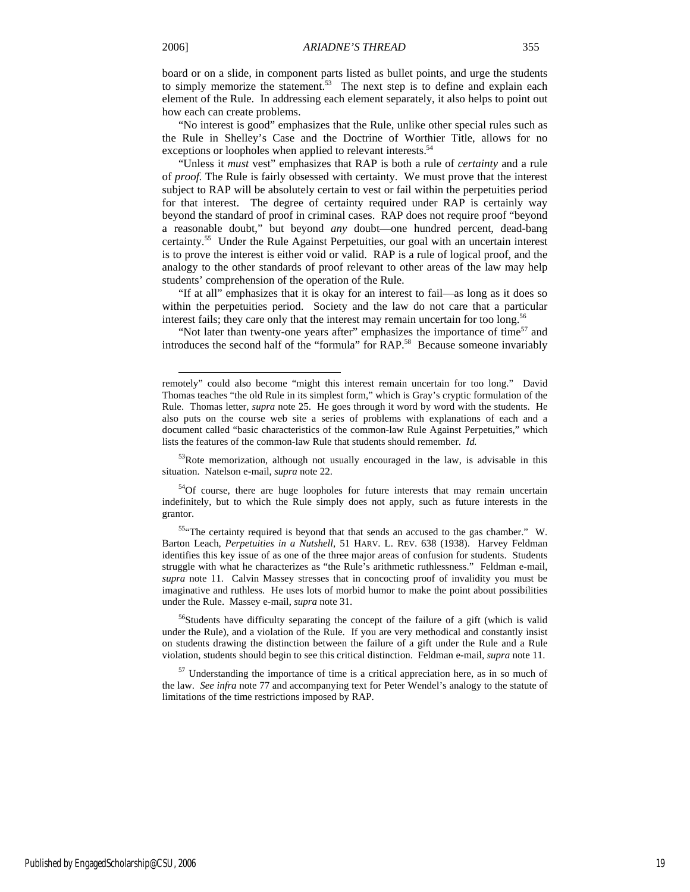board or on a slide, in component parts listed as bullet points, and urge the students to simply memorize the statement.[53] The next step is to define and explain each element of the Rule. In addressing each element separately, it also helps to point out how each can create problems.

"No interest is good" emphasizes that the Rule, unlike other special rules such as the Rule in Shelley's Case and the Doctrine of Worthier Title, allows for no exceptions or loopholes when applied to relevant interests.[54]

"Unless it *must* vest" emphasizes that RAP is both a rule of *certainty* and a rule of *proof.* The Rule is fairly obsessed with certainty. We must prove that the interest subject to RAP will be absolutely certain to vest or fail within the perpetuities period for that interest. The degree of certainty required under RAP is certainly way beyond the standard of proof in criminal cases. RAP does not require proof "beyond a reasonable doubt," but beyond *any* doubt—one hundred percent, dead-bang certainty.[55] Under the Rule Against Perpetuities, our goal with an uncertain interest is to prove the interest is either void or valid. RAP is a rule of logical proof, and the analogy to the other standards of proof relevant to other areas of the law may help students' comprehension of the operation of the Rule.

"If at all" emphasizes that it is okay for an interest to fail—as long as it does so within the perpetuities period. Society and the law do not care that a particular interest fails; they care only that the interest may remain uncertain for too long.[56]

"Not later than twenty-one years after" emphasizes the importance of time[57] and introduces the second half of the "formula" for RAP.[58] Because someone invariably

---

remotely" could also become "might this interest remain uncertain for too long." David Thomas teaches "the old Rule in its simplest form," which is Gray's cryptic formulation of the Rule. Thomas letter, *supra* note 25. He goes through it word by word with the students. He also puts on the course web site a series of problems with explanations of each and a document called "basic characteristics of the common-law Rule Against Perpetuities," which lists the features of the common-law Rule that students should remember. *Id.*

[53]Rote memorization, although not usually encouraged in the law, is advisable in this situation. Natelson e-mail, *supra* note 22.

[54]Of course, there are huge loopholes for future interests that may remain uncertain indefinitely, but to which the Rule simply does not apply, such as future interests in the grantor.

[55]"The certainty required is beyond that that sends an accused to the gas chamber." W. Barton Leach, *Perpetuities in a Nutshell*, 51 HARV. L. REV. 638 (1938). Harvey Feldman identifies this key issue of as one of the three major areas of confusion for students. Students struggle with what he characterizes as "the Rule's arithmetic ruthlessness." Feldman e-mail, *supra* note 11. Calvin Massey stresses that in concocting proof of invalidity you must be imaginative and ruthless. He uses lots of morbid humor to make the point about possibilities under the Rule. Massey e-mail, *supra* note 31.

[56]Students have difficulty separating the concept of the failure of a gift (which is valid under the Rule), and a violation of the Rule. If you are very methodical and constantly insist on students drawing the distinction between the failure of a gift under the Rule and a Rule violation, students should begin to see this critical distinction. Feldman e-mail, *supra* note 11.

[57] Understanding the importance of time is a critical appreciation here, as in so much of the law. *See infra* note 77 and accompanying text for Peter Wendel's analogy to the statute of limitations of the time restrictions imposed by RAP.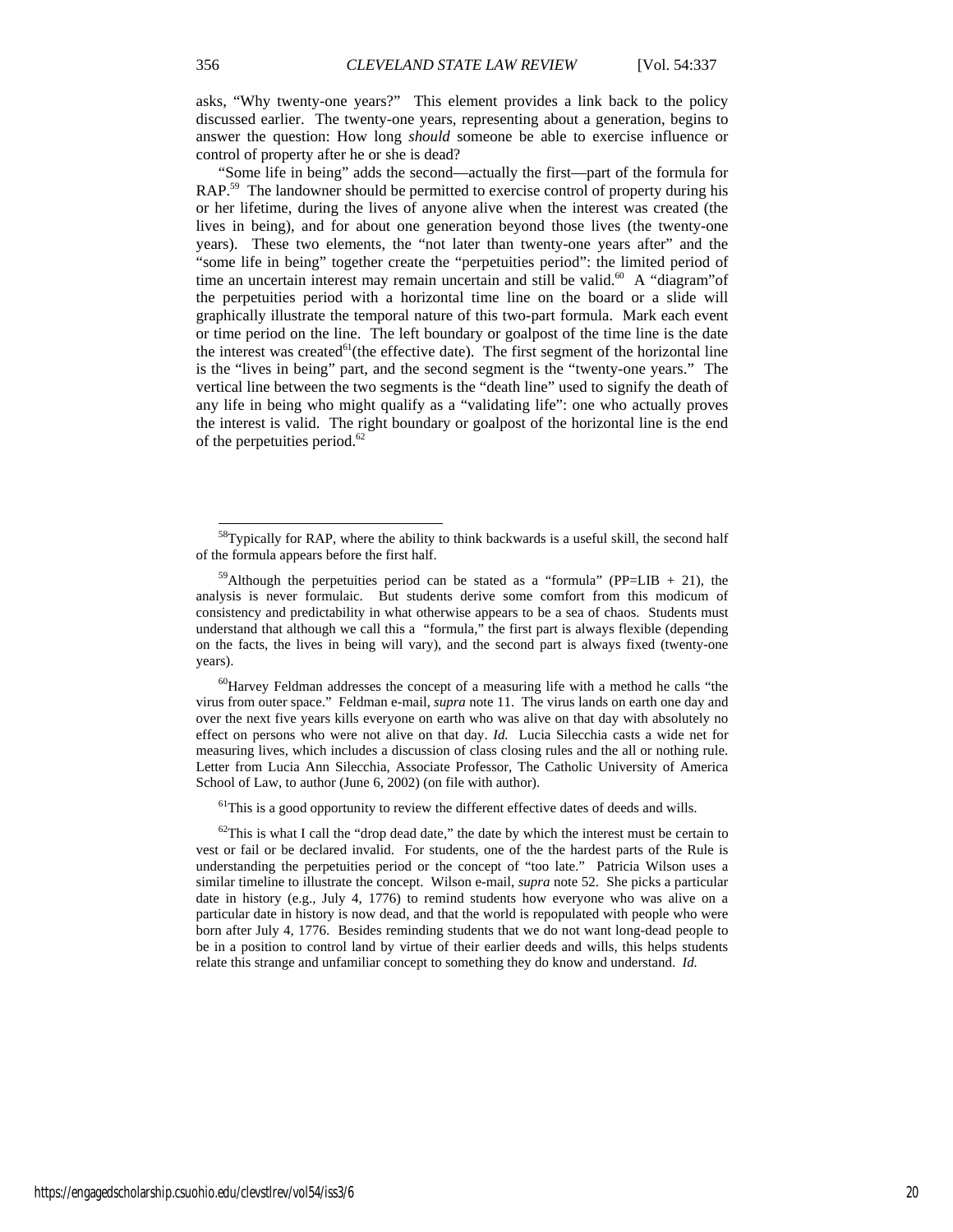asks, "Why twenty-one years?" This element provides a link back to the policy discussed earlier. The twenty-one years, representing about a generation, begins to answer the question: How long *should* someone be able to exercise influence or control of property after he or she is dead?

"Some life in being" adds the second—actually the first—part of the formula for RAP.[59] The landowner should be permitted to exercise control of property during his or her lifetime, during the lives of anyone alive when the interest was created (the lives in being), and for about one generation beyond those lives (the twenty-one years). These two elements, the "not later than twenty-one years after" and the "some life in being" together create the "perpetuities period": the limited period of time an uncertain interest may remain uncertain and still be valid.[60] A "diagram"of the perpetuities period with a horizontal time line on the board or a slide will graphically illustrate the temporal nature of this two-part formula. Mark each event or time period on the line. The left boundary or goalpost of the time line is the date the interest was created[61](the effective date). The first segment of the horizontal line is the "lives in being" part, and the second segment is the "twenty-one years." The vertical line between the two segments is the "death line" used to signify the death of any life in being who might qualify as a "validating life": one who actually proves the interest is valid. The right boundary or goalpost of the horizontal line is the end of the perpetuities period.[62]

---

[58]Typically for RAP, where the ability to think backwards is a useful skill, the second half of the formula appears before the first half.

[59]Although the perpetuities period can be stated as a "formula" (PP=LIB + 21), the analysis is never formulaic. But students derive some comfort from this modicum of consistency and predictability in what otherwise appears to be a sea of chaos. Students must understand that although we call this a "formula," the first part is always flexible (depending on the facts, the lives in being will vary), and the second part is always fixed (twenty-one years).

[60]Harvey Feldman addresses the concept of a measuring life with a method he calls "the virus from outer space." Feldman e-mail, *supra* note 11. The virus lands on earth one day and over the next five years kills everyone on earth who was alive on that day with absolutely no effect on persons who were not alive on that day. *Id.* Lucia Silecchia casts a wide net for measuring lives, which includes a discussion of class closing rules and the all or nothing rule. Letter from Lucia Ann Silecchia, Associate Professor, The Catholic University of America School of Law, to author (June 6, 2002) (on file with author).

[61]This is a good opportunity to review the different effective dates of deeds and wills.

[62]This is what I call the "drop dead date," the date by which the interest must be certain to vest or fail or be declared invalid. For students, one of the the hardest parts of the Rule is understanding the perpetuities period or the concept of "too late." Patricia Wilson uses a similar timeline to illustrate the concept. Wilson e-mail, *supra* note 52. She picks a particular date in history (e.g., July 4, 1776) to remind students how everyone who was alive on a particular date in history is now dead, and that the world is repopulated with people who were born after July 4, 1776. Besides reminding students that we do not want long-dead people to be in a position to control land by virtue of their earlier deeds and wills, this helps students relate this strange and unfamiliar concept to something they do know and understand. *Id.*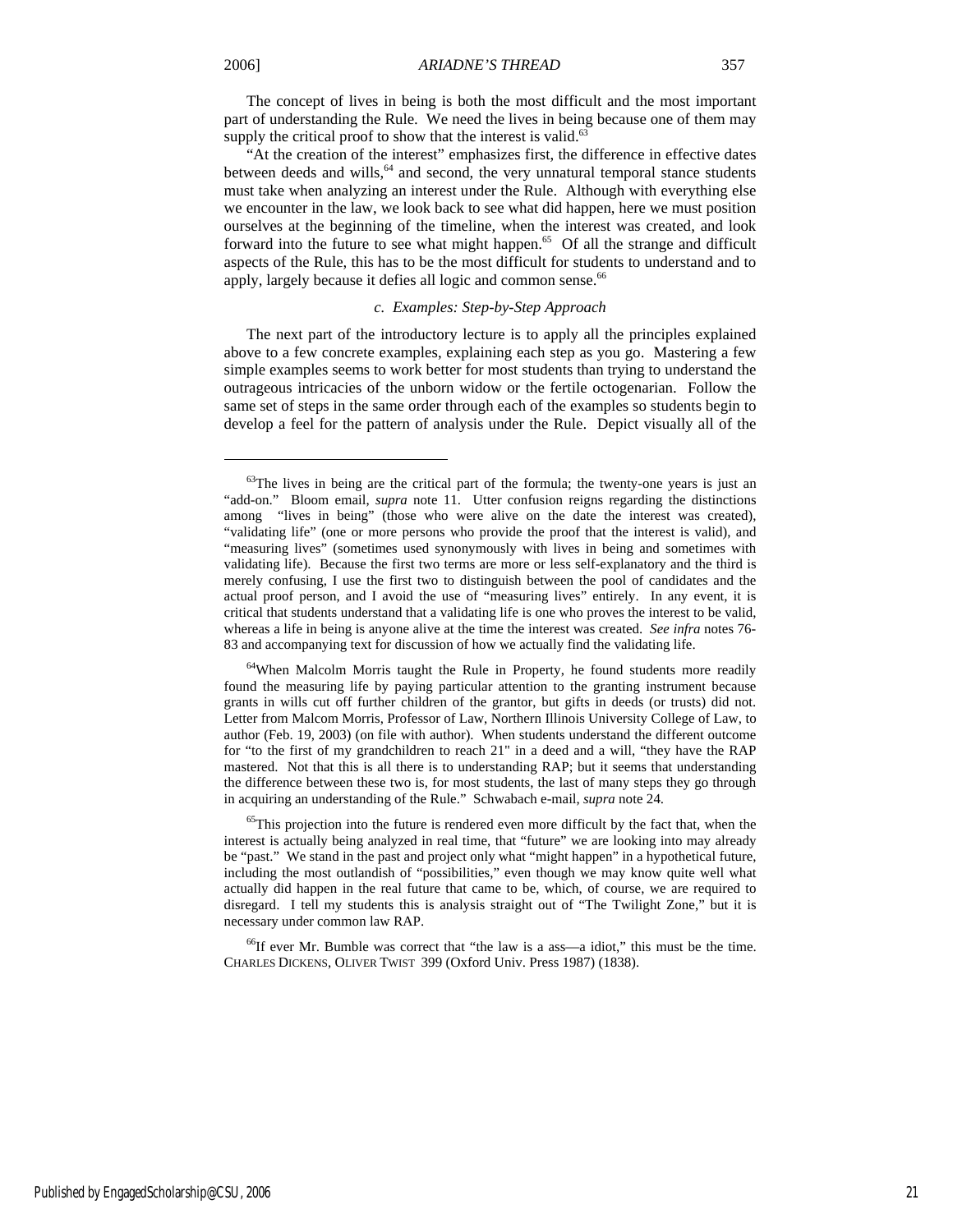The concept of lives in being is both the most difficult and the most important part of understanding the Rule. We need the lives in being because one of them may supply the critical proof to show that the interest is valid.[63]

"At the creation of the interest" emphasizes first, the difference in effective dates between deeds and wills,[64] and second, the very unnatural temporal stance students must take when analyzing an interest under the Rule. Although with everything else we encounter in the law, we look back to see what did happen, here we must position ourselves at the beginning of the timeline, when the interest was created, and look forward into the future to see what might happen.[65] Of all the strange and difficult aspects of the Rule, this has to be the most difficult for students to understand and to apply, largely because it defies all logic and common sense.[66]

### *c. Examples: Step-by-Step Approach*

The next part of the introductory lecture is to apply all the principles explained above to a few concrete examples, explaining each step as you go. Mastering a few simple examples seems to work better for most students than trying to understand the outrageous intricacies of the unborn widow or the fertile octogenarian. Follow the same set of steps in the same order through each of the examples so students begin to develop a feel for the pattern of analysis under the Rule. Depict visually all of the

---

[63]The lives in being are the critical part of the formula; the twenty-one years is just an "add-on." Bloom email, *supra* note 11. Utter confusion reigns regarding the distinctions among "lives in being" (those who were alive on the date the interest was created), "validating life" (one or more persons who provide the proof that the interest is valid), and "measuring lives" (sometimes used synonymously with lives in being and sometimes with validating life). Because the first two terms are more or less self-explanatory and the third is merely confusing, I use the first two to distinguish between the pool of candidates and the actual proof person, and I avoid the use of "measuring lives" entirely. In any event, it is critical that students understand that a validating life is one who proves the interest to be valid, whereas a life in being is anyone alive at the time the interest was created. *See infra* notes 76-83 and accompanying text for discussion of how we actually find the validating life.

[64]When Malcolm Morris taught the Rule in Property, he found students more readily found the measuring life by paying particular attention to the granting instrument because grants in wills cut off further children of the grantor, but gifts in deeds (or trusts) did not. Letter from Malcom Morris, Professor of Law, Northern Illinois University College of Law, to author (Feb. 19, 2003) (on file with author). When students understand the different outcome for "to the first of my grandchildren to reach 21" in a deed and a will, "they have the RAP mastered. Not that this is all there is to understanding RAP; but it seems that understanding the difference between these two is, for most students, the last of many steps they go through in acquiring an understanding of the Rule." Schwabach e-mail, *supra* note 24.

[65]This projection into the future is rendered even more difficult by the fact that, when the interest is actually being analyzed in real time, that "future" we are looking into may already be "past." We stand in the past and project only what "might happen" in a hypothetical future, including the most outlandish of "possibilities," even though we may know quite well what actually did happen in the real future that came to be, which, of course, we are required to disregard. I tell my students this is analysis straight out of "The Twilight Zone," but it is necessary under common law RAP.

[66]If ever Mr. Bumble was correct that "the law is a ass—a idiot," this must be the time. CHARLES DICKENS, OLIVER TWIST 399 (Oxford Univ. Press 1987) (1838).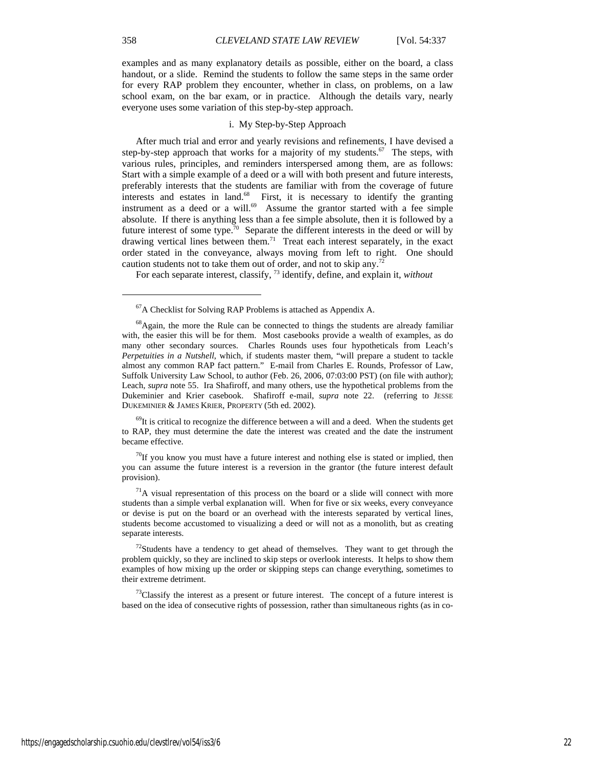examples and as many explanatory details as possible, either on the board, a class handout, or a slide. Remind the students to follow the same steps in the same order for every RAP problem they encounter, whether in class, on problems, on a law school exam, on the bar exam, or in practice. Although the details vary, nearly everyone uses some variation of this step-by-step approach.

### i. My Step-by-Step Approach

After much trial and error and yearly revisions and refinements, I have devised a step-by-step approach that works for a majority of my students.[67] The steps, with various rules, principles, and reminders interspersed among them, are as follows: Start with a simple example of a deed or a will with both present and future interests, preferably interests that the students are familiar with from the coverage of future interests and estates in land.[68] First, it is necessary to identify the granting instrument as a deed or a will.[69] Assume the grantor started with a fee simple absolute. If there is anything less than a fee simple absolute, then it is followed by a future interest of some type.[70] Separate the different interests in the deed or will by drawing vertical lines between them.[71] Treat each interest separately, in the exact order stated in the conveyance, always moving from left to right. One should caution students not to take them out of order, and not to skip any.[72]

For each separate interest, classify, [73] identify, define, and explain it, *without*

---

[67] A Checklist for Solving RAP Problems is attached as Appendix A.

[68] Again, the more the Rule can be connected to things the students are already familiar with, the easier this will be for them. Most casebooks provide a wealth of examples, as do many other secondary sources. Charles Rounds uses four hypotheticals from Leach's *Perpetuities in a Nutshell*, which, if students master them, "will prepare a student to tackle almost any common RAP fact pattern." E-mail from Charles E. Rounds, Professor of Law, Suffolk University Law School, to author (Feb. 26, 2006, 07:03:00 PST) (on file with author); Leach, *supra* note 55. Ira Shafiroff, and many others, use the hypothetical problems from the Dukeminier and Krier casebook. Shafiroff e-mail, *supra* note 22. (referring to JESSE DUKEMINIER & JAMES KRIER, PROPERTY (5th ed. 2002).

[69] It is critical to recognize the difference between a will and a deed. When the students get to RAP, they must determine the date the interest was created and the date the instrument became effective.

[70] If you know you must have a future interest and nothing else is stated or implied, then you can assume the future interest is a reversion in the grantor (the future interest default provision).

[71] A visual representation of this process on the board or a slide will connect with more students than a simple verbal explanation will. When for five or six weeks, every conveyance or devise is put on the board or an overhead with the interests separated by vertical lines, students become accustomed to visualizing a deed or will not as a monolith, but as creating separate interests.

[72] Students have a tendency to get ahead of themselves. They want to get through the problem quickly, so they are inclined to skip steps or overlook interests. It helps to show them examples of how mixing up the order or skipping steps can change everything, sometimes to their extreme detriment.

[73] Classify the interest as a present or future interest. The concept of a future interest is based on the idea of consecutive rights of possession, rather than simultaneous rights (as in co-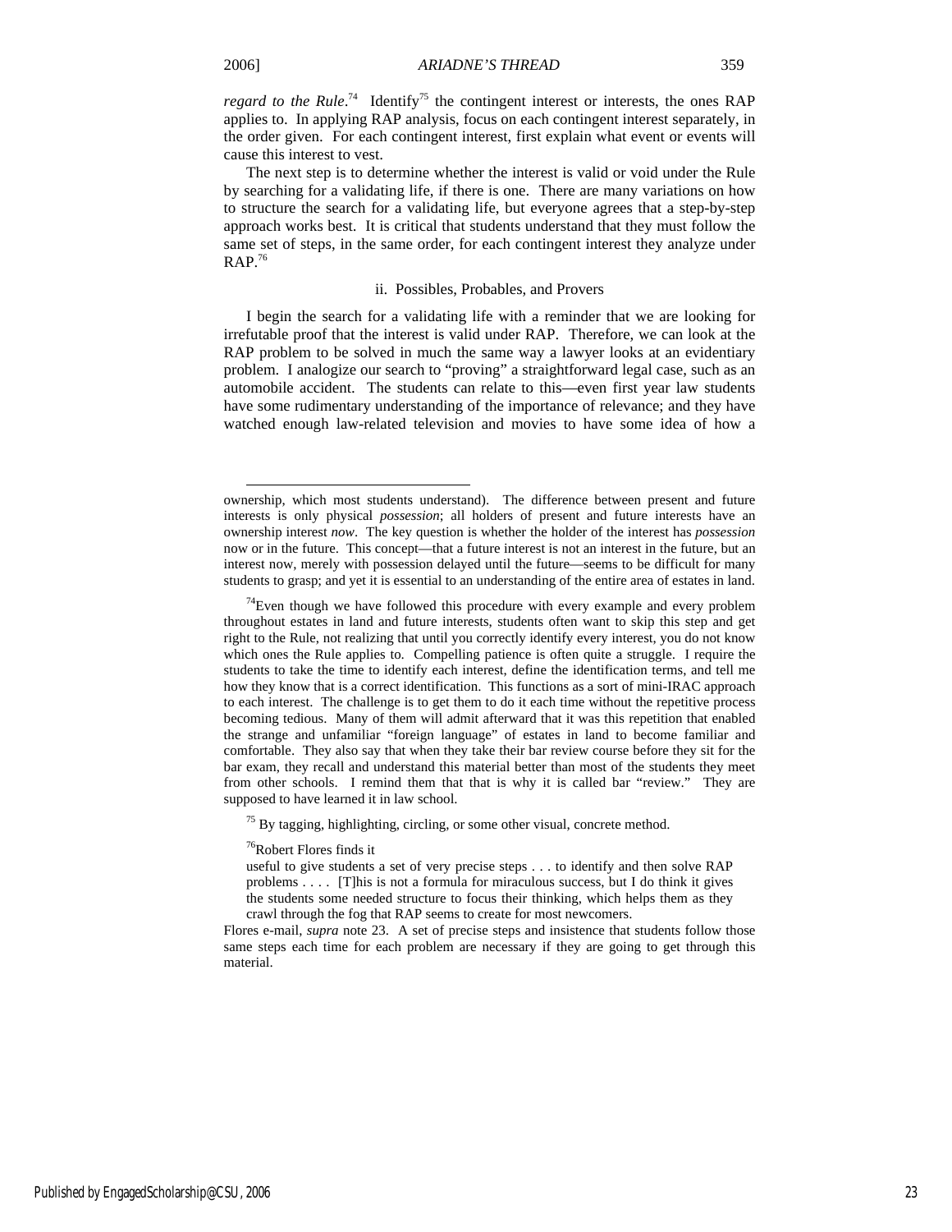*regard to the Rule*.[74] Identify[75] the contingent interest or interests, the ones RAP applies to. In applying RAP analysis, focus on each contingent interest separately, in the order given. For each contingent interest, first explain what event or events will cause this interest to vest.

The next step is to determine whether the interest is valid or void under the Rule by searching for a validating life, if there is one. There are many variations on how to structure the search for a validating life, but everyone agrees that a step-by-step approach works best. It is critical that students understand that they must follow the same set of steps, in the same order, for each contingent interest they analyze under RAP.[76]

#### ii. Possibles, Probables, and Provers

I begin the search for a validating life with a reminder that we are looking for irrefutable proof that the interest is valid under RAP. Therefore, we can look at the RAP problem to be solved in much the same way a lawyer looks at an evidentiary problem. I analogize our search to "proving" a straightforward legal case, such as an automobile accident. The students can relate to this—even first year law students have some rudimentary understanding of the importance of relevance; and they have watched enough law-related television and movies to have some idea of how a

---

ownership, which most students understand). The difference between present and future interests is only physical *possession*; all holders of present and future interests have an ownership interest *now*. The key question is whether the holder of the interest has *possession* now or in the future. This concept—that a future interest is not an interest in the future, but an interest now, merely with possession delayed until the future—seems to be difficult for many students to grasp; and yet it is essential to an understanding of the entire area of estates in land.

[74] Even though we have followed this procedure with every example and every problem throughout estates in land and future interests, students often want to skip this step and get right to the Rule, not realizing that until you correctly identify every interest, you do not know which ones the Rule applies to. Compelling patience is often quite a struggle. I require the students to take the time to identify each interest, define the identification terms, and tell me how they know that is a correct identification. This functions as a sort of mini-IRAC approach to each interest. The challenge is to get them to do it each time without the repetitive process becoming tedious. Many of them will admit afterward that it was this repetition that enabled the strange and unfamiliar "foreign language" of estates in land to become familiar and comfortable. They also say that when they take their bar review course before they sit for the bar exam, they recall and understand this material better than most of the students they meet from other schools. I remind them that that is why it is called bar "review." They are supposed to have learned it in law school.

[75] By tagging, highlighting, circling, or some other visual, concrete method.

[76] Robert Flores finds it

> useful to give students a set of very precise steps . . . to identify and then solve RAP problems . . . . [T]his is not a formula for miraculous success, but I do think it gives the students some needed structure to focus their thinking, which helps them as they crawl through the fog that RAP seems to create for most newcomers.

Flores e-mail, *supra* note 23. A set of precise steps and insistence that students follow those same steps each time for each problem are necessary if they are going to get through this material.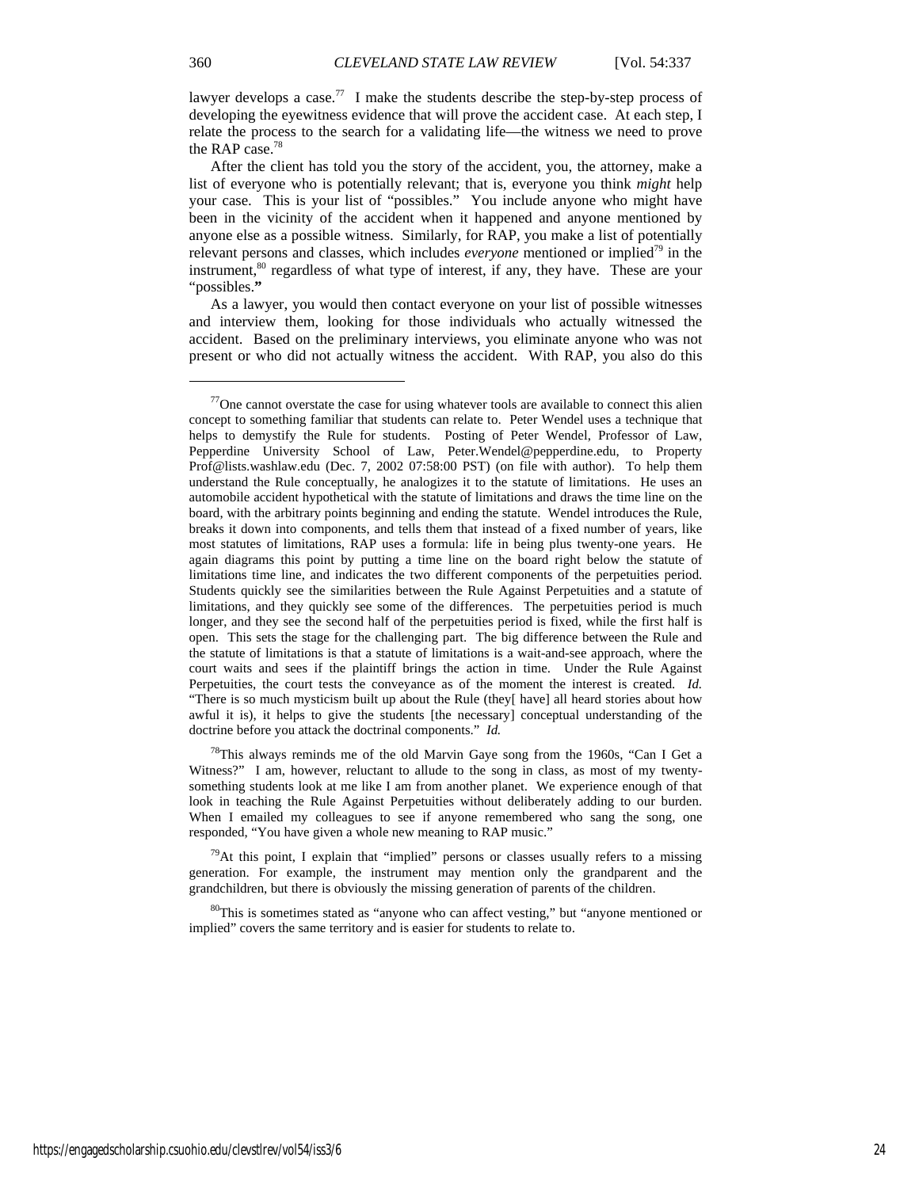lawyer develops a case.[77] I make the students describe the step-by-step process of developing the eyewitness evidence that will prove the accident case. At each step, I relate the process to the search for a validating life—the witness we need to prove the RAP case.[78]

After the client has told you the story of the accident, you, the attorney, make a list of everyone who is potentially relevant; that is, everyone you think *might* help your case. This is your list of "possibles." You include anyone who might have been in the vicinity of the accident when it happened and anyone mentioned by anyone else as a possible witness. Similarly, for RAP, you make a list of potentially relevant persons and classes, which includes *everyone* mentioned or implied[79] in the instrument,[80] regardless of what type of interest, if any, they have. These are your "possibles."

As a lawyer, you would then contact everyone on your list of possible witnesses and interview them, looking for those individuals who actually witnessed the accident. Based on the preliminary interviews, you eliminate anyone who was not present or who did not actually witness the accident. With RAP, you also do this

---

[77] One cannot overstate the case for using whatever tools are available to connect this alien concept to something familiar that students can relate to. Peter Wendel uses a technique that helps to demystify the Rule for students. Posting of Peter Wendel, Professor of Law, Pepperdine University School of Law, Peter.Wendel@pepperdine.edu, to Property Prof@lists.washlaw.edu (Dec. 7, 2002 07:58:00 PST) (on file with author). To help them understand the Rule conceptually, he analogizes it to the statute of limitations. He uses an automobile accident hypothetical with the statute of limitations and draws the time line on the board, with the arbitrary points beginning and ending the statute. Wendel introduces the Rule, breaks it down into components, and tells them that instead of a fixed number of years, like most statutes of limitations, RAP uses a formula: life in being plus twenty-one years. He again diagrams this point by putting a time line on the board right below the statute of limitations time line, and indicates the two different components of the perpetuities period. Students quickly see the similarities between the Rule Against Perpetuities and a statute of limitations, and they quickly see some of the differences. The perpetuities period is much longer, and they see the second half of the perpetuities period is fixed, while the first half is open. This sets the stage for the challenging part. The big difference between the Rule and the statute of limitations is that a statute of limitations is a wait-and-see approach, where the court waits and sees if the plaintiff brings the action in time. Under the Rule Against Perpetuities, the court tests the conveyance as of the moment the interest is created. *Id.* "There is so much mysticism built up about the Rule (they[ have] all heard stories about how awful it is), it helps to give the students [the necessary] conceptual understanding of the doctrine before you attack the doctrinal components." *Id.*

[78] This always reminds me of the old Marvin Gaye song from the 1960s, "Can I Get a Witness?" I am, however, reluctant to allude to the song in class, as most of my twenty-something students look at me like I am from another planet. We experience enough of that look in teaching the Rule Against Perpetuities without deliberately adding to our burden. When I emailed my colleagues to see if anyone remembered who sang the song, one responded, "You have given a whole new meaning to RAP music."

[79] At this point, I explain that "implied" persons or classes usually refers to a missing generation. For example, the instrument may mention only the grandparent and the grandchildren, but there is obviously the missing generation of parents of the children.

[80] This is sometimes stated as "anyone who can affect vesting," but "anyone mentioned or implied" covers the same territory and is easier for students to relate to.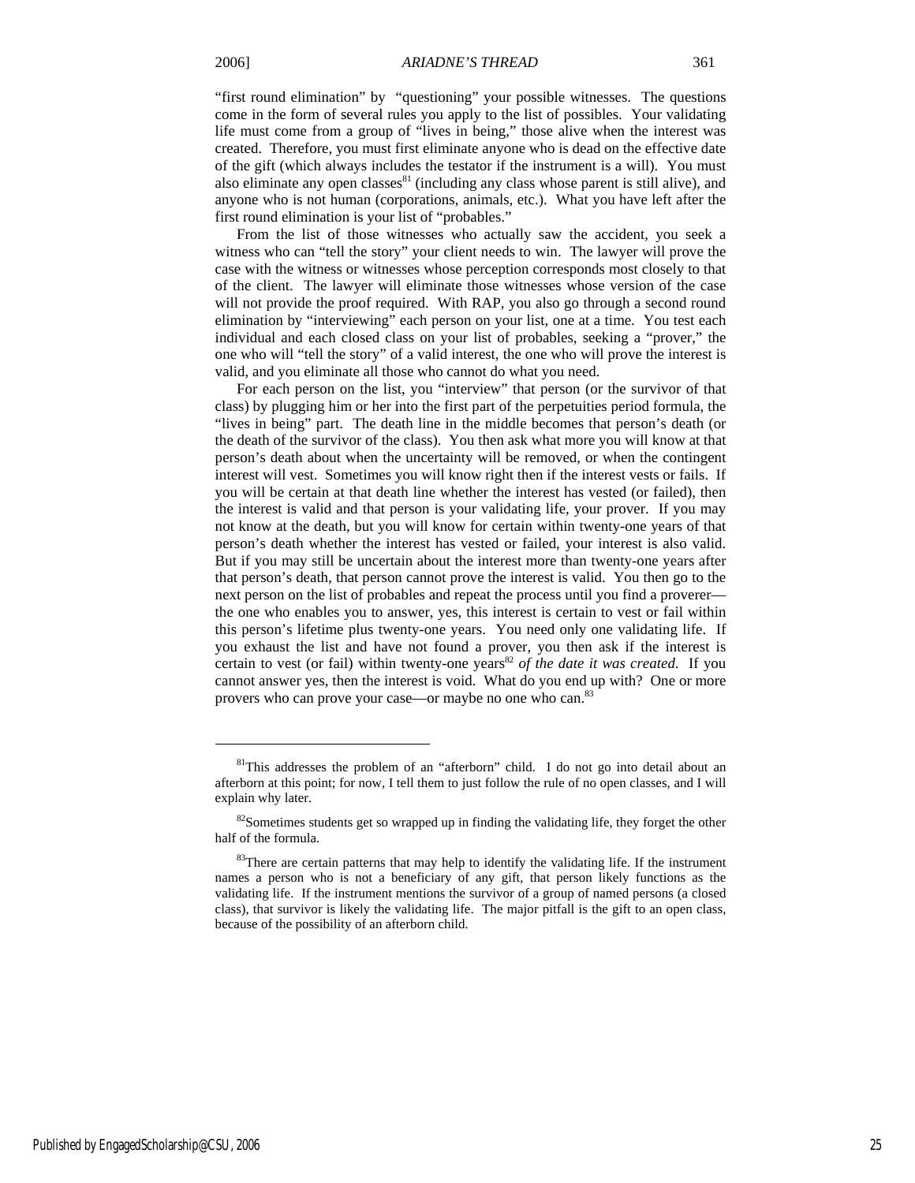"first round elimination" by "questioning" your possible witnesses. The questions come in the form of several rules you apply to the list of possibles. Your validating life must come from a group of "lives in being," those alive when the interest was created. Therefore, you must first eliminate anyone who is dead on the effective date of the gift (which always includes the testator if the instrument is a will). You must also eliminate any open classes[81] (including any class whose parent is still alive), and anyone who is not human (corporations, animals, etc.). What you have left after the first round elimination is your list of "probables."

From the list of those witnesses who actually saw the accident, you seek a witness who can "tell the story" your client needs to win. The lawyer will prove the case with the witness or witnesses whose perception corresponds most closely to that of the client. The lawyer will eliminate those witnesses whose version of the case will not provide the proof required. With RAP, you also go through a second round elimination by "interviewing" each person on your list, one at a time. You test each individual and each closed class on your list of probables, seeking a "prover," the one who will "tell the story" of a valid interest, the one who will prove the interest is valid, and you eliminate all those who cannot do what you need.

For each person on the list, you "interview" that person (or the survivor of that class) by plugging him or her into the first part of the perpetuities period formula, the "lives in being" part. The death line in the middle becomes that person's death (or the death of the survivor of the class). You then ask what more you will know at that person's death about when the uncertainty will be removed, or when the contingent interest will vest. Sometimes you will know right then if the interest vests or fails. If you will be certain at that death line whether the interest has vested (or failed), then the interest is valid and that person is your validating life, your prover. If you may not know at the death, but you will know for certain within twenty-one years of that person's death whether the interest has vested or failed, your interest is also valid. But if you may still be uncertain about the interest more than twenty-one years after that person's death, that person cannot prove the interest is valid. You then go to the next person on the list of probables and repeat the process until you find a proverer—the one who enables you to answer, yes, this interest is certain to vest or fail within this person's lifetime plus twenty-one years. You need only one validating life. If you exhaust the list and have not found a prover, you then ask if the interest is certain to vest (or fail) within twenty-one years[82] *of the date it was created*. If you cannot answer yes, then the interest is void. What do you end up with? One or more provers who can prove your case—or maybe no one who can.[83]

---

[81]This addresses the problem of an "afterborn" child. I do not go into detail about an afterborn at this point; for now, I tell them to just follow the rule of no open classes, and I will explain why later.

[82]Sometimes students get so wrapped up in finding the validating life, they forget the other half of the formula.

[83]There are certain patterns that may help to identify the validating life. If the instrument names a person who is not a beneficiary of any gift, that person likely functions as the validating life. If the instrument mentions the survivor of a group of named persons (a closed class), that survivor is likely the validating life. The major pitfall is the gift to an open class, because of the possibility of an afterborn child.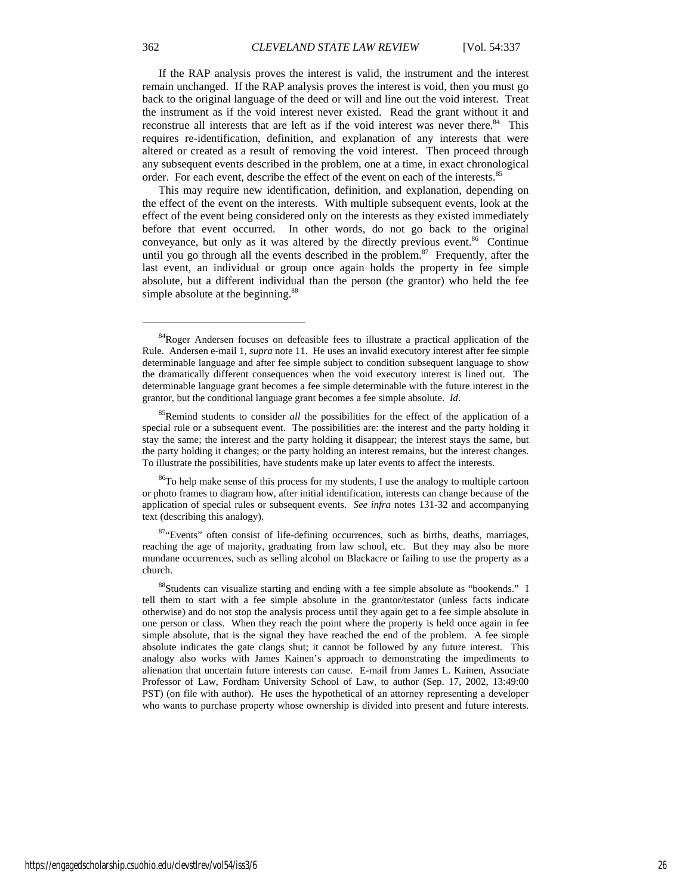If the RAP analysis proves the interest is valid, the instrument and the interest remain unchanged. If the RAP analysis proves the interest is void, then you must go back to the original language of the deed or will and line out the void interest. Treat the instrument as if the void interest never existed. Read the grant without it and reconstrue all interests that are left as if the void interest was never there.[84] This requires re-identification, definition, and explanation of any interests that were altered or created as a result of removing the void interest. Then proceed through any subsequent events described in the problem, one at a time, in exact chronological order. For each event, describe the effect of the event on each of the interests.[85]

This may require new identification, definition, and explanation, depending on the effect of the event on the interests. With multiple subsequent events, look at the effect of the event being considered only on the interests as they existed immediately before that event occurred. In other words, do not go back to the original conveyance, but only as it was altered by the directly previous event.[86] Continue until you go through all the events described in the problem.[87] Frequently, after the last event, an individual or group once again holds the property in fee simple absolute, but a different individual than the person (the grantor) who held the fee simple absolute at the beginning.[88]

---

[84]Roger Andersen focuses on defeasible fees to illustrate a practical application of the Rule. Andersen e-mail 1, *supra* note 11. He uses an invalid executory interest after fee simple determinable language and after fee simple subject to condition subsequent language to show the dramatically different consequences when the void executory interest is lined out. The determinable language grant becomes a fee simple determinable with the future interest in the grantor, but the conditional language grant becomes a fee simple absolute. *Id*.

[85]Remind students to consider *all* the possibilities for the effect of the application of a special rule or a subsequent event. The possibilities are: the interest and the party holding it stay the same; the interest and the party holding it disappear; the interest stays the same, but the party holding it changes; or the party holding an interest remains, but the interest changes. To illustrate the possibilities, have students make up later events to affect the interests.

[86]To help make sense of this process for my students, I use the analogy to multiple cartoon or photo frames to diagram how, after initial identification, interests can change because of the application of special rules or subsequent events. *See infra* notes 131-32 and accompanying text (describing this analogy).

[87]"Events" often consist of life-defining occurrences, such as births, deaths, marriages, reaching the age of majority, graduating from law school, etc. But they may also be more mundane occurrences, such as selling alcohol on Blackacre or failing to use the property as a church.

[88]Students can visualize starting and ending with a fee simple absolute as "bookends." I tell them to start with a fee simple absolute in the grantor/testator (unless facts indicate otherwise) and do not stop the analysis process until they again get to a fee simple absolute in one person or class. When they reach the point where the property is held once again in fee simple absolute, that is the signal they have reached the end of the problem. A fee simple absolute indicates the gate clangs shut; it cannot be followed by any future interest. This analogy also works with James Kainen's approach to demonstrating the impediments to alienation that uncertain future interests can cause. E-mail from James L. Kainen, Associate Professor of Law, Fordham University School of Law, to author (Sep. 17, 2002, 13:49:00 PST) (on file with author). He uses the hypothetical of an attorney representing a developer who wants to purchase property whose ownership is divided into present and future interests.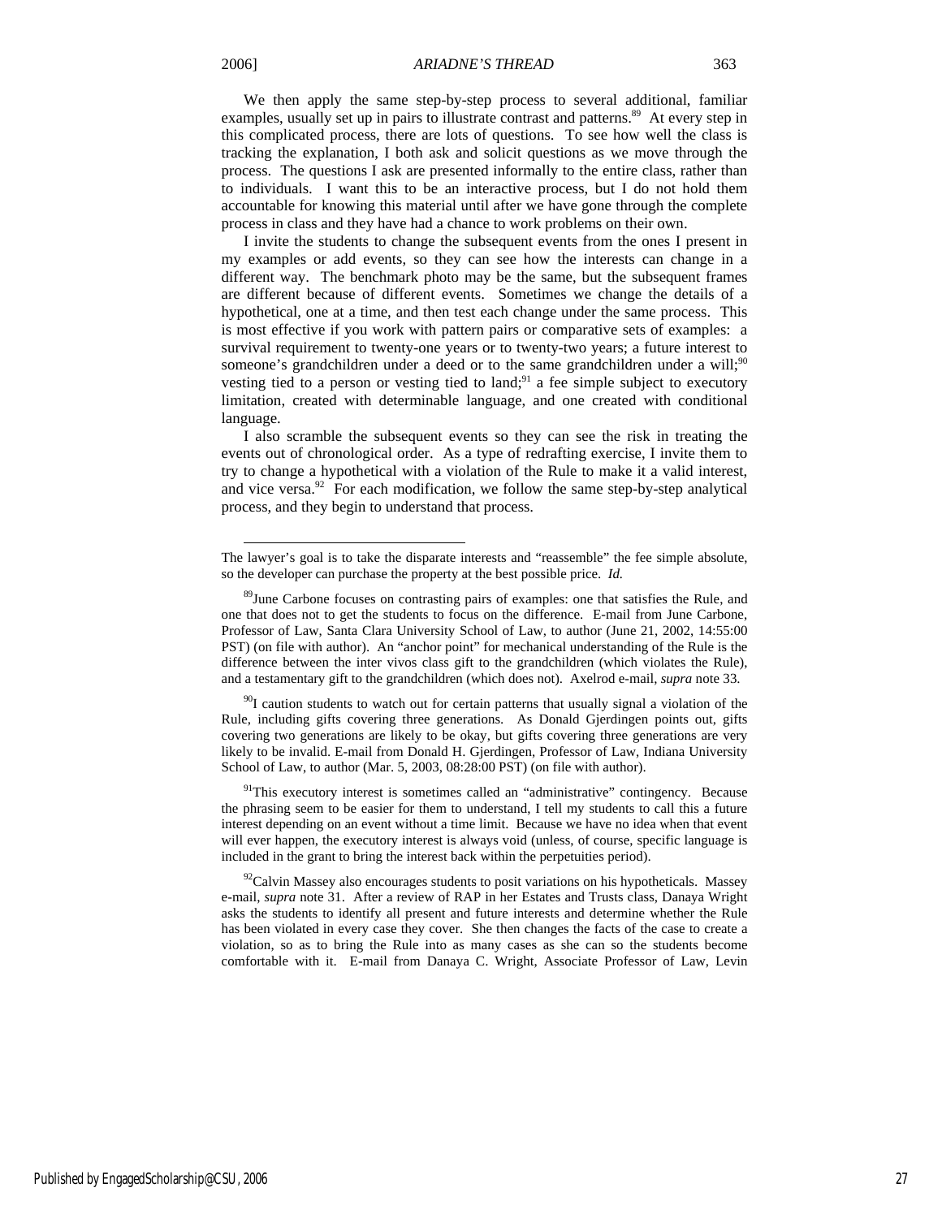We then apply the same step-by-step process to several additional, familiar examples, usually set up in pairs to illustrate contrast and patterns.[89] At every step in this complicated process, there are lots of questions. To see how well the class is tracking the explanation, I both ask and solicit questions as we move through the process. The questions I ask are presented informally to the entire class, rather than to individuals. I want this to be an interactive process, but I do not hold them accountable for knowing this material until after we have gone through the complete process in class and they have had a chance to work problems on their own.

I invite the students to change the subsequent events from the ones I present in my examples or add events, so they can see how the interests can change in a different way. The benchmark photo may be the same, but the subsequent frames are different because of different events. Sometimes we change the details of a hypothetical, one at a time, and then test each change under the same process. This is most effective if you work with pattern pairs or comparative sets of examples: a survival requirement to twenty-one years or to twenty-two years; a future interest to someone's grandchildren under a deed or to the same grandchildren under a will;[90] vesting tied to a person or vesting tied to land;[91] a fee simple subject to executory limitation, created with determinable language, and one created with conditional language.

I also scramble the subsequent events so they can see the risk in treating the events out of chronological order. As a type of redrafting exercise, I invite them to try to change a hypothetical with a violation of the Rule to make it a valid interest, and vice versa.[92] For each modification, we follow the same step-by-step analytical process, and they begin to understand that process.

---

The lawyer's goal is to take the disparate interests and "reassemble" the fee simple absolute, so the developer can purchase the property at the best possible price. *Id.*

[89]June Carbone focuses on contrasting pairs of examples: one that satisfies the Rule, and one that does not to get the students to focus on the difference. E-mail from June Carbone, Professor of Law, Santa Clara University School of Law, to author (June 21, 2002, 14:55:00 PST) (on file with author). An "anchor point" for mechanical understanding of the Rule is the difference between the inter vivos class gift to the grandchildren (which violates the Rule), and a testamentary gift to the grandchildren (which does not). Axelrod e-mail, *supra* note 33.

[90]I caution students to watch out for certain patterns that usually signal a violation of the Rule, including gifts covering three generations. As Donald Gjerdingen points out, gifts covering two generations are likely to be okay, but gifts covering three generations are very likely to be invalid. E-mail from Donald H. Gjerdingen, Professor of Law, Indiana University School of Law, to author (Mar. 5, 2003, 08:28:00 PST) (on file with author).

[91]This executory interest is sometimes called an "administrative" contingency. Because the phrasing seem to be easier for them to understand, I tell my students to call this a future interest depending on an event without a time limit. Because we have no idea when that event will ever happen, the executory interest is always void (unless, of course, specific language is included in the grant to bring the interest back within the perpetuities period).

[92]Calvin Massey also encourages students to posit variations on his hypotheticals. Massey e-mail, *supra* note 31. After a review of RAP in her Estates and Trusts class, Danaya Wright asks the students to identify all present and future interests and determine whether the Rule has been violated in every case they cover. She then changes the facts of the case to create a violation, so as to bring the Rule into as many cases as she can so the students become comfortable with it. E-mail from Danaya C. Wright, Associate Professor of Law, Levin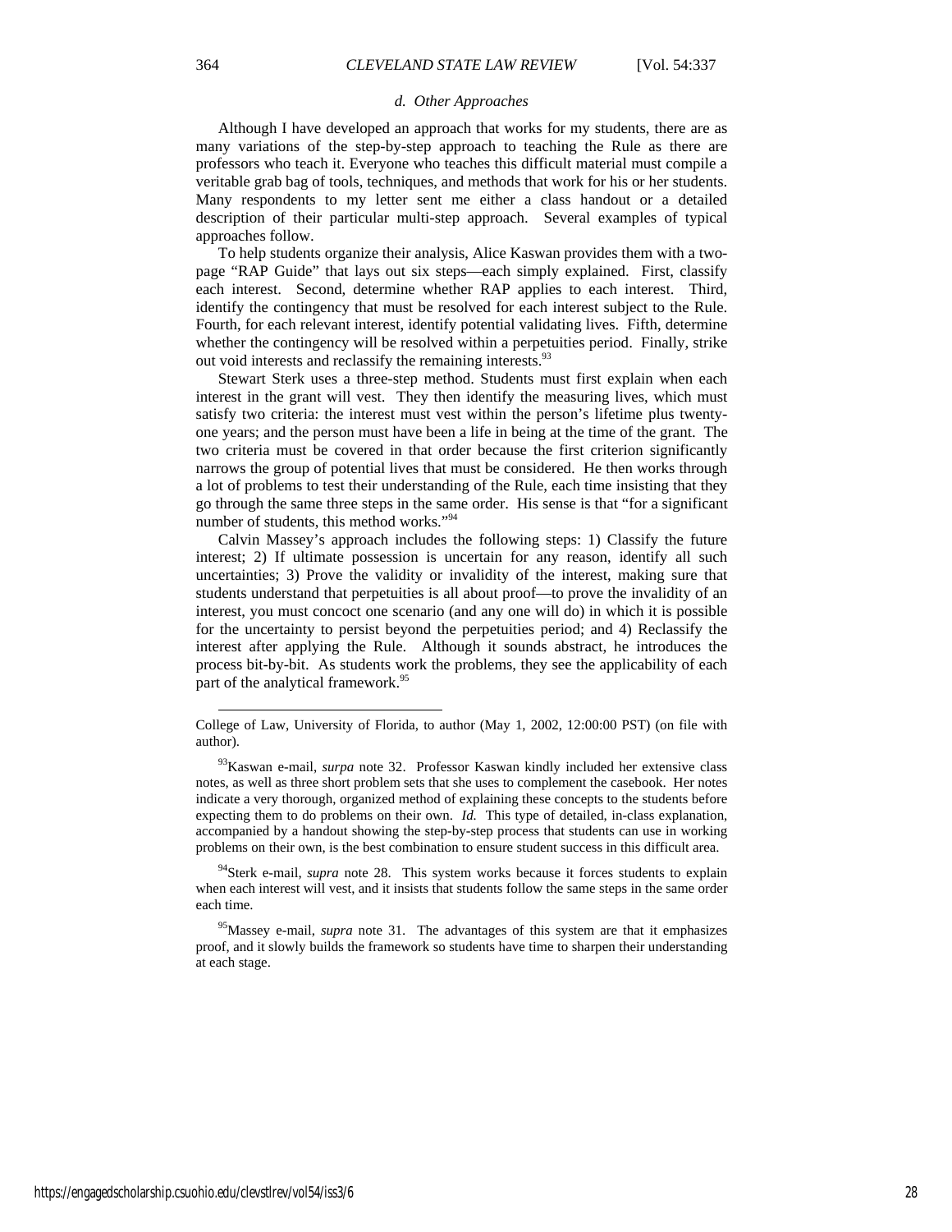### *d. Other Approaches*

Although I have developed an approach that works for my students, there are as many variations of the step-by-step approach to teaching the Rule as there are professors who teach it. Everyone who teaches this difficult material must compile a veritable grab bag of tools, techniques, and methods that work for his or her students. Many respondents to my letter sent me either a class handout or a detailed description of their particular multi-step approach. Several examples of typical approaches follow.

To help students organize their analysis, Alice Kaswan provides them with a two-page "RAP Guide" that lays out six steps—each simply explained. First, classify each interest. Second, determine whether RAP applies to each interest. Third, identify the contingency that must be resolved for each interest subject to the Rule. Fourth, for each relevant interest, identify potential validating lives. Fifth, determine whether the contingency will be resolved within a perpetuities period. Finally, strike out void interests and reclassify the remaining interests.[93]

Stewart Sterk uses a three-step method. Students must first explain when each interest in the grant will vest. They then identify the measuring lives, which must satisfy two criteria: the interest must vest within the person's lifetime plus twenty-one years; and the person must have been a life in being at the time of the grant. The two criteria must be covered in that order because the first criterion significantly narrows the group of potential lives that must be considered. He then works through a lot of problems to test their understanding of the Rule, each time insisting that they go through the same three steps in the same order. His sense is that "for a significant number of students, this method works."[94]

Calvin Massey's approach includes the following steps: 1) Classify the future interest; 2) If ultimate possession is uncertain for any reason, identify all such uncertainties; 3) Prove the validity or invalidity of the interest, making sure that students understand that perpetuities is all about proof—to prove the invalidity of an interest, you must concoct one scenario (and any one will do) in which it is possible for the uncertainty to persist beyond the perpetuities period; and 4) Reclassify the interest after applying the Rule. Although it sounds abstract, he introduces the process bit-by-bit. As students work the problems, they see the applicability of each part of the analytical framework.[95]

---

College of Law, University of Florida, to author (May 1, 2002, 12:00:00 PST) (on file with author).

[93] Kaswan e-mail, *surpa* note 32. Professor Kaswan kindly included her extensive class notes, as well as three short problem sets that she uses to complement the casebook. Her notes indicate a very thorough, organized method of explaining these concepts to the students before expecting them to do problems on their own. *Id.* This type of detailed, in-class explanation, accompanied by a handout showing the step-by-step process that students can use in working problems on their own, is the best combination to ensure student success in this difficult area.

[94] Sterk e-mail, *supra* note 28. This system works because it forces students to explain when each interest will vest, and it insists that students follow the same steps in the same order each time.

[95] Massey e-mail, *supra* note 31. The advantages of this system are that it emphasizes proof, and it slowly builds the framework so students have time to sharpen their understanding at each stage.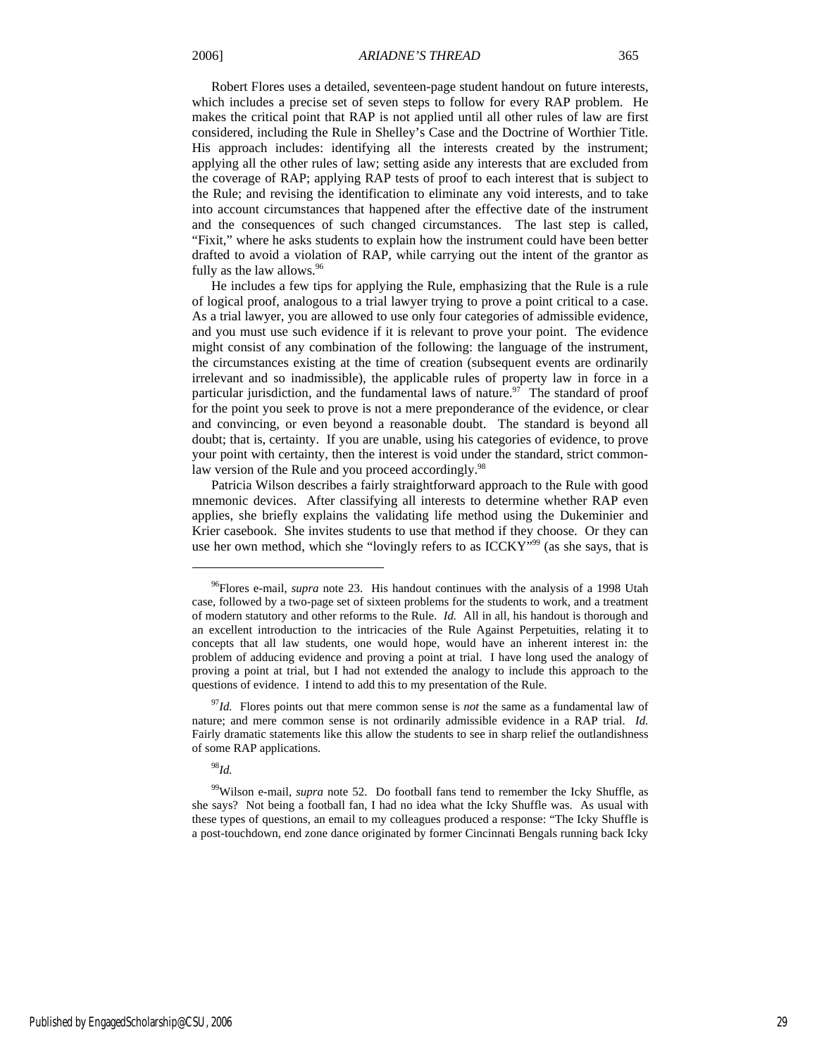Robert Flores uses a detailed, seventeen-page student handout on future interests, which includes a precise set of seven steps to follow for every RAP problem. He makes the critical point that RAP is not applied until all other rules of law are first considered, including the Rule in Shelley's Case and the Doctrine of Worthier Title. His approach includes: identifying all the interests created by the instrument; applying all the other rules of law; setting aside any interests that are excluded from the coverage of RAP; applying RAP tests of proof to each interest that is subject to the Rule; and revising the identification to eliminate any void interests, and to take into account circumstances that happened after the effective date of the instrument and the consequences of such changed circumstances. The last step is called, "Fixit," where he asks students to explain how the instrument could have been better drafted to avoid a violation of RAP, while carrying out the intent of the grantor as fully as the law allows.[96]

He includes a few tips for applying the Rule, emphasizing that the Rule is a rule of logical proof, analogous to a trial lawyer trying to prove a point critical to a case. As a trial lawyer, you are allowed to use only four categories of admissible evidence, and you must use such evidence if it is relevant to prove your point. The evidence might consist of any combination of the following: the language of the instrument, the circumstances existing at the time of creation (subsequent events are ordinarily irrelevant and so inadmissible), the applicable rules of property law in force in a particular jurisdiction, and the fundamental laws of nature.[97] The standard of proof for the point you seek to prove is not a mere preponderance of the evidence, or clear and convincing, or even beyond a reasonable doubt. The standard is beyond all doubt; that is, certainty. If you are unable, using his categories of evidence, to prove your point with certainty, then the interest is void under the standard, strict common-law version of the Rule and you proceed accordingly.[98]

Patricia Wilson describes a fairly straightforward approach to the Rule with good mnemonic devices. After classifying all interests to determine whether RAP even applies, she briefly explains the validating life method using the Dukeminier and Krier casebook. She invites students to use that method if they choose. Or they can use her own method, which she "lovingly refers to as ICCKY"[99] (as she says, that is

---

[96] Flores e-mail, *supra* note 23. His handout continues with the analysis of a 1998 Utah case, followed by a two-page set of sixteen problems for the students to work, and a treatment of modern statutory and other reforms to the Rule. *Id.* All in all, his handout is thorough and an excellent introduction to the intricacies of the Rule Against Perpetuities, relating it to concepts that all law students, one would hope, would have an inherent interest in: the problem of adducing evidence and proving a point at trial. I have long used the analogy of proving a point at trial, but I had not extended the analogy to include this approach to the questions of evidence. I intend to add this to my presentation of the Rule.

[97] *Id.* Flores points out that mere common sense is *not* the same as a fundamental law of nature; and mere common sense is not ordinarily admissible evidence in a RAP trial. *Id.* Fairly dramatic statements like this allow the students to see in sharp relief the outlandishness of some RAP applications.

[98] *Id.*

[99] Wilson e-mail, *supra* note 52. Do football fans tend to remember the Icky Shuffle, as she says? Not being a football fan, I had no idea what the Icky Shuffle was. As usual with these types of questions, an email to my colleagues produced a response: "The Icky Shuffle is a post-touchdown, end zone dance originated by former Cincinnati Bengals running back Icky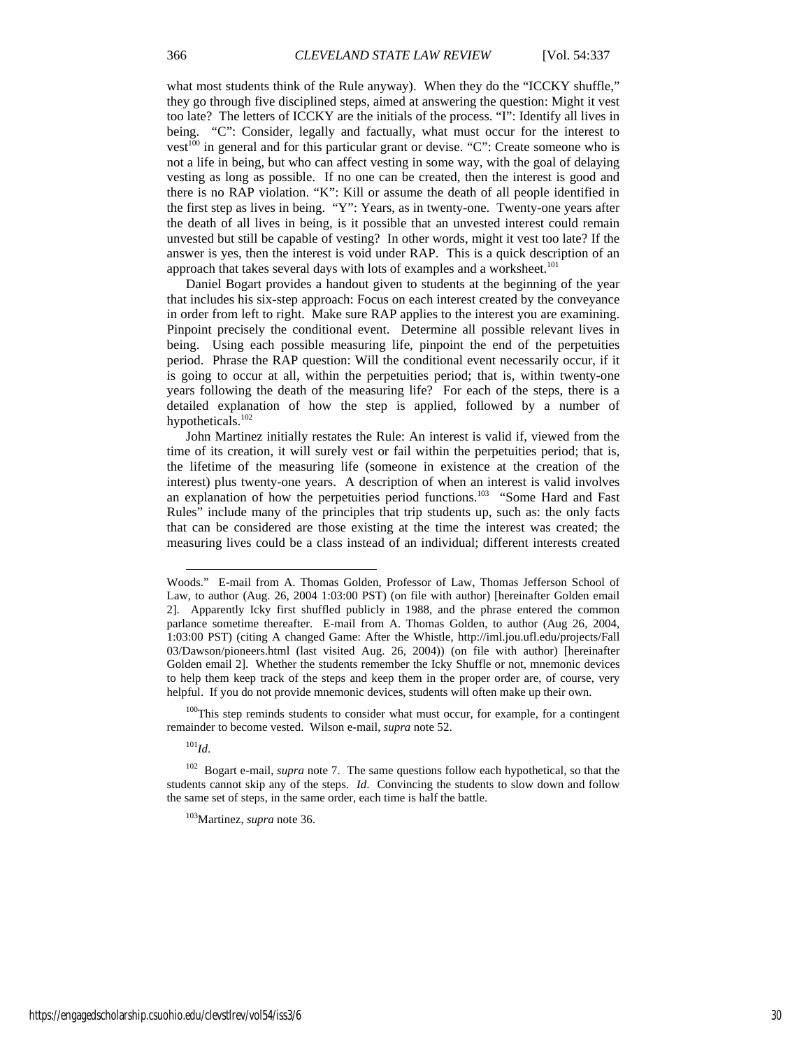what most students think of the Rule anyway). When they do the "ICCKY shuffle," they go through five disciplined steps, aimed at answering the question: Might it vest too late? The letters of ICCKY are the initials of the process. "I": Identify all lives in being. "C": Consider, legally and factually, what must occur for the interest to vest[100] in general and for this particular grant or devise. "C": Create someone who is not a life in being, but who can affect vesting in some way, with the goal of delaying vesting as long as possible. If no one can be created, then the interest is good and there is no RAP violation. "K": Kill or assume the death of all people identified in the first step as lives in being. "Y": Years, as in twenty-one. Twenty-one years after the death of all lives in being, is it possible that an unvested interest could remain unvested but still be capable of vesting? In other words, might it vest too late? If the answer is yes, then the interest is void under RAP. This is a quick description of an approach that takes several days with lots of examples and a worksheet.[101]

Daniel Bogart provides a handout given to students at the beginning of the year that includes his six-step approach: Focus on each interest created by the conveyance in order from left to right. Make sure RAP applies to the interest you are examining. Pinpoint precisely the conditional event. Determine all possible relevant lives in being. Using each possible measuring life, pinpoint the end of the perpetuities period. Phrase the RAP question: Will the conditional event necessarily occur, if it is going to occur at all, within the perpetuities period; that is, within twenty-one years following the death of the measuring life? For each of the steps, there is a detailed explanation of how the step is applied, followed by a number of hypotheticals.[102]

John Martinez initially restates the Rule: An interest is valid if, viewed from the time of its creation, it will surely vest or fail within the perpetuities period; that is, the lifetime of the measuring life (someone in existence at the creation of the interest) plus twenty-one years. A description of when an interest is valid involves an explanation of how the perpetuities period functions.[103] "Some Hard and Fast Rules" include many of the principles that trip students up, such as: the only facts that can be considered are those existing at the time the interest was created; the measuring lives could be a class instead of an individual; different interests created

---

Woods." E-mail from A. Thomas Golden, Professor of Law, Thomas Jefferson School of Law, to author (Aug. 26, 2004 1:03:00 PST) (on file with author) [hereinafter Golden email 2]. Apparently Icky first shuffled publicly in 1988, and the phrase entered the common parlance sometime thereafter. E-mail from A. Thomas Golden, to author (Aug 26, 2004, 1:03:00 PST) (citing A changed Game: After the Whistle, http://iml.jou.ufl.edu/projects/Fall 03/Dawson/pioneers.html (last visited Aug. 26, 2004)) (on file with author) [hereinafter Golden email 2]. Whether the students remember the Icky Shuffle or not, mnemonic devices to help them keep track of the steps and keep them in the proper order are, of course, very helpful. If you do not provide mnemonic devices, students will often make up their own.

[100] This step reminds students to consider what must occur, for example, for a contingent remainder to become vested. Wilson e-mail, *supra* note 52.

[101] *Id.*

[102] Bogart e-mail, *supra* note 7. The same questions follow each hypothetical, so that the students cannot skip any of the steps. *Id.* Convincing the students to slow down and follow the same set of steps, in the same order, each time is half the battle.

[103] Martinez, *supra* note 36.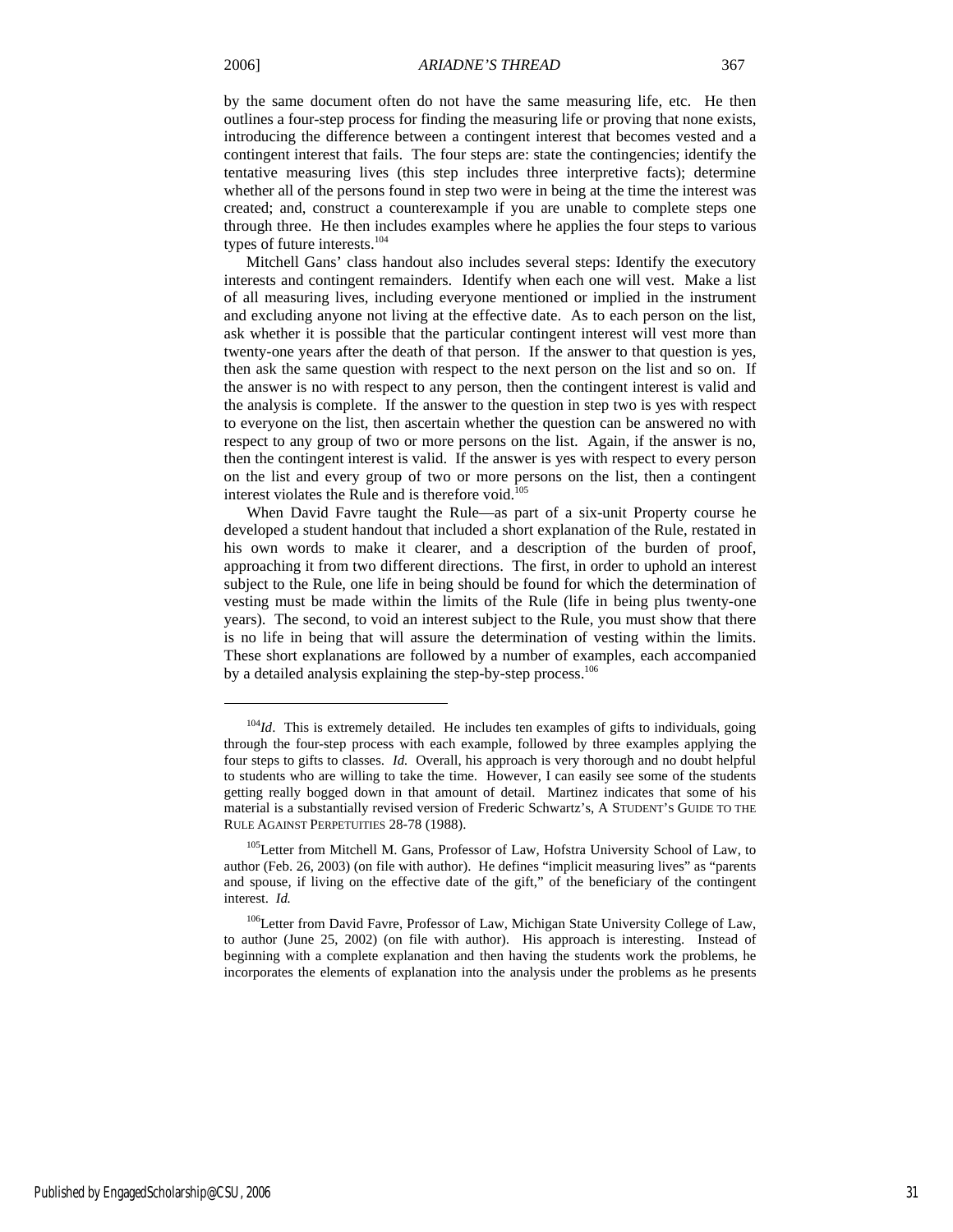by the same document often do not have the same measuring life, etc. He then outlines a four-step process for finding the measuring life or proving that none exists, introducing the difference between a contingent interest that becomes vested and a contingent interest that fails. The four steps are: state the contingencies; identify the tentative measuring lives (this step includes three interpretive facts); determine whether all of the persons found in step two were in being at the time the interest was created; and, construct a counterexample if you are unable to complete steps one through three. He then includes examples where he applies the four steps to various types of future interests.[104]

Mitchell Gans' class handout also includes several steps: Identify the executory interests and contingent remainders. Identify when each one will vest. Make a list of all measuring lives, including everyone mentioned or implied in the instrument and excluding anyone not living at the effective date. As to each person on the list, ask whether it is possible that the particular contingent interest will vest more than twenty-one years after the death of that person. If the answer to that question is yes, then ask the same question with respect to the next person on the list and so on. If the answer is no with respect to any person, then the contingent interest is valid and the analysis is complete. If the answer to the question in step two is yes with respect to everyone on the list, then ascertain whether the question can be answered no with respect to any group of two or more persons on the list. Again, if the answer is no, then the contingent interest is valid. If the answer is yes with respect to every person on the list and every group of two or more persons on the list, then a contingent interest violates the Rule and is therefore void.[105]

When David Favre taught the Rule—as part of a six-unit Property course he developed a student handout that included a short explanation of the Rule, restated in his own words to make it clearer, and a description of the burden of proof, approaching it from two different directions. The first, in order to uphold an interest subject to the Rule, one life in being should be found for which the determination of vesting must be made within the limits of the Rule (life in being plus twenty-one years). The second, to void an interest subject to the Rule, you must show that there is no life in being that will assure the determination of vesting within the limits. These short explanations are followed by a number of examples, each accompanied by a detailed analysis explaining the step-by-step process.[106]

---

[104] *Id*. This is extremely detailed. He includes ten examples of gifts to individuals, going through the four-step process with each example, followed by three examples applying the four steps to gifts to classes. *Id.* Overall, his approach is very thorough and no doubt helpful to students who are willing to take the time. However, I can easily see some of the students getting really bogged down in that amount of detail. Martinez indicates that some of his material is a substantially revised version of Frederic Schwartz's, A STUDENT'S GUIDE TO THE RULE AGAINST PERPETUITIES 28-78 (1988).

[105] Letter from Mitchell M. Gans, Professor of Law, Hofstra University School of Law, to author (Feb. 26, 2003) (on file with author). He defines "implicit measuring lives" as "parents and spouse, if living on the effective date of the gift," of the beneficiary of the contingent interest. *Id.*

[106] Letter from David Favre, Professor of Law, Michigan State University College of Law, to author (June 25, 2002) (on file with author). His approach is interesting. Instead of beginning with a complete explanation and then having the students work the problems, he incorporates the elements of explanation into the analysis under the problems as he presents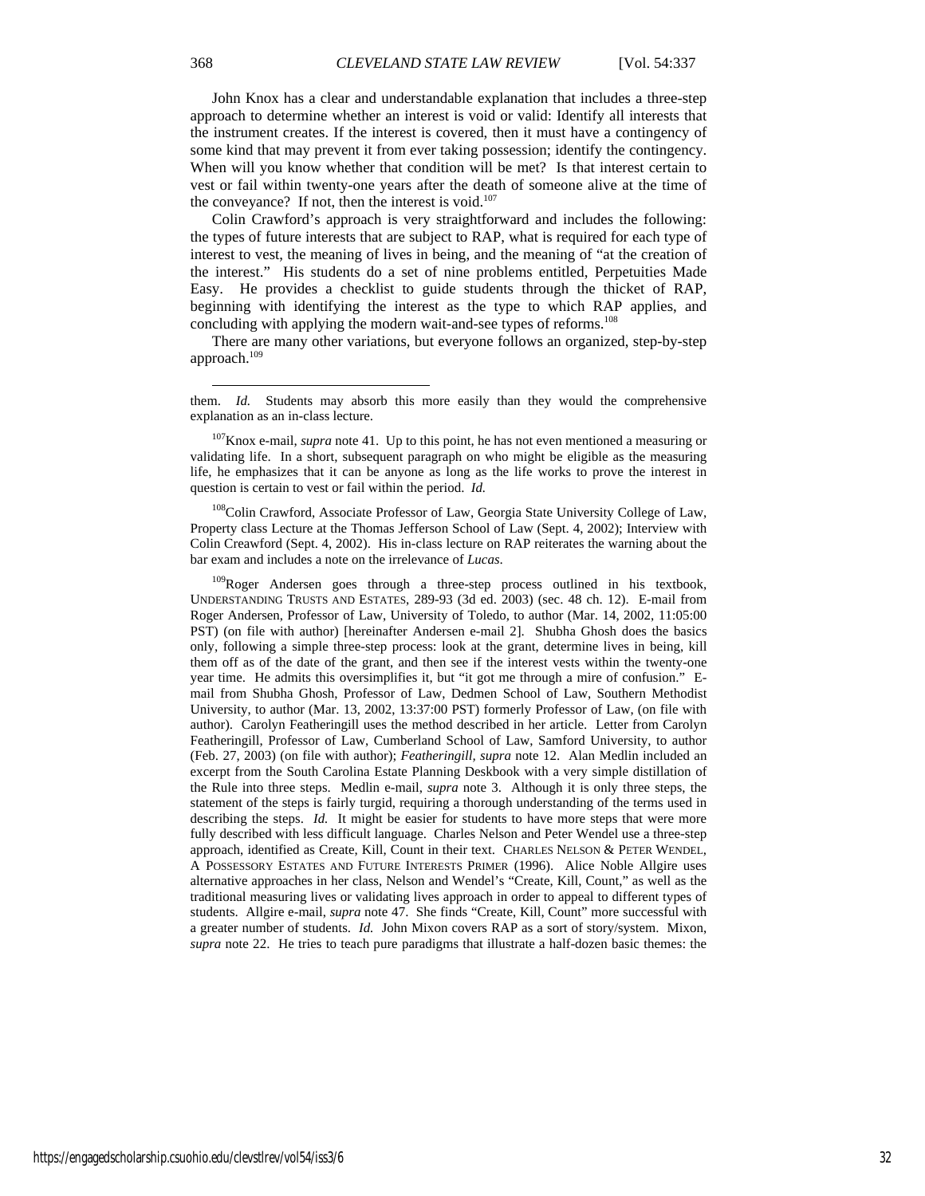John Knox has a clear and understandable explanation that includes a three-step approach to determine whether an interest is void or valid: Identify all interests that the instrument creates. If the interest is covered, then it must have a contingency of some kind that may prevent it from ever taking possession; identify the contingency. When will you know whether that condition will be met? Is that interest certain to vest or fail within twenty-one years after the death of someone alive at the time of the conveyance? If not, then the interest is void.[107]

Colin Crawford's approach is very straightforward and includes the following: the types of future interests that are subject to RAP, what is required for each type of interest to vest, the meaning of lives in being, and the meaning of "at the creation of the interest." His students do a set of nine problems entitled, Perpetuities Made Easy. He provides a checklist to guide students through the thicket of RAP, beginning with identifying the interest as the type to which RAP applies, and concluding with applying the modern wait-and-see types of reforms.[108]

There are many other variations, but everyone follows an organized, step-by-step approach.[109]

---

them. *Id.* Students may absorb this more easily than they would the comprehensive explanation as an in-class lecture.

[107]Knox e-mail, *supra* note 41. Up to this point, he has not even mentioned a measuring or validating life. In a short, subsequent paragraph on who might be eligible as the measuring life, he emphasizes that it can be anyone as long as the life works to prove the interest in question is certain to vest or fail within the period. *Id.*

[108]Colin Crawford, Associate Professor of Law, Georgia State University College of Law, Property class Lecture at the Thomas Jefferson School of Law (Sept. 4, 2002); Interview with Colin Creawford (Sept. 4, 2002). His in-class lecture on RAP reiterates the warning about the bar exam and includes a note on the irrelevance of *Lucas*.

[109]Roger Andersen goes through a three-step process outlined in his textbook, UNDERSTANDING TRUSTS AND ESTATES, 289-93 (3d ed. 2003) (sec. 48 ch. 12). E-mail from Roger Andersen, Professor of Law, University of Toledo, to author (Mar. 14, 2002, 11:05:00 PST) (on file with author) [hereinafter Andersen e-mail 2]. Shubha Ghosh does the basics only, following a simple three-step process: look at the grant, determine lives in being, kill them off as of the date of the grant, and then see if the interest vests within the twenty-one year time. He admits this oversimplifies it, but "it got me through a mire of confusion." E-mail from Shubha Ghosh, Professor of Law, Dedmen School of Law, Southern Methodist University, to author (Mar. 13, 2002, 13:37:00 PST) formerly Professor of Law, (on file with author). Carolyn Featheringill uses the method described in her article. Letter from Carolyn Featheringill, Professor of Law, Cumberland School of Law, Samford University, to author (Feb. 27, 2003) (on file with author); *Featheringill*, *supra* note 12. Alan Medlin included an excerpt from the South Carolina Estate Planning Deskbook with a very simple distillation of the Rule into three steps. Medlin e-mail, *supra* note 3. Although it is only three steps, the statement of the steps is fairly turgid, requiring a thorough understanding of the terms used in describing the steps. *Id.* It might be easier for students to have more steps that were more fully described with less difficult language. Charles Nelson and Peter Wendel use a three-step approach, identified as Create, Kill, Count in their text. CHARLES NELSON & PETER WENDEL, A POSSESSORY ESTATES AND FUTURE INTERESTS PRIMER (1996). Alice Noble Allgire uses alternative approaches in her class, Nelson and Wendel's "Create, Kill, Count," as well as the traditional measuring lives or validating lives approach in order to appeal to different types of students. Allgire e-mail, *supra* note 47. She finds "Create, Kill, Count" more successful with a greater number of students. *Id.* John Mixon covers RAP as a sort of story/system. Mixon, *supra* note 22. He tries to teach pure paradigms that illustrate a half-dozen basic themes: the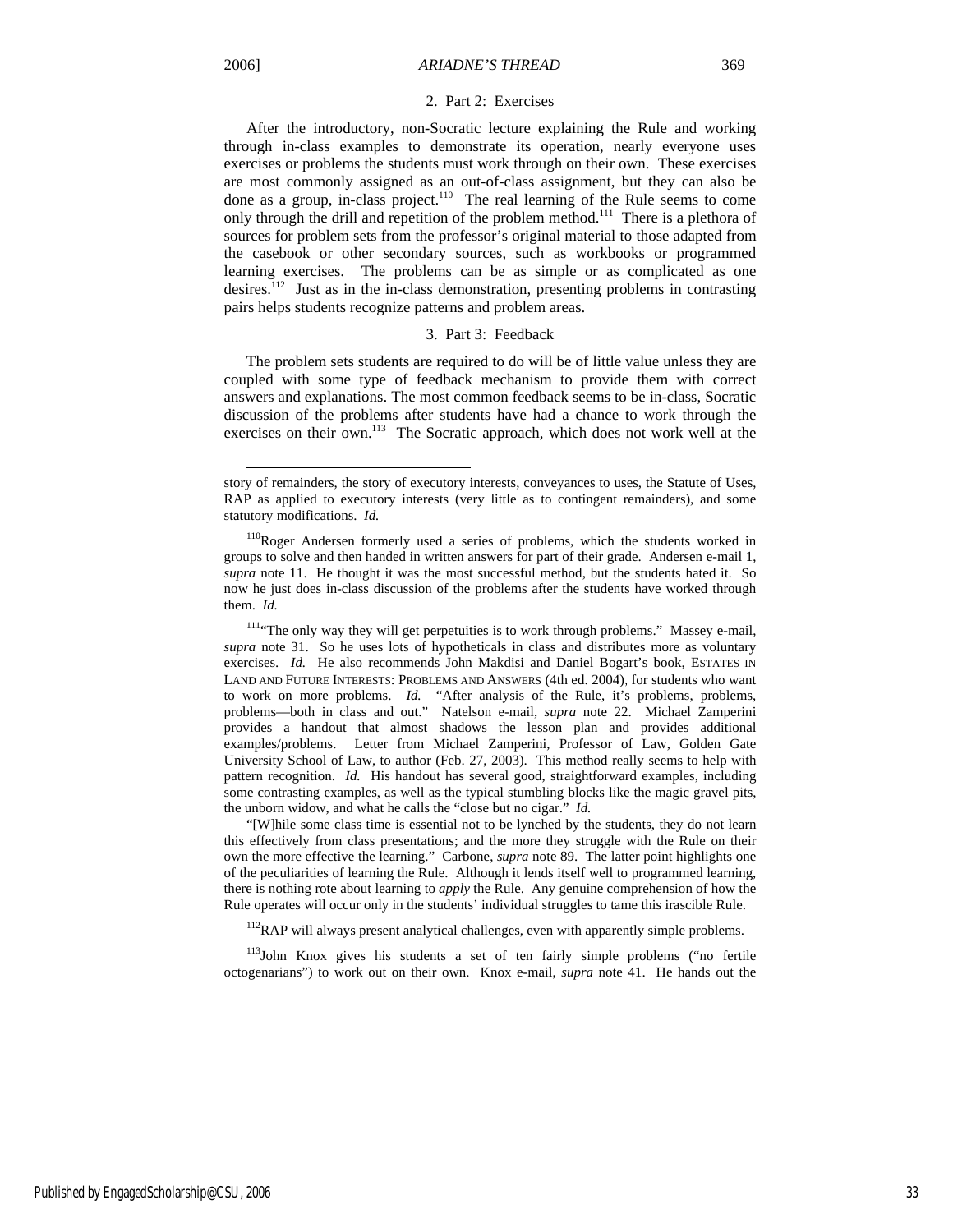#### 2. Part 2: Exercises

After the introductory, non-Socratic lecture explaining the Rule and working through in-class examples to demonstrate its operation, nearly everyone uses exercises or problems the students must work through on their own. These exercises are most commonly assigned as an out-of-class assignment, but they can also be done as a group, in-class project.[110] The real learning of the Rule seems to come only through the drill and repetition of the problem method.[111] There is a plethora of sources for problem sets from the professor's original material to those adapted from the casebook or other secondary sources, such as workbooks or programmed learning exercises. The problems can be as simple or as complicated as one desires.[112] Just as in the in-class demonstration, presenting problems in contrasting pairs helps students recognize patterns and problem areas.

#### 3. Part 3: Feedback

The problem sets students are required to do will be of little value unless they are coupled with some type of feedback mechanism to provide them with correct answers and explanations. The most common feedback seems to be in-class, Socratic discussion of the problems after students have had a chance to work through the exercises on their own.[113] The Socratic approach, which does not work well at the

---

story of remainders, the story of executory interests, conveyances to uses, the Statute of Uses, RAP as applied to executory interests (very little as to contingent remainders), and some statutory modifications. *Id.*

[110] Roger Andersen formerly used a series of problems, which the students worked in groups to solve and then handed in written answers for part of their grade. Andersen e-mail 1, *supra* note 11. He thought it was the most successful method, but the students hated it. So now he just does in-class discussion of the problems after the students have worked through them. *Id.*

[111] "The only way they will get perpetuities is to work through problems." Massey e-mail, *supra* note 31. So he uses lots of hypotheticals in class and distributes more as voluntary exercises. *Id.* He also recommends John Makdisi and Daniel Bogart's book, ESTATES IN LAND AND FUTURE INTERESTS: PROBLEMS AND ANSWERS (4th ed. 2004), for students who want to work on more problems. *Id.* "After analysis of the Rule, it's problems, problems, problems—both in class and out." Natelson e-mail, *supra* note 22. Michael Zamperini provides a handout that almost shadows the lesson plan and provides additional examples/problems. Letter from Michael Zamperini, Professor of Law, Golden Gate University School of Law, to author (Feb. 27, 2003). This method really seems to help with pattern recognition. *Id.* His handout has several good, straightforward examples, including some contrasting examples, as well as the typical stumbling blocks like the magic gravel pits, the unborn widow, and what he calls the "close but no cigar." *Id.*

"[W]hile some class time is essential not to be lynched by the students, they do not learn this effectively from class presentations; and the more they struggle with the Rule on their own the more effective the learning." Carbone, *supra* note 89. The latter point highlights one of the peculiarities of learning the Rule. Although it lends itself well to programmed learning, there is nothing rote about learning to *apply* the Rule. Any genuine comprehension of how the Rule operates will occur only in the students' individual struggles to tame this irascible Rule.

[112] RAP will always present analytical challenges, even with apparently simple problems.

[113] John Knox gives his students a set of ten fairly simple problems ("no fertile octogenarians") to work out on their own. Knox e-mail, *supra* note 41. He hands out the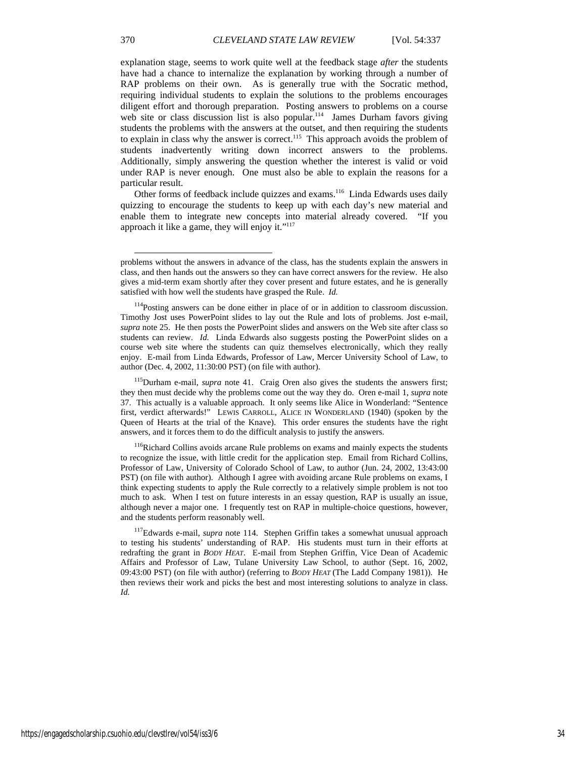explanation stage, seems to work quite well at the feedback stage *after* the students have had a chance to internalize the explanation by working through a number of RAP problems on their own. As is generally true with the Socratic method, requiring individual students to explain the solutions to the problems encourages diligent effort and thorough preparation. Posting answers to problems on a course web site or class discussion list is also popular.[114] James Durham favors giving students the problems with the answers at the outset, and then requiring the students to explain in class why the answer is correct.[115] This approach avoids the problem of students inadvertently writing down incorrect answers to the problems. Additionally, simply answering the question whether the interest is valid or void under RAP is never enough. One must also be able to explain the reasons for a particular result.

Other forms of feedback include quizzes and exams.[116] Linda Edwards uses daily quizzing to encourage the students to keep up with each day's new material and enable them to integrate new concepts into material already covered. "If you approach it like a game, they will enjoy it."[117]

---

problems without the answers in advance of the class, has the students explain the answers in class, and then hands out the answers so they can have correct answers for the review. He also gives a mid-term exam shortly after they cover present and future estates, and he is generally satisfied with how well the students have grasped the Rule. *Id.*

[114]Posting answers can be done either in place of or in addition to classroom discussion. Timothy Jost uses PowerPoint slides to lay out the Rule and lots of problems. Jost e-mail, *supra* note 25. He then posts the PowerPoint slides and answers on the Web site after class so students can review. *Id.* Linda Edwards also suggests posting the PowerPoint slides on a course web site where the students can quiz themselves electronically, which they really enjoy. E-mail from Linda Edwards, Professor of Law, Mercer University School of Law, to author (Dec. 4, 2002, 11:30:00 PST) (on file with author).

[115]Durham e-mail, *supra* note 41. Craig Oren also gives the students the answers first; they then must decide why the problems come out the way they do. Oren e-mail 1, *supra* note 37. This actually is a valuable approach. It only seems like Alice in Wonderland: "Sentence first, verdict afterwards!" LEWIS CARROLL, ALICE IN WONDERLAND (1940) (spoken by the Queen of Hearts at the trial of the Knave). This order ensures the students have the right answers, and it forces them to do the difficult analysis to justify the answers.

[116]Richard Collins avoids arcane Rule problems on exams and mainly expects the students to recognize the issue, with little credit for the application step. Email from Richard Collins, Professor of Law, University of Colorado School of Law, to author (Jun. 24, 2002, 13:43:00 PST) (on file with author). Although I agree with avoiding arcane Rule problems on exams, I think expecting students to apply the Rule correctly to a relatively simple problem is not too much to ask. When I test on future interests in an essay question, RAP is usually an issue, although never a major one. I frequently test on RAP in multiple-choice questions, however, and the students perform reasonably well.

[117]Edwards e-mail, *supra* note 114. Stephen Griffin takes a somewhat unusual approach to testing his students' understanding of RAP. His students must turn in their efforts at redrafting the grant in *BODY HEAT*. E-mail from Stephen Griffin, Vice Dean of Academic Affairs and Professor of Law, Tulane University Law School, to author (Sept. 16, 2002, 09:43:00 PST) (on file with author) (referring to *BODY HEAT* (The Ladd Company 1981)). He then reviews their work and picks the best and most interesting solutions to analyze in class. *Id.*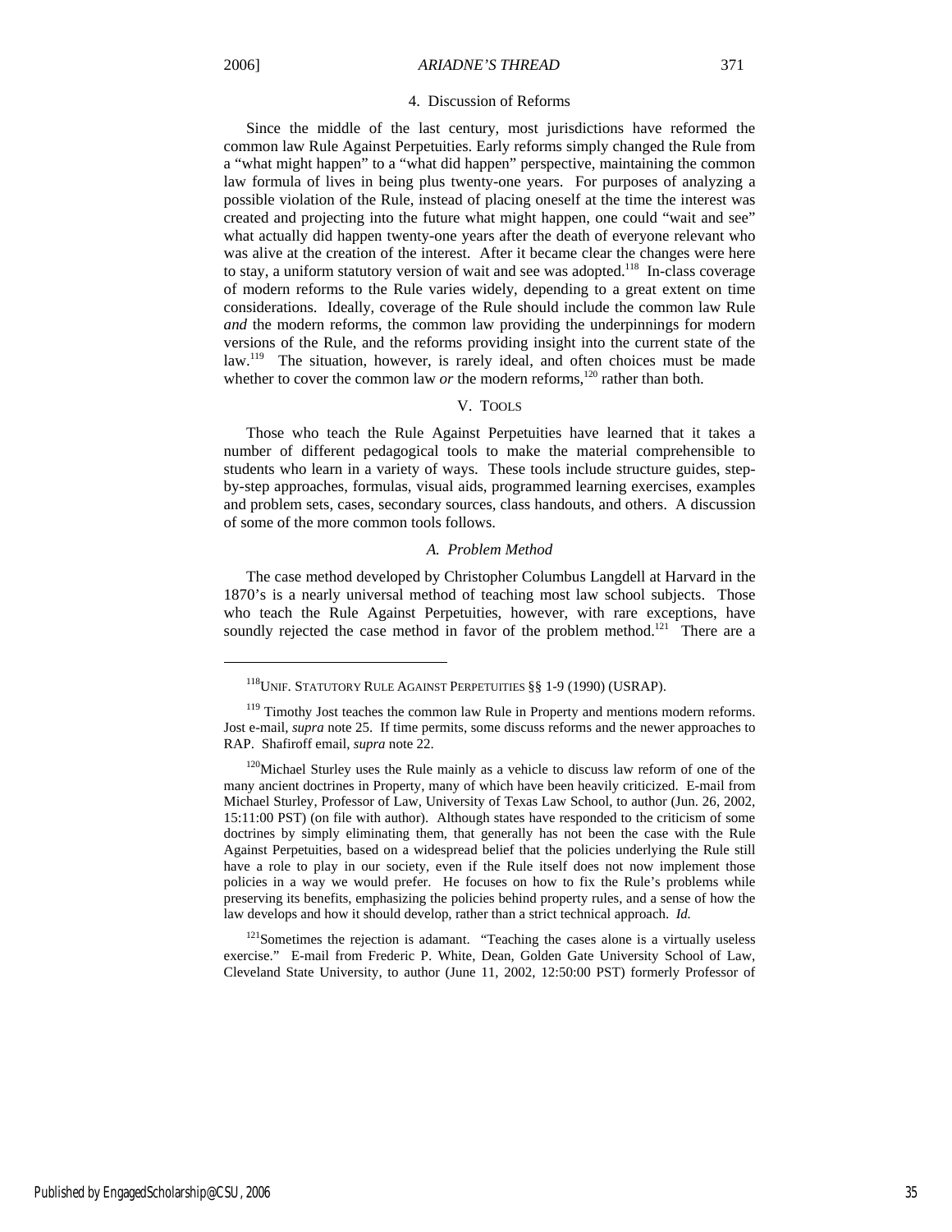### 4. Discussion of Reforms

Since the middle of the last century, most jurisdictions have reformed the common law Rule Against Perpetuities. Early reforms simply changed the Rule from a "what might happen" to a "what did happen" perspective, maintaining the common law formula of lives in being plus twenty-one years. For purposes of analyzing a possible violation of the Rule, instead of placing oneself at the time the interest was created and projecting into the future what might happen, one could "wait and see" what actually did happen twenty-one years after the death of everyone relevant who was alive at the creation of the interest. After it became clear the changes were here to stay, a uniform statutory version of wait and see was adopted.[118] In-class coverage of modern reforms to the Rule varies widely, depending to a great extent on time considerations. Ideally, coverage of the Rule should include the common law Rule *and* the modern reforms, the common law providing the underpinnings for modern versions of the Rule, and the reforms providing insight into the current state of the law.[119] The situation, however, is rarely ideal, and often choices must be made whether to cover the common law *or* the modern reforms,[120] rather than both.

## V. Tools

Those who teach the Rule Against Perpetuities have learned that it takes a number of different pedagogical tools to make the material comprehensible to students who learn in a variety of ways. These tools include structure guides, step-by-step approaches, formulas, visual aids, programmed learning exercises, examples and problem sets, cases, secondary sources, class handouts, and others. A discussion of some of the more common tools follows.

### *A. Problem Method*

The case method developed by Christopher Columbus Langdell at Harvard in the 1870's is a nearly universal method of teaching most law school subjects. Those who teach the Rule Against Perpetuities, however, with rare exceptions, have soundly rejected the case method in favor of the problem method.[121] There are a

---

[118] UNIF. STATUTORY RULE AGAINST PERPETUITIES §§ 1-9 (1990) (USRAP).

[119] Timothy Jost teaches the common law Rule in Property and mentions modern reforms. Jost e-mail, *supra* note 25. If time permits, some discuss reforms and the newer approaches to RAP. Shafiroff email, *supra* note 22.

[120] Michael Sturley uses the Rule mainly as a vehicle to discuss law reform of one of the many ancient doctrines in Property, many of which have been heavily criticized. E-mail from Michael Sturley, Professor of Law, University of Texas Law School, to author (Jun. 26, 2002, 15:11:00 PST) (on file with author). Although states have responded to the criticism of some doctrines by simply eliminating them, that generally has not been the case with the Rule Against Perpetuities, based on a widespread belief that the policies underlying the Rule still have a role to play in our society, even if the Rule itself does not now implement those policies in a way we would prefer. He focuses on how to fix the Rule's problems while preserving its benefits, emphasizing the policies behind property rules, and a sense of how the law develops and how it should develop, rather than a strict technical approach. *Id.*

[121] Sometimes the rejection is adamant. "Teaching the cases alone is a virtually useless exercise." E-mail from Frederic P. White, Dean, Golden Gate University School of Law, Cleveland State University, to author (June 11, 2002, 12:50:00 PST) formerly Professor of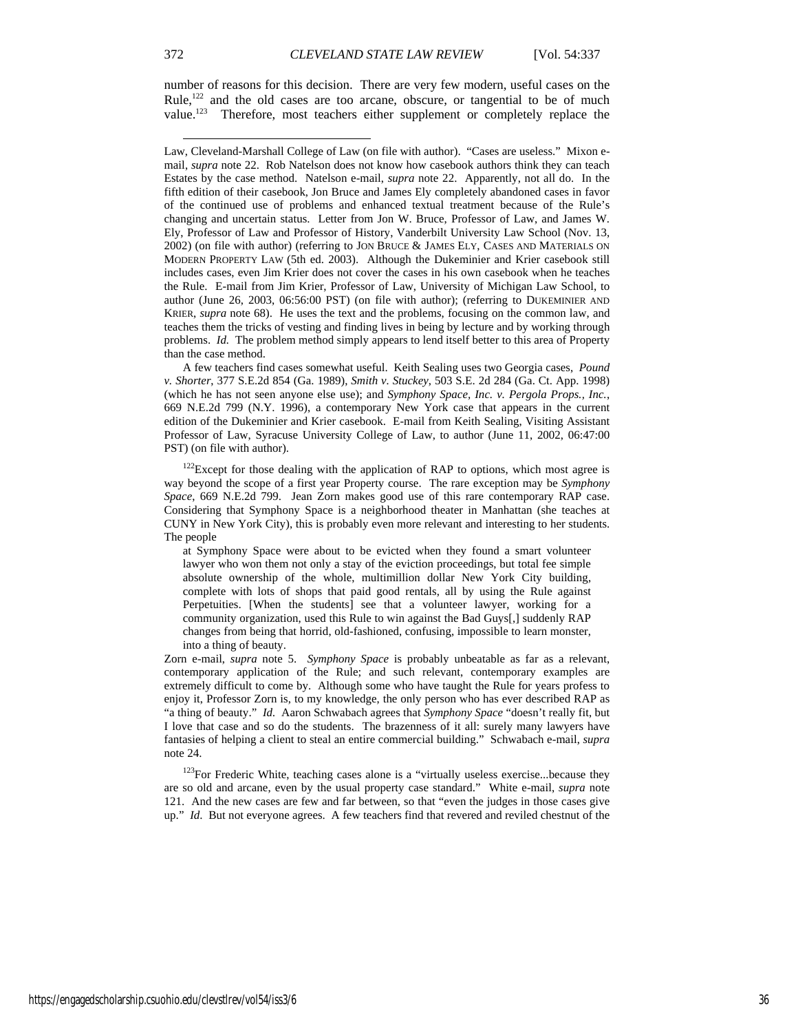number of reasons for this decision. There are very few modern, useful cases on the Rule,[122] and the old cases are too arcane, obscure, or tangential to be of much value.[123] Therefore, most teachers either supplement or completely replace the

---

Law, Cleveland-Marshall College of Law (on file with author). "Cases are useless." Mixon e-mail, *supra* note 22. Rob Natelson does not know how casebook authors think they can teach Estates by the case method. Natelson e-mail, *supra* note 22. Apparently, not all do. In the fifth edition of their casebook, Jon Bruce and James Ely completely abandoned cases in favor of the continued use of problems and enhanced textual treatment because of the Rule's changing and uncertain status. Letter from Jon W. Bruce, Professor of Law, and James W. Ely, Professor of Law and Professor of History, Vanderbilt University Law School (Nov. 13, 2002) (on file with author) (referring to JON BRUCE & JAMES ELY, CASES AND MATERIALS ON MODERN PROPERTY LAW (5th ed. 2003). Although the Dukeminier and Krier casebook still includes cases, even Jim Krier does not cover the cases in his own casebook when he teaches the Rule. E-mail from Jim Krier, Professor of Law, University of Michigan Law School, to author (June 26, 2003, 06:56:00 PST) (on file with author); (referring to DUKEMINIER AND KRIER, *supra* note 68). He uses the text and the problems, focusing on the common law, and teaches them the tricks of vesting and finding lives in being by lecture and by working through problems. *Id.* The problem method simply appears to lend itself better to this area of Property than the case method.

A few teachers find cases somewhat useful. Keith Sealing uses two Georgia cases, *Pound v. Shorter*, 377 S.E.2d 854 (Ga. 1989), *Smith v. Stuckey*, 503 S.E. 2d 284 (Ga. Ct. App. 1998) (which he has not seen anyone else use); and *Symphony Space, Inc. v. Pergola Props., Inc.*, 669 N.E.2d 799 (N.Y. 1996), a contemporary New York case that appears in the current edition of the Dukeminier and Krier casebook. E-mail from Keith Sealing, Visiting Assistant Professor of Law, Syracuse University College of Law, to author (June 11, 2002, 06:47:00 PST) (on file with author).

[122]Except for those dealing with the application of RAP to options, which most agree is way beyond the scope of a first year Property course. The rare exception may be *Symphony Space*, 669 N.E.2d 799. Jean Zorn makes good use of this rare contemporary RAP case. Considering that Symphony Space is a neighborhood theater in Manhattan (she teaches at CUNY in New York City), this is probably even more relevant and interesting to her students. The people

> at Symphony Space were about to be evicted when they found a smart volunteer lawyer who won them not only a stay of the eviction proceedings, but total fee simple absolute ownership of the whole, multimillion dollar New York City building, complete with lots of shops that paid good rentals, all by using the Rule against Perpetuities. [When the students] see that a volunteer lawyer, working for a community organization, used this Rule to win against the Bad Guys[,] suddenly RAP changes from being that horrid, old-fashioned, confusing, impossible to learn monster, into a thing of beauty.

Zorn e-mail, *supra* note 5. *Symphony Space* is probably unbeatable as far as a relevant, contemporary application of the Rule; and such relevant, contemporary examples are extremely difficult to come by. Although some who have taught the Rule for years profess to enjoy it, Professor Zorn is, to my knowledge, the only person who has ever described RAP as "a thing of beauty." *Id.* Aaron Schwabach agrees that *Symphony Space* "doesn't really fit, but I love that case and so do the students. The brazenness of it all: surely many lawyers have fantasies of helping a client to steal an entire commercial building." Schwabach e-mail, *supra* note 24.

[123]For Frederic White, teaching cases alone is a "virtually useless exercise...because they are so old and arcane, even by the usual property case standard." White e-mail, *supra* note 121. And the new cases are few and far between, so that "even the judges in those cases give up." *Id.* But not everyone agrees. A few teachers find that revered and reviled chestnut of the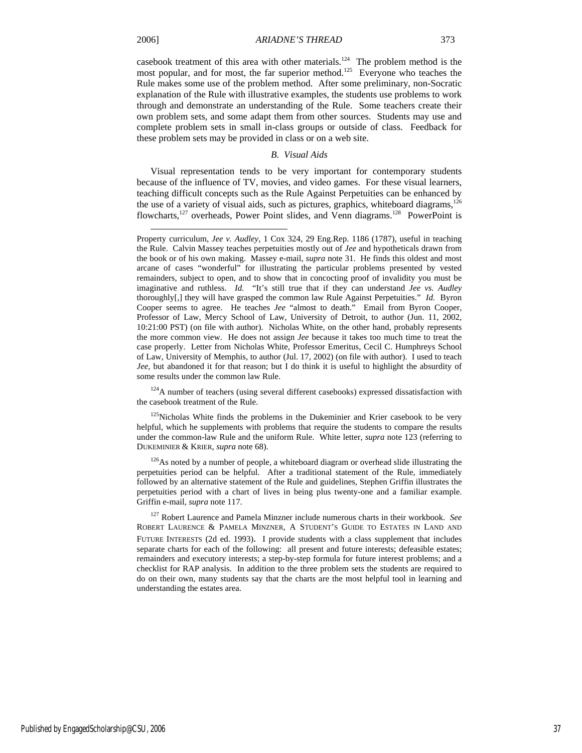casebook treatment of this area with other materials.[124] The problem method is the most popular, and for most, the far superior method.[125] Everyone who teaches the Rule makes some use of the problem method. After some preliminary, non-Socratic explanation of the Rule with illustrative examples, the students use problems to work through and demonstrate an understanding of the Rule. Some teachers create their own problem sets, and some adapt them from other sources. Students may use and complete problem sets in small in-class groups or outside of class. Feedback for these problem sets may be provided in class or on a web site.

### *B. Visual Aids*

Visual representation tends to be very important for contemporary students because of the influence of TV, movies, and video games. For these visual learners, teaching difficult concepts such as the Rule Against Perpetuities can be enhanced by the use of a variety of visual aids, such as pictures, graphics, whiteboard diagrams,[126] flowcharts,[127] overheads, Power Point slides, and Venn diagrams.[128] PowerPoint is

---

Property curriculum, *Jee v. Audley*, 1 Cox 324, 29 Eng.Rep. 1186 (1787), useful in teaching the Rule. Calvin Massey teaches perpetuities mostly out of *Jee* and hypotheticals drawn from the book or of his own making. Massey e-mail, *supra* note 31. He finds this oldest and most arcane of cases "wonderful" for illustrating the particular problems presented by vested remainders, subject to open, and to show that in concocting proof of invalidity you must be imaginative and ruthless. *Id.* "It's still true that if they can understand *Jee vs. Audley* thoroughly[,] they will have grasped the common law Rule Against Perpetuities." *Id.* Byron Cooper seems to agree. He teaches *Jee* "almost to death." Email from Byron Cooper, Professor of Law, Mercy School of Law, University of Detroit, to author (Jun. 11, 2002, 10:21:00 PST) (on file with author). Nicholas White, on the other hand, probably represents the more common view. He does not assign *Jee* because it takes too much time to treat the case properly. Letter from Nicholas White, Professor Emeritus, Cecil C. Humphreys School of Law, University of Memphis, to author (Jul. 17, 2002) (on file with author). I used to teach *Jee*, but abandoned it for that reason; but I do think it is useful to highlight the absurdity of some results under the common law Rule.

[124] A number of teachers (using several different casebooks) expressed dissatisfaction with the casebook treatment of the Rule.

[125] Nicholas White finds the problems in the Dukeminier and Krier casebook to be very helpful, which he supplements with problems that require the students to compare the results under the common-law Rule and the uniform Rule. White letter, *supra* note 123 (referring to DUKEMINIER & KRIER, *supra* note 68).

[126] As noted by a number of people, a whiteboard diagram or overhead slide illustrating the perpetuities period can be helpful. After a traditional statement of the Rule, immediately followed by an alternative statement of the Rule and guidelines, Stephen Griffin illustrates the perpetuities period with a chart of lives in being plus twenty-one and a familiar example. Griffin e-mail, *supra* note 117.

[127] Robert Laurence and Pamela Minzner include numerous charts in their workbook. *See* ROBERT LAURENCE & PAMELA MINZNER, A STUDENT'S GUIDE TO ESTATES IN LAND AND FUTURE INTERESTS (2d ed. 1993). I provide students with a class supplement that includes separate charts for each of the following: all present and future interests; defeasible estates; remainders and executory interests; a step-by-step formula for future interest problems; and a checklist for RAP analysis. In addition to the three problem sets the students are required to do on their own, many students say that the charts are the most helpful tool in learning and understanding the estates area.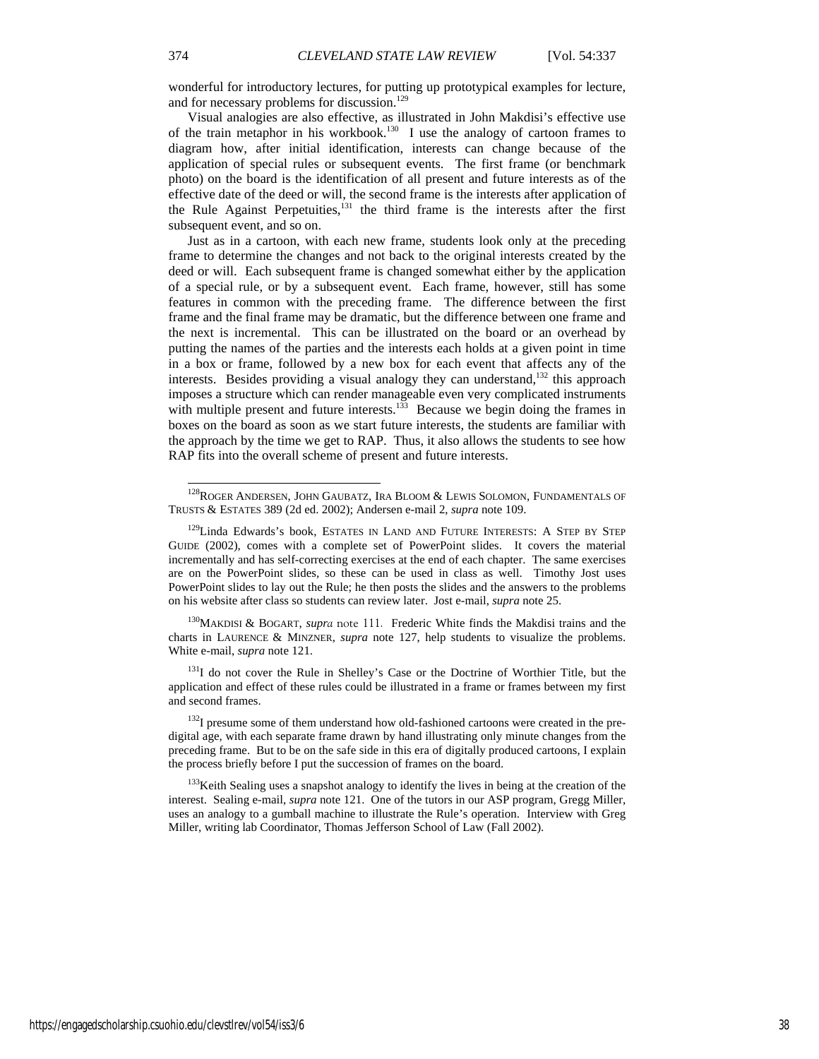wonderful for introductory lectures, for putting up prototypical examples for lecture, and for necessary problems for discussion.[129]

Visual analogies are also effective, as illustrated in John Makdisi's effective use of the train metaphor in his workbook.[130] I use the analogy of cartoon frames to diagram how, after initial identification, interests can change because of the application of special rules or subsequent events. The first frame (or benchmark photo) on the board is the identification of all present and future interests as of the effective date of the deed or will, the second frame is the interests after application of the Rule Against Perpetuities,[131] the third frame is the interests after the first subsequent event, and so on.

Just as in a cartoon, with each new frame, students look only at the preceding frame to determine the changes and not back to the original interests created by the deed or will. Each subsequent frame is changed somewhat either by the application of a special rule, or by a subsequent event. Each frame, however, still has some features in common with the preceding frame. The difference between the first frame and the final frame may be dramatic, but the difference between one frame and the next is incremental. This can be illustrated on the board or an overhead by putting the names of the parties and the interests each holds at a given point in time in a box or frame, followed by a new box for each event that affects any of the interests. Besides providing a visual analogy they can understand,[132] this approach imposes a structure which can render manageable even very complicated instruments with multiple present and future interests.[133] Because we begin doing the frames in boxes on the board as soon as we start future interests, the students are familiar with the approach by the time we get to RAP. Thus, it also allows the students to see how RAP fits into the overall scheme of present and future interests.

---

[128] ROGER ANDERSEN, JOHN GAUBATZ, IRA BLOOM & LEWIS SOLOMON, FUNDAMENTALS OF TRUSTS & ESTATES 389 (2d ed. 2002); Andersen e-mail 2, *supra* note 109.

[129] Linda Edwards's book, ESTATES IN LAND AND FUTURE INTERESTS: A STEP BY STEP GUIDE (2002), comes with a complete set of PowerPoint slides. It covers the material incrementally and has self-correcting exercises at the end of each chapter. The same exercises are on the PowerPoint slides, so these can be used in class as well. Timothy Jost uses PowerPoint slides to lay out the Rule; he then posts the slides and the answers to the problems on his website after class so students can review later. Jost e-mail, *supra* note 25.

[130] MAKDISI & BOGART, *supra* note 111. Frederic White finds the Makdisi trains and the charts in LAURENCE & MINZNER, *supra* note 127, help students to visualize the problems. White e-mail, *supra* note 121.

[131] I do not cover the Rule in Shelley's Case or the Doctrine of Worthier Title, but the application and effect of these rules could be illustrated in a frame or frames between my first and second frames.

[132] I presume some of them understand how old-fashioned cartoons were created in the pre-digital age, with each separate frame drawn by hand illustrating only minute changes from the preceding frame. But to be on the safe side in this era of digitally produced cartoons, I explain the process briefly before I put the succession of frames on the board.

[133] Keith Sealing uses a snapshot analogy to identify the lives in being at the creation of the interest. Sealing e-mail, *supra* note 121. One of the tutors in our ASP program, Gregg Miller, uses an analogy to a gumball machine to illustrate the Rule's operation. Interview with Greg Miller, writing lab Coordinator, Thomas Jefferson School of Law (Fall 2002).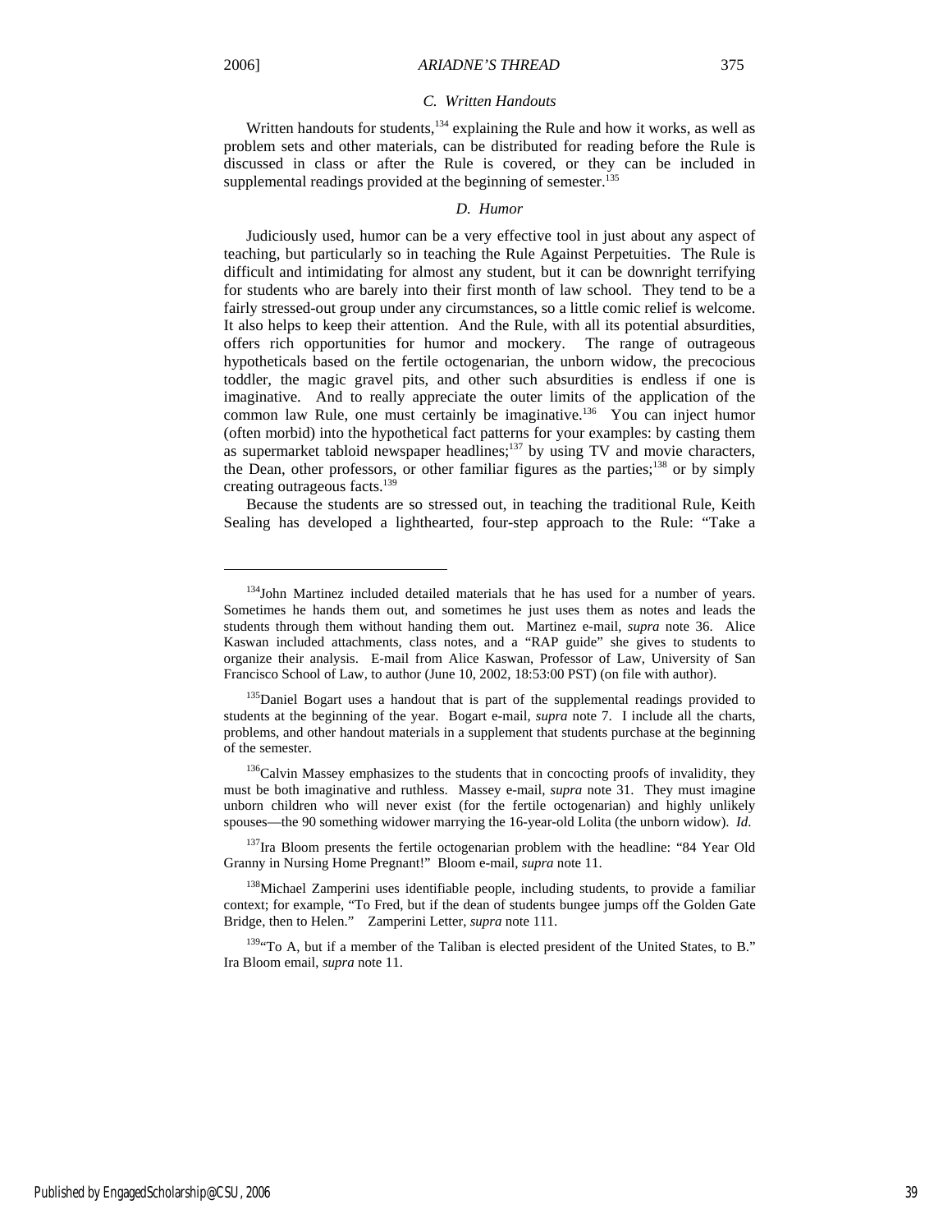### C. Written Handouts

Written handouts for students,[134] explaining the Rule and how it works, as well as problem sets and other materials, can be distributed for reading before the Rule is discussed in class or after the Rule is covered, or they can be included in supplemental readings provided at the beginning of semester.[135]

### D. Humor

Judiciously used, humor can be a very effective tool in just about any aspect of teaching, but particularly so in teaching the Rule Against Perpetuities. The Rule is difficult and intimidating for almost any student, but it can be downright terrifying for students who are barely into their first month of law school. They tend to be a fairly stressed-out group under any circumstances, so a little comic relief is welcome. It also helps to keep their attention. And the Rule, with all its potential absurdities, offers rich opportunities for humor and mockery. The range of outrageous hypotheticals based on the fertile octogenarian, the unborn widow, the precocious toddler, the magic gravel pits, and other such absurdities is endless if one is imaginative. And to really appreciate the outer limits of the application of the common law Rule, one must certainly be imaginative.[136] You can inject humor (often morbid) into the hypothetical fact patterns for your examples: by casting them as supermarket tabloid newspaper headlines;[137] by using TV and movie characters, the Dean, other professors, or other familiar figures as the parties;[138] or by simply creating outrageous facts.[139]

Because the students are so stressed out, in teaching the traditional Rule, Keith Sealing has developed a lighthearted, four-step approach to the Rule: "Take a

---

[134] John Martinez included detailed materials that he has used for a number of years. Sometimes he hands them out, and sometimes he just uses them as notes and leads the students through them without handing them out. Martinez e-mail, *supra* note 36. Alice Kaswan included attachments, class notes, and a "RAP guide" she gives to students to organize their analysis. E-mail from Alice Kaswan, Professor of Law, University of San Francisco School of Law, to author (June 10, 2002, 18:53:00 PST) (on file with author).

[135] Daniel Bogart uses a handout that is part of the supplemental readings provided to students at the beginning of the year. Bogart e-mail, *supra* note 7. I include all the charts, problems, and other handout materials in a supplement that students purchase at the beginning of the semester.

[136] Calvin Massey emphasizes to the students that in concocting proofs of invalidity, they must be both imaginative and ruthless. Massey e-mail, *supra* note 31. They must imagine unborn children who will never exist (for the fertile octogenarian) and highly unlikely spouses—the 90 something widower marrying the 16-year-old Lolita (the unborn widow). *Id.*

[137] Ira Bloom presents the fertile octogenarian problem with the headline: "84 Year Old Granny in Nursing Home Pregnant!" Bloom e-mail, *supra* note 11.

[138] Michael Zamperini uses identifiable people, including students, to provide a familiar context; for example, "To Fred, but if the dean of students bungee jumps off the Golden Gate Bridge, then to Helen." Zamperini Letter, *supra* note 111.

[139] "To A, but if a member of the Taliban is elected president of the United States, to B." Ira Bloom email, *supra* note 11.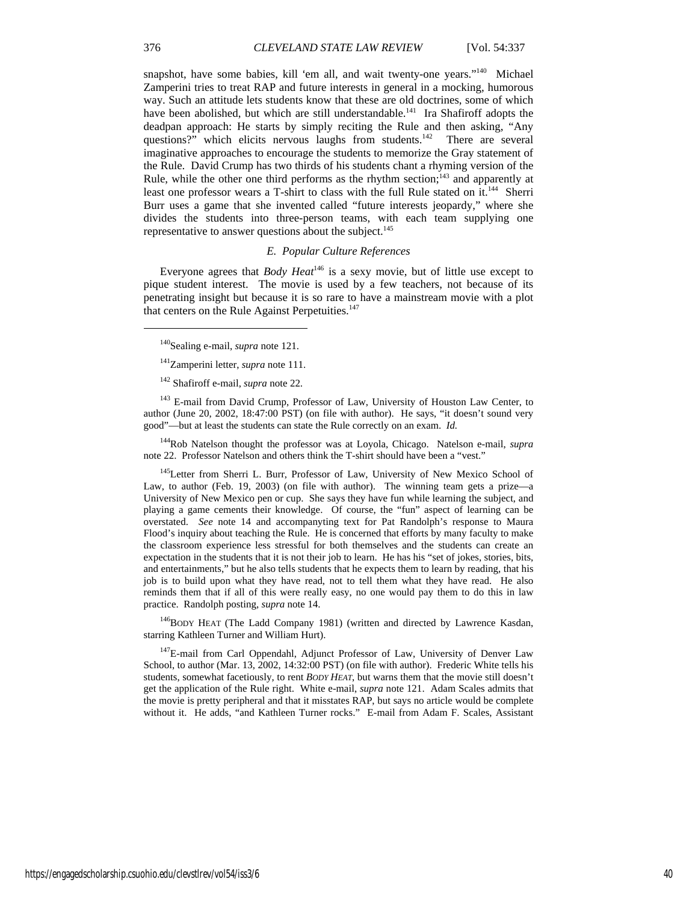snapshot, have some babies, kill 'em all, and wait twenty-one years."[140] Michael Zamperini tries to treat RAP and future interests in general in a mocking, humorous way. Such an attitude lets students know that these are old doctrines, some of which have been abolished, but which are still understandable.[141] Ira Shafiroff adopts the deadpan approach: He starts by simply reciting the Rule and then asking, "Any questions?" which elicits nervous laughs from students.[142] There are several imaginative approaches to encourage the students to memorize the Gray statement of the Rule. David Crump has two thirds of his students chant a rhyming version of the Rule, while the other one third performs as the rhythm section;[143] and apparently at least one professor wears a T-shirt to class with the full Rule stated on it.[144] Sherri Burr uses a game that she invented called "future interests jeopardy," where she divides the students into three-person teams, with each team supplying one representative to answer questions about the subject.[145]

### *E. Popular Culture References*

Everyone agrees that *Body Heat*[146] is a sexy movie, but of little use except to pique student interest. The movie is used by a few teachers, not because of its penetrating insight but because it is so rare to have a mainstream movie with a plot that centers on the Rule Against Perpetuities.[147]

---

[140] Sealing e-mail, *supra* note 121.

[141] Zamperini letter, *supra* note 111.

[142] Shafiroff e-mail, *supra* note 22.

[143] E-mail from David Crump, Professor of Law, University of Houston Law Center, to author (June 20, 2002, 18:47:00 PST) (on file with author). He says, "it doesn't sound very good"—but at least the students can state the Rule correctly on an exam. *Id.*

[144] Rob Natelson thought the professor was at Loyola, Chicago. Natelson e-mail, *supra* note 22. Professor Natelson and others think the T-shirt should have been a "vest."

[145] Letter from Sherri L. Burr, Professor of Law, University of New Mexico School of Law, to author (Feb. 19, 2003) (on file with author). The winning team gets a prize—a University of New Mexico pen or cup. She says they have fun while learning the subject, and playing a game cements their knowledge. Of course, the "fun" aspect of learning can be overstated. *See* note 14 and accompanyting text for Pat Randolph's response to Maura Flood's inquiry about teaching the Rule. He is concerned that efforts by many faculty to make the classroom experience less stressful for both themselves and the students can create an expectation in the students that it is not their job to learn. He has his "set of jokes, stories, bits, and entertainments," but he also tells students that he expects them to learn by reading, that his job is to build upon what they have read, not to tell them what they have read. He also reminds them that if all of this were really easy, no one would pay them to do this in law practice. Randolph posting, *supra* note 14.

[146] BODY HEAT (The Ladd Company 1981) (written and directed by Lawrence Kasdan, starring Kathleen Turner and William Hurt).

[147] E-mail from Carl Oppendahl, Adjunct Professor of Law, University of Denver Law School, to author (Mar. 13, 2002, 14:32:00 PST) (on file with author). Frederic White tells his students, somewhat facetiously, to rent *BODY HEAT*, but warns them that the movie still doesn't get the application of the Rule right. White e-mail, *supra* note 121. Adam Scales admits that the movie is pretty peripheral and that it misstates RAP, but says no article would be complete without it. He adds, "and Kathleen Turner rocks." E-mail from Adam F. Scales, Assistant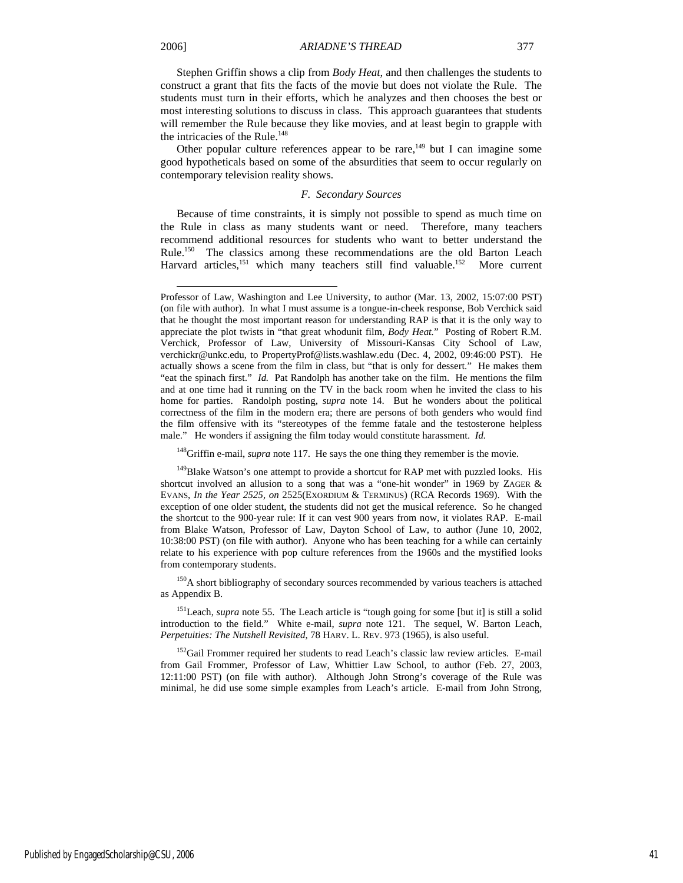Stephen Griffin shows a clip from *Body Heat*, and then challenges the students to construct a grant that fits the facts of the movie but does not violate the Rule. The students must turn in their efforts, which he analyzes and then chooses the best or most interesting solutions to discuss in class. This approach guarantees that students will remember the Rule because they like movies, and at least begin to grapple with the intricacies of the Rule.[148]

Other popular culture references appear to be rare,[149] but I can imagine some good hypotheticals based on some of the absurdities that seem to occur regularly on contemporary television reality shows.

### *F. Secondary Sources*

Because of time constraints, it is simply not possible to spend as much time on the Rule in class as many students want or need. Therefore, many teachers recommend additional resources for students who want to better understand the Rule.[150] The classics among these recommendations are the old Barton Leach Harvard articles,[151] which many teachers still find valuable.[152] More current

---

Professor of Law, Washington and Lee University, to author (Mar. 13, 2002, 15:07:00 PST) (on file with author). In what I must assume is a tongue-in-cheek response, Bob Verchick said that he thought the most important reason for understanding RAP is that it is the only way to appreciate the plot twists in "that great whodunit film, *Body Heat*." Posting of Robert R.M. Verchick, Professor of Law, University of Missouri-Kansas City School of Law, verchickr@unkc.edu, to PropertyProf@lists.washlaw.edu (Dec. 4, 2002, 09:46:00 PST). He actually shows a scene from the film in class, but "that is only for dessert." He makes them "eat the spinach first." *Id.* Pat Randolph has another take on the film. He mentions the film and at one time had it running on the TV in the back room when he invited the class to his home for parties. Randolph posting, *supra* note 14. But he wonders about the political correctness of the film in the modern era; there are persons of both genders who would find the film offensive with its "stereotypes of the femme fatale and the testosterone helpless male." He wonders if assigning the film today would constitute harassment. *Id.*

[148] Griffin e-mail, *supra* note 117. He says the one thing they remember is the movie.

[149] Blake Watson's one attempt to provide a shortcut for RAP met with puzzled looks. His shortcut involved an allusion to a song that was a "one-hit wonder" in 1969 by ZAGER & EVANS, *In the Year 2525*, *on* 2525(EXORDIUM & TERMINUS) (RCA Records 1969). With the exception of one older student, the students did not get the musical reference. So he changed the shortcut to the 900-year rule: If it can vest 900 years from now, it violates RAP. E-mail from Blake Watson, Professor of Law, Dayton School of Law, to author (June 10, 2002, 10:38:00 PST) (on file with author). Anyone who has been teaching for a while can certainly relate to his experience with pop culture references from the 1960s and the mystified looks from contemporary students.

[150] A short bibliography of secondary sources recommended by various teachers is attached as Appendix B.

[151] Leach, *supra* note 55. The Leach article is "tough going for some [but it] is still a solid introduction to the field." White e-mail, *supra* note 121. The sequel, W. Barton Leach, *Perpetuities: The Nutshell Revisited*, 78 HARV. L. REV. 973 (1965), is also useful.

[152] Gail Frommer required her students to read Leach's classic law review articles. E-mail from Gail Frommer, Professor of Law, Whittier Law School, to author (Feb. 27, 2003, 12:11:00 PST) (on file with author). Although John Strong's coverage of the Rule was minimal, he did use some simple examples from Leach's article. E-mail from John Strong,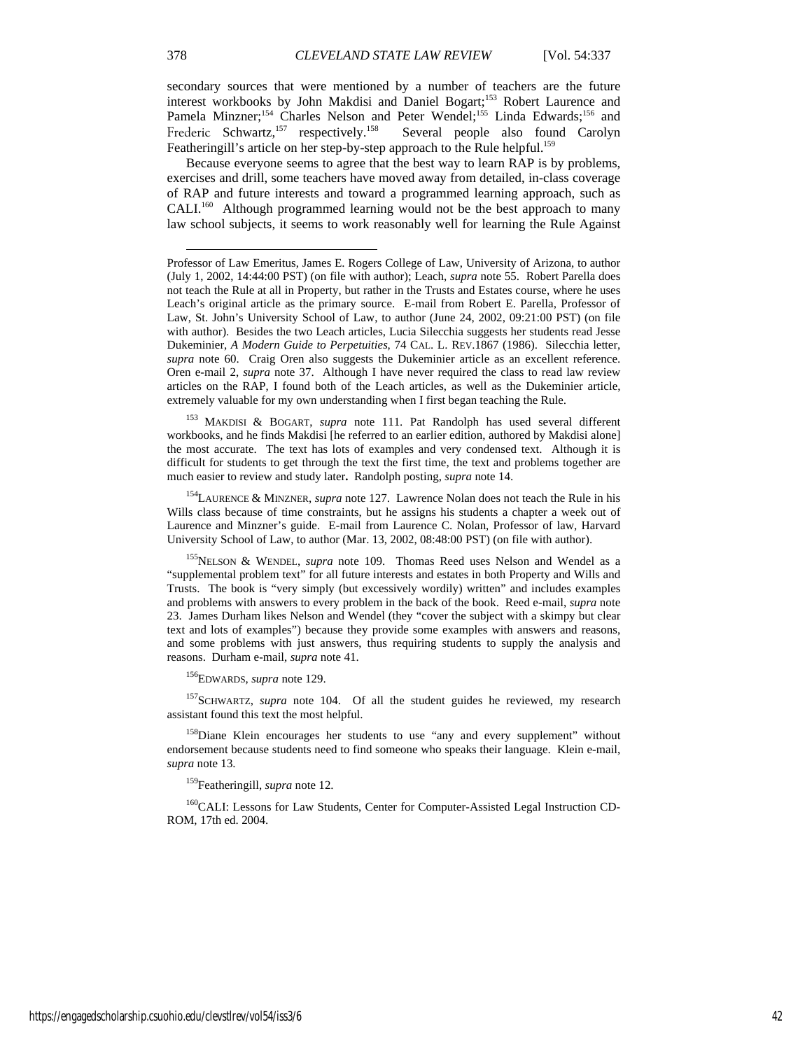secondary sources that were mentioned by a number of teachers are the future interest workbooks by John Makdisi and Daniel Bogart;[153] Robert Laurence and Pamela Minzner;[154] Charles Nelson and Peter Wendel;[155] Linda Edwards;[156] and Frederic Schwartz,[157] respectively.[158] Several people also found Carolyn Featheringill's article on her step-by-step approach to the Rule helpful.[159]

Because everyone seems to agree that the best way to learn RAP is by problems, exercises and drill, some teachers have moved away from detailed, in-class coverage of RAP and future interests and toward a programmed learning approach, such as CALI.[160] Although programmed learning would not be the best approach to many law school subjects, it seems to work reasonably well for learning the Rule Against

---

Professor of Law Emeritus, James E. Rogers College of Law, University of Arizona, to author (July 1, 2002, 14:44:00 PST) (on file with author); Leach, *supra* note 55. Robert Parella does not teach the Rule at all in Property, but rather in the Trusts and Estates course, where he uses Leach's original article as the primary source. E-mail from Robert E. Parella, Professor of Law, St. John's University School of Law, to author (June 24, 2002, 09:21:00 PST) (on file with author). Besides the two Leach articles, Lucia Silecchia suggests her students read Jesse Dukeminier, *A Modern Guide to Perpetuities*, 74 CAL. L. REV.1867 (1986). Silecchia letter, *supra* note 60. Craig Oren also suggests the Dukeminier article as an excellent reference. Oren e-mail 2, *supra* note 37. Although I have never required the class to read law review articles on the RAP, I found both of the Leach articles, as well as the Dukeminier article, extremely valuable for my own understanding when I first began teaching the Rule.

[153] MAKDISI & BOGART, *supra* note 111. Pat Randolph has used several different workbooks, and he finds Makdisi [he referred to an earlier edition, authored by Makdisi alone] the most accurate. The text has lots of examples and very condensed text. Although it is difficult for students to get through the text the first time, the text and problems together are much easier to review and study later**.** Randolph posting, *supra* note 14.

[154] LAURENCE & MINZNER, *supra* note 127. Lawrence Nolan does not teach the Rule in his Wills class because of time constraints, but he assigns his students a chapter a week out of Laurence and Minzner's guide. E-mail from Laurence C. Nolan, Professor of law, Harvard University School of Law, to author (Mar. 13, 2002, 08:48:00 PST) (on file with author).

[155] NELSON & WENDEL, *supra* note 109. Thomas Reed uses Nelson and Wendel as a "supplemental problem text" for all future interests and estates in both Property and Wills and Trusts. The book is "very simply (but excessively wordily) written" and includes examples and problems with answers to every problem in the back of the book. Reed e-mail, *supra* note 23. James Durham likes Nelson and Wendel (they "cover the subject with a skimpy but clear text and lots of examples") because they provide some examples with answers and reasons, and some problems with just answers, thus requiring students to supply the analysis and reasons. Durham e-mail, *supra* note 41.

[156] EDWARDS, *supra* note 129.

[157] SCHWARTZ, *supra* note 104. Of all the student guides he reviewed, my research assistant found this text the most helpful.

[158] Diane Klein encourages her students to use "any and every supplement" without endorsement because students need to find someone who speaks their language. Klein e-mail, *supra* note 13.

[159] Featheringill, *supra* note 12.

[160] CALI: Lessons for Law Students, Center for Computer-Assisted Legal Instruction CD-ROM, 17th ed. 2004.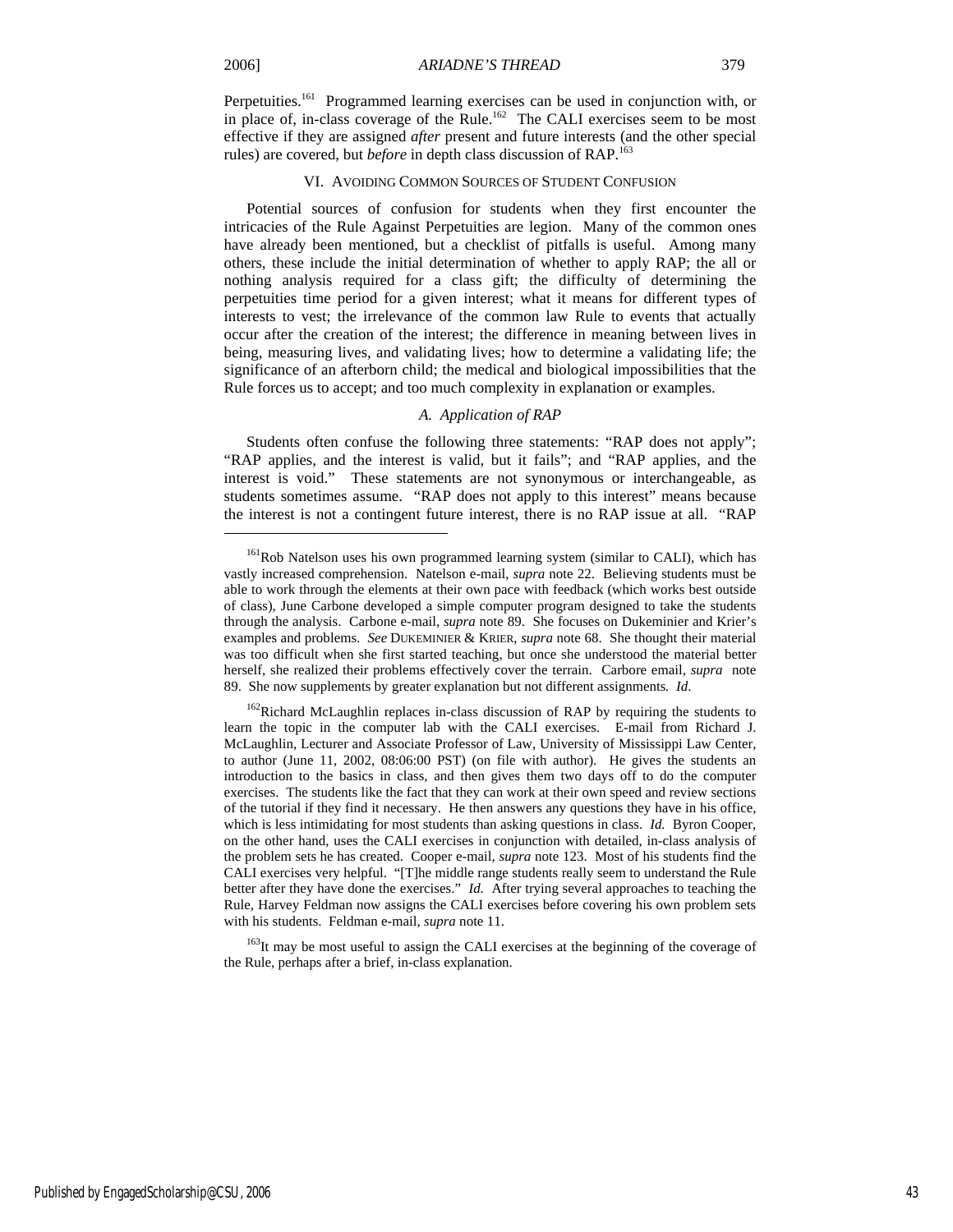Perpetuities.[161] Programmed learning exercises can be used in conjunction with, or in place of, in-class coverage of the Rule.[162] The CALI exercises seem to be most effective if they are assigned *after* present and future interests (and the other special rules) are covered, but *before* in depth class discussion of RAP.[163]

## VI. Avoiding Common Sources of Student Confusion

Potential sources of confusion for students when they first encounter the intricacies of the Rule Against Perpetuities are legion. Many of the common ones have already been mentioned, but a checklist of pitfalls is useful. Among many others, these include the initial determination of whether to apply RAP; the all or nothing analysis required for a class gift; the difficulty of determining the perpetuities time period for a given interest; what it means for different types of interests to vest; the irrelevance of the common law Rule to events that actually occur after the creation of the interest; the difference in meaning between lives in being, measuring lives, and validating lives; how to determine a validating life; the significance of an afterborn child; the medical and biological impossibilities that the Rule forces us to accept; and too much complexity in explanation or examples.

### *A. Application of RAP*

Students often confuse the following three statements: "RAP does not apply"; "RAP applies, and the interest is valid, but it fails"; and "RAP applies, and the interest is void." These statements are not synonymous or interchangeable, as students sometimes assume. "RAP does not apply to this interest" means because the interest is not a contingent future interest, there is no RAP issue at all. "RAP

---

[161] Rob Natelson uses his own programmed learning system (similar to CALI), which has vastly increased comprehension. Natelson e-mail, *supra* note 22. Believing students must be able to work through the elements at their own pace with feedback (which works best outside of class), June Carbone developed a simple computer program designed to take the students through the analysis. Carbone e-mail, *supra* note 89. She focuses on Dukeminier and Krier's examples and problems. *See* DUKEMINIER & KRIER, *supra* note 68. She thought their material was too difficult when she first started teaching, but once she understood the material better herself, she realized their problems effectively cover the terrain. Carbore email, *supra* note 89. She now supplements by greater explanation but not different assignments. *Id*.

[162] Richard McLaughlin replaces in-class discussion of RAP by requiring the students to learn the topic in the computer lab with the CALI exercises. E-mail from Richard J. McLaughlin, Lecturer and Associate Professor of Law, University of Mississippi Law Center, to author (June 11, 2002, 08:06:00 PST) (on file with author). He gives the students an introduction to the basics in class, and then gives them two days off to do the computer exercises. The students like the fact that they can work at their own speed and review sections of the tutorial if they find it necessary. He then answers any questions they have in his office, which is less intimidating for most students than asking questions in class. *Id.* Byron Cooper, on the other hand, uses the CALI exercises in conjunction with detailed, in-class analysis of the problem sets he has created. Cooper e-mail, *supra* note 123. Most of his students find the CALI exercises very helpful. "[T]he middle range students really seem to understand the Rule better after they have done the exercises." *Id.* After trying several approaches to teaching the Rule, Harvey Feldman now assigns the CALI exercises before covering his own problem sets with his students. Feldman e-mail, *supra* note 11.

[163] It may be most useful to assign the CALI exercises at the beginning of the coverage of the Rule, perhaps after a brief, in-class explanation.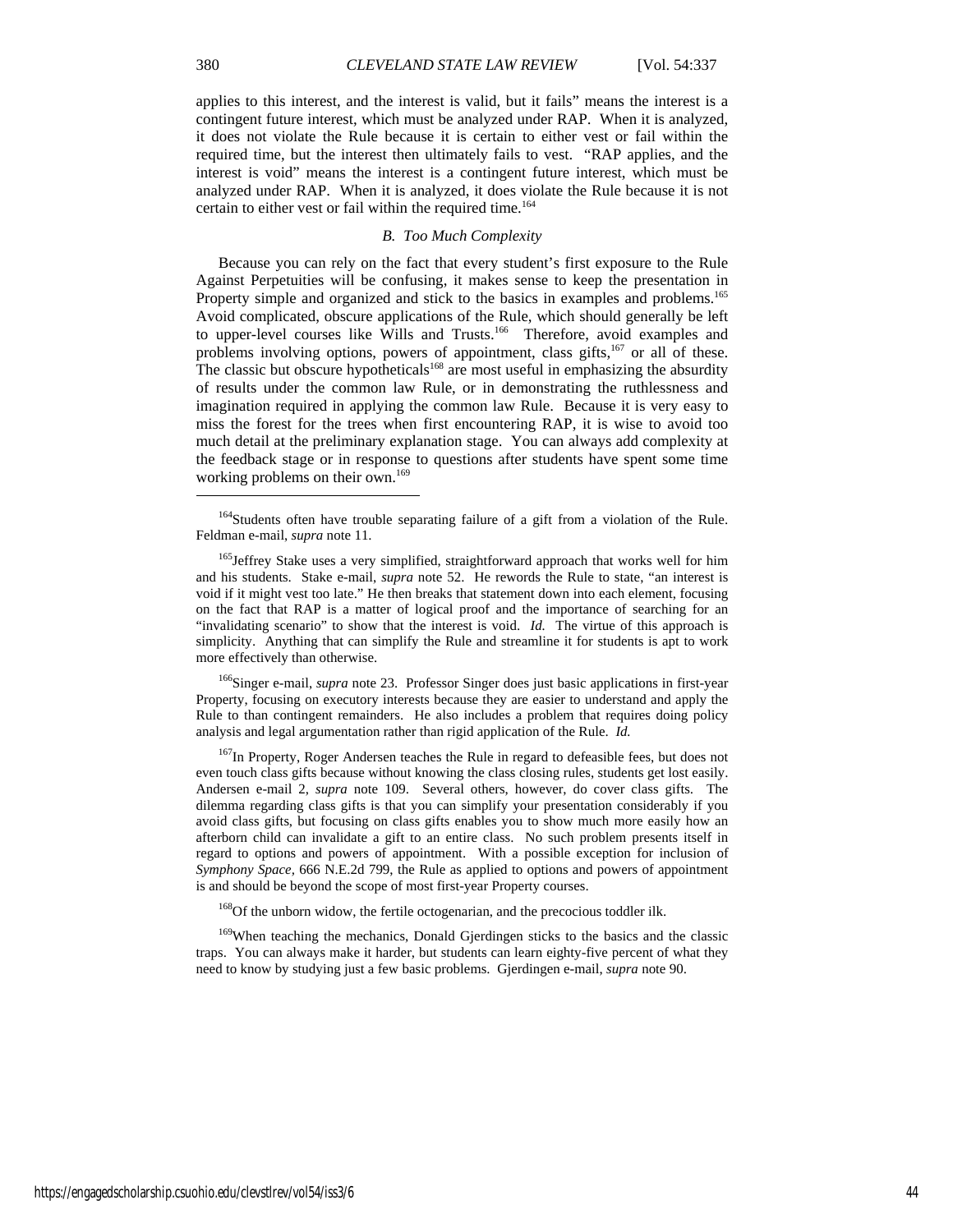applies to this interest, and the interest is valid, but it fails" means the interest is a contingent future interest, which must be analyzed under RAP. When it is analyzed, it does not violate the Rule because it is certain to either vest or fail within the required time, but the interest then ultimately fails to vest. "RAP applies, and the interest is void" means the interest is a contingent future interest, which must be analyzed under RAP. When it is analyzed, it does violate the Rule because it is not certain to either vest or fail within the required time.[164]

### *B. Too Much Complexity*

Because you can rely on the fact that every student's first exposure to the Rule Against Perpetuities will be confusing, it makes sense to keep the presentation in Property simple and organized and stick to the basics in examples and problems.[165] Avoid complicated, obscure applications of the Rule, which should generally be left to upper-level courses like Wills and Trusts.[166] Therefore, avoid examples and problems involving options, powers of appointment, class gifts,[167] or all of these. The classic but obscure hypotheticals[168] are most useful in emphasizing the absurdity of results under the common law Rule, or in demonstrating the ruthlessness and imagination required in applying the common law Rule. Because it is very easy to miss the forest for the trees when first encountering RAP, it is wise to avoid too much detail at the preliminary explanation stage. You can always add complexity at the feedback stage or in response to questions after students have spent some time working problems on their own.[169]

---

[164]Students often have trouble separating failure of a gift from a violation of the Rule. Feldman e-mail, *supra* note 11.

[165]Jeffrey Stake uses a very simplified, straightforward approach that works well for him and his students. Stake e-mail, *supra* note 52. He rewords the Rule to state, "an interest is void if it might vest too late." He then breaks that statement down into each element, focusing on the fact that RAP is a matter of logical proof and the importance of searching for an "invalidating scenario" to show that the interest is void. *Id.* The virtue of this approach is simplicity. Anything that can simplify the Rule and streamline it for students is apt to work more effectively than otherwise.

[166]Singer e-mail, *supra* note 23. Professor Singer does just basic applications in first-year Property, focusing on executory interests because they are easier to understand and apply the Rule to than contingent remainders. He also includes a problem that requires doing policy analysis and legal argumentation rather than rigid application of the Rule. *Id.*

[167]In Property, Roger Andersen teaches the Rule in regard to defeasible fees, but does not even touch class gifts because without knowing the class closing rules, students get lost easily. Andersen e-mail 2, *supra* note 109. Several others, however, do cover class gifts. The dilemma regarding class gifts is that you can simplify your presentation considerably if you avoid class gifts, but focusing on class gifts enables you to show much more easily how an afterborn child can invalidate a gift to an entire class. No such problem presents itself in regard to options and powers of appointment. With a possible exception for inclusion of *Symphony Space*, 666 N.E.2d 799, the Rule as applied to options and powers of appointment is and should be beyond the scope of most first-year Property courses.

[168]Of the unborn widow, the fertile octogenarian, and the precocious toddler ilk.

[169]When teaching the mechanics, Donald Gjerdingen sticks to the basics and the classic traps. You can always make it harder, but students can learn eighty-five percent of what they need to know by studying just a few basic problems. Gjerdingen e-mail, *supra* note 90.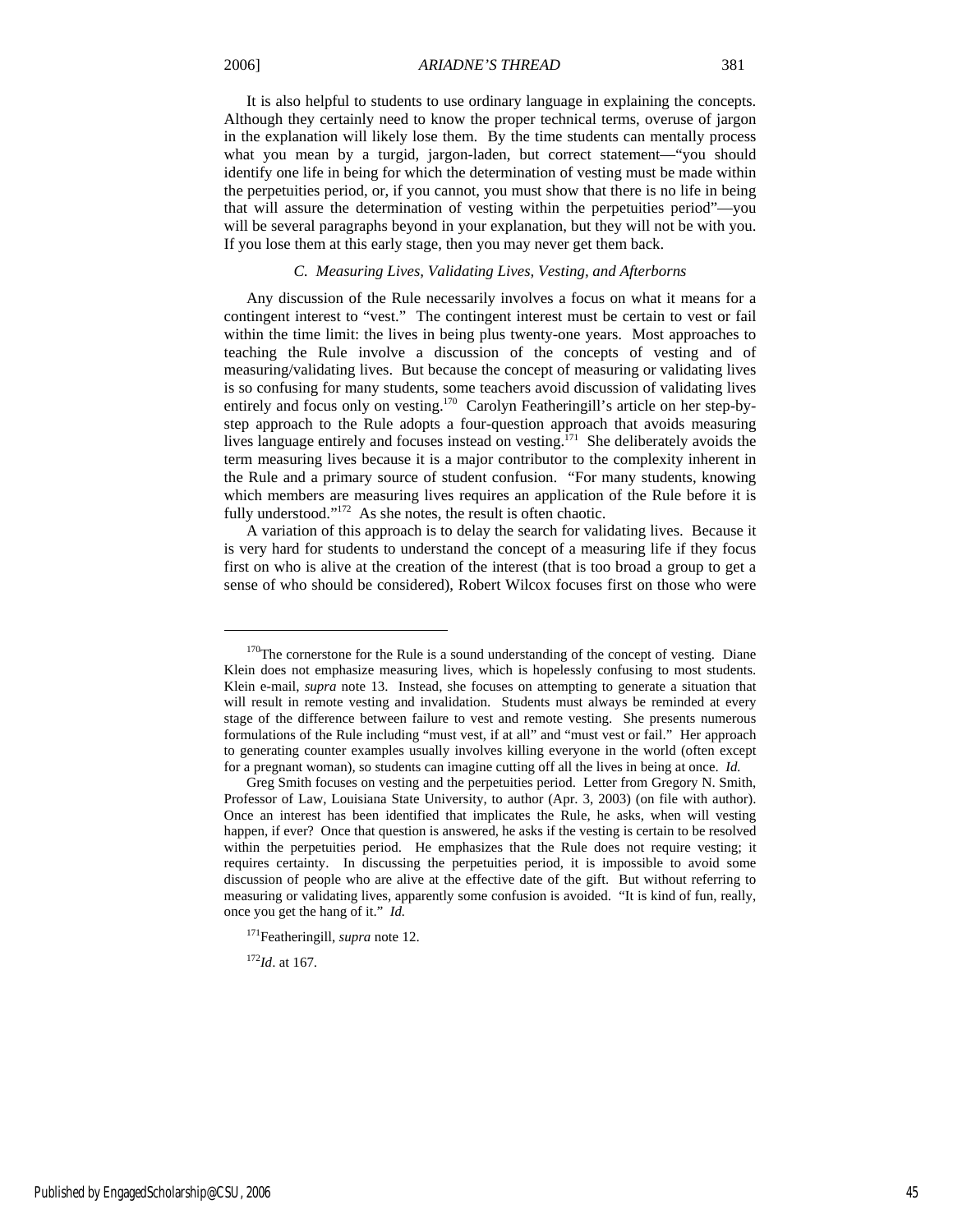It is also helpful to students to use ordinary language in explaining the concepts. Although they certainly need to know the proper technical terms, overuse of jargon in the explanation will likely lose them. By the time students can mentally process what you mean by a turgid, jargon-laden, but correct statement—"you should identify one life in being for which the determination of vesting must be made within the perpetuities period, or, if you cannot, you must show that there is no life in being that will assure the determination of vesting within the perpetuities period"—you will be several paragraphs beyond in your explanation, but they will not be with you. If you lose them at this early stage, then you may never get them back.

### *C. Measuring Lives, Validating Lives, Vesting, and Afterborns*

Any discussion of the Rule necessarily involves a focus on what it means for a contingent interest to "vest." The contingent interest must be certain to vest or fail within the time limit: the lives in being plus twenty-one years. Most approaches to teaching the Rule involve a discussion of the concepts of vesting and of measuring/validating lives. But because the concept of measuring or validating lives is so confusing for many students, some teachers avoid discussion of validating lives entirely and focus only on vesting.[170] Carolyn Featheringill's article on her step-by-step approach to the Rule adopts a four-question approach that avoids measuring lives language entirely and focuses instead on vesting.[171] She deliberately avoids the term measuring lives because it is a major contributor to the complexity inherent in the Rule and a primary source of student confusion. "For many students, knowing which members are measuring lives requires an application of the Rule before it is fully understood."[172] As she notes, the result is often chaotic.

A variation of this approach is to delay the search for validating lives. Because it is very hard for students to understand the concept of a measuring life if they focus first on who is alive at the creation of the interest (that is too broad a group to get a sense of who should be considered), Robert Wilcox focuses first on those who were

---

[170]The cornerstone for the Rule is a sound understanding of the concept of vesting. Diane Klein does not emphasize measuring lives, which is hopelessly confusing to most students. Klein e-mail, *supra* note 13. Instead, she focuses on attempting to generate a situation that will result in remote vesting and invalidation. Students must always be reminded at every stage of the difference between failure to vest and remote vesting. She presents numerous formulations of the Rule including "must vest, if at all" and "must vest or fail." Her approach to generating counter examples usually involves killing everyone in the world (often except for a pregnant woman), so students can imagine cutting off all the lives in being at once. *Id.*

Greg Smith focuses on vesting and the perpetuities period. Letter from Gregory N. Smith, Professor of Law, Louisiana State University, to author (Apr. 3, 2003) (on file with author). Once an interest has been identified that implicates the Rule, he asks, when will vesting happen, if ever? Once that question is answered, he asks if the vesting is certain to be resolved within the perpetuities period. He emphasizes that the Rule does not require vesting; it requires certainty. In discussing the perpetuities period, it is impossible to avoid some discussion of people who are alive at the effective date of the gift. But without referring to measuring or validating lives, apparently some confusion is avoided. "It is kind of fun, really, once you get the hang of it." *Id.*

[171]Featheringill, *supra* note 12.

[172]*Id*. at 167.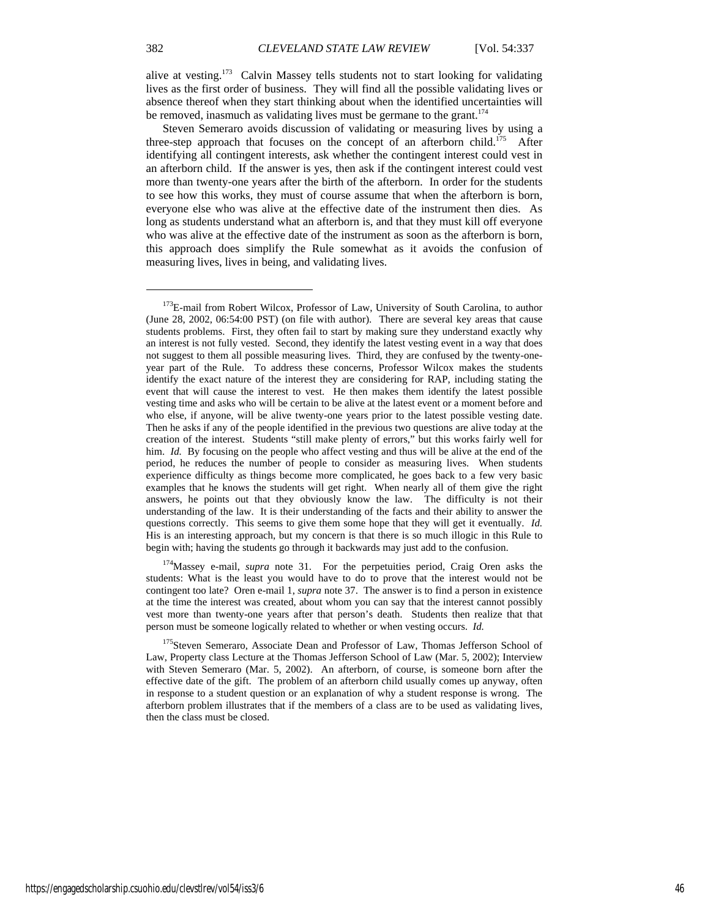alive at vesting.[173] Calvin Massey tells students not to start looking for validating lives as the first order of business. They will find all the possible validating lives or absence thereof when they start thinking about when the identified uncertainties will be removed, inasmuch as validating lives must be germane to the grant.[174]

Steven Semeraro avoids discussion of validating or measuring lives by using a three-step approach that focuses on the concept of an afterborn child.[175] After identifying all contingent interests, ask whether the contingent interest could vest in an afterborn child. If the answer is yes, then ask if the contingent interest could vest more than twenty-one years after the birth of the afterborn. In order for the students to see how this works, they must of course assume that when the afterborn is born, everyone else who was alive at the effective date of the instrument then dies. As long as students understand what an afterborn is, and that they must kill off everyone who was alive at the effective date of the instrument as soon as the afterborn is born, this approach does simplify the Rule somewhat as it avoids the confusion of measuring lives, lives in being, and validating lives.

---

[173]E-mail from Robert Wilcox, Professor of Law, University of South Carolina, to author (June 28, 2002, 06:54:00 PST) (on file with author). There are several key areas that cause students problems. First, they often fail to start by making sure they understand exactly why an interest is not fully vested. Second, they identify the latest vesting event in a way that does not suggest to them all possible measuring lives. Third, they are confused by the twenty-one-year part of the Rule. To address these concerns, Professor Wilcox makes the students identify the exact nature of the interest they are considering for RAP, including stating the event that will cause the interest to vest. He then makes them identify the latest possible vesting time and asks who will be certain to be alive at the latest event or a moment before and who else, if anyone, will be alive twenty-one years prior to the latest possible vesting date. Then he asks if any of the people identified in the previous two questions are alive today at the creation of the interest. Students "still make plenty of errors," but this works fairly well for him. *Id.* By focusing on the people who affect vesting and thus will be alive at the end of the period, he reduces the number of people to consider as measuring lives. When students experience difficulty as things become more complicated, he goes back to a few very basic examples that he knows the students will get right. When nearly all of them give the right answers, he points out that they obviously know the law. The difficulty is not their understanding of the law. It is their understanding of the facts and their ability to answer the questions correctly. This seems to give them some hope that they will get it eventually. *Id.* His is an interesting approach, but my concern is that there is so much illogic in this Rule to begin with; having the students go through it backwards may just add to the confusion.

[174]Massey e-mail, *supra* note 31. For the perpetuities period, Craig Oren asks the students: What is the least you would have to do to prove that the interest would not be contingent too late? Oren e-mail 1, *supra* note 37. The answer is to find a person in existence at the time the interest was created, about whom you can say that the interest cannot possibly vest more than twenty-one years after that person's death. Students then realize that that person must be someone logically related to whether or when vesting occurs. *Id.*

[175]Steven Semeraro, Associate Dean and Professor of Law, Thomas Jefferson School of Law, Property class Lecture at the Thomas Jefferson School of Law (Mar. 5, 2002); Interview with Steven Semeraro (Mar. 5, 2002). An afterborn, of course, is someone born after the effective date of the gift. The problem of an afterborn child usually comes up anyway, often in response to a student question or an explanation of why a student response is wrong. The afterborn problem illustrates that if the members of a class are to be used as validating lives, then the class must be closed.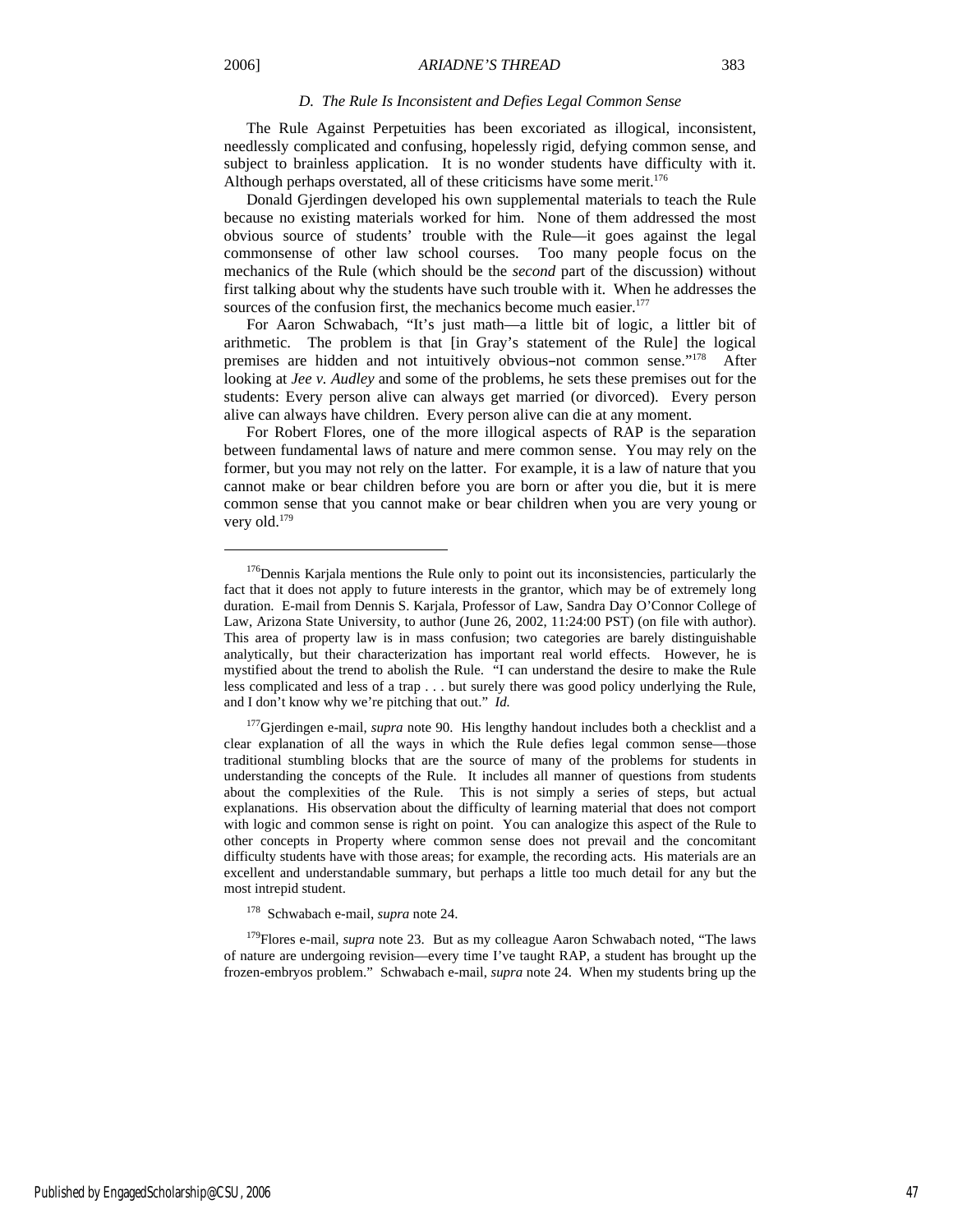### *D. The Rule Is Inconsistent and Defies Legal Common Sense*

The Rule Against Perpetuities has been excoriated as illogical, inconsistent, needlessly complicated and confusing, hopelessly rigid, defying common sense, and subject to brainless application. It is no wonder students have difficulty with it. Although perhaps overstated, all of these criticisms have some merit.[176]

Donald Gjerdingen developed his own supplemental materials to teach the Rule because no existing materials worked for him. None of them addressed the most obvious source of students' trouble with the Rule—it goes against the legal commonsense of other law school courses. Too many people focus on the mechanics of the Rule (which should be the *second* part of the discussion) without first talking about why the students have such trouble with it. When he addresses the sources of the confusion first, the mechanics become much easier.[177]

For Aaron Schwabach, "It's just math—a little bit of logic, a littler bit of arithmetic. The problem is that [in Gray's statement of the Rule] the logical premises are hidden and not intuitively obvious–not common sense."[178] After looking at *Jee v. Audley* and some of the problems, he sets these premises out for the students: Every person alive can always get married (or divorced). Every person alive can always have children. Every person alive can die at any moment.

For Robert Flores, one of the more illogical aspects of RAP is the separation between fundamental laws of nature and mere common sense. You may rely on the former, but you may not rely on the latter. For example, it is a law of nature that you cannot make or bear children before you are born or after you die, but it is mere common sense that you cannot make or bear children when you are very young or very old.[179]

---

[176]Dennis Karjala mentions the Rule only to point out its inconsistencies, particularly the fact that it does not apply to future interests in the grantor, which may be of extremely long duration. E-mail from Dennis S. Karjala, Professor of Law, Sandra Day O'Connor College of Law, Arizona State University, to author (June 26, 2002, 11:24:00 PST) (on file with author). This area of property law is in mass confusion; two categories are barely distinguishable analytically, but their characterization has important real world effects. However, he is mystified about the trend to abolish the Rule. "I can understand the desire to make the Rule less complicated and less of a trap . . . but surely there was good policy underlying the Rule, and I don't know why we're pitching that out." *Id.*

[177]Gjerdingen e-mail, *supra* note 90. His lengthy handout includes both a checklist and a clear explanation of all the ways in which the Rule defies legal common sense—those traditional stumbling blocks that are the source of many of the problems for students in understanding the concepts of the Rule. It includes all manner of questions from students about the complexities of the Rule. This is not simply a series of steps, but actual explanations. His observation about the difficulty of learning material that does not comport with logic and common sense is right on point. You can analogize this aspect of the Rule to other concepts in Property where common sense does not prevail and the concomitant difficulty students have with those areas; for example, the recording acts. His materials are an excellent and understandable summary, but perhaps a little too much detail for any but the most intrepid student.

[178] Schwabach e-mail, *supra* note 24.

[179]Flores e-mail, *supra* note 23. But as my colleague Aaron Schwabach noted, "The laws of nature are undergoing revision—every time I've taught RAP, a student has brought up the frozen-embryos problem." Schwabach e-mail, *supra* note 24. When my students bring up the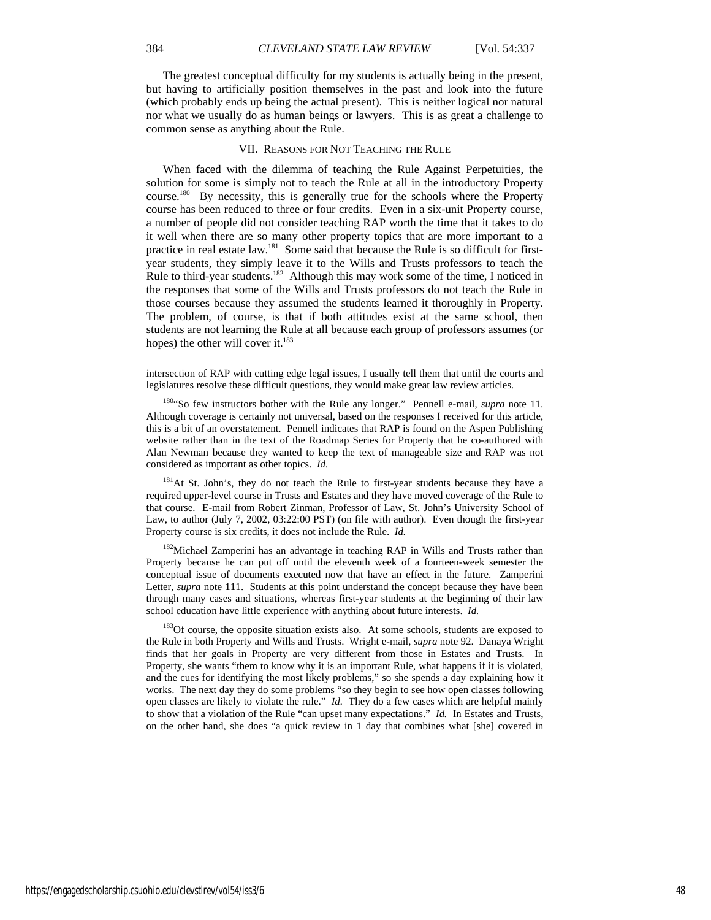The greatest conceptual difficulty for my students is actually being in the present, but having to artificially position themselves in the past and look into the future (which probably ends up being the actual present). This is neither logical nor natural nor what we usually do as human beings or lawyers. This is as great a challenge to common sense as anything about the Rule.

## VII. REASONS FOR NOT TEACHING THE RULE

When faced with the dilemma of teaching the Rule Against Perpetuities, the solution for some is simply not to teach the Rule at all in the introductory Property course.[180] By necessity, this is generally true for the schools where the Property course has been reduced to three or four credits. Even in a six-unit Property course, a number of people did not consider teaching RAP worth the time that it takes to do it well when there are so many other property topics that are more important to a practice in real estate law.[181] Some said that because the Rule is so difficult for first-year students, they simply leave it to the Wills and Trusts professors to teach the Rule to third-year students.[182] Although this may work some of the time, I noticed in the responses that some of the Wills and Trusts professors do not teach the Rule in those courses because they assumed the students learned it thoroughly in Property. The problem, of course, is that if both attitudes exist at the same school, then students are not learning the Rule at all because each group of professors assumes (or hopes) the other will cover it.[183]

---

intersection of RAP with cutting edge legal issues, I usually tell them that until the courts and legislatures resolve these difficult questions, they would make great law review articles.

[180]"So few instructors bother with the Rule any longer." Pennell e-mail, *supra* note 11. Although coverage is certainly not universal, based on the responses I received for this article, this is a bit of an overstatement. Pennell indicates that RAP is found on the Aspen Publishing website rather than in the text of the Roadmap Series for Property that he co-authored with Alan Newman because they wanted to keep the text of manageable size and RAP was not considered as important as other topics. *Id.*

[181]At St. John's, they do not teach the Rule to first-year students because they have a required upper-level course in Trusts and Estates and they have moved coverage of the Rule to that course. E-mail from Robert Zinman, Professor of Law, St. John's University School of Law, to author (July 7, 2002, 03:22:00 PST) (on file with author). Even though the first-year Property course is six credits, it does not include the Rule. *Id.*

[182]Michael Zamperini has an advantage in teaching RAP in Wills and Trusts rather than Property because he can put off until the eleventh week of a fourteen-week semester the conceptual issue of documents executed now that have an effect in the future. Zamperini Letter, *supra* note 111. Students at this point understand the concept because they have been through many cases and situations, whereas first-year students at the beginning of their law school education have little experience with anything about future interests. *Id.*

[183]Of course, the opposite situation exists also. At some schools, students are exposed to the Rule in both Property and Wills and Trusts. Wright e-mail, *supra* note 92. Danaya Wright finds that her goals in Property are very different from those in Estates and Trusts. In Property, she wants "them to know why it is an important Rule, what happens if it is violated, and the cues for identifying the most likely problems," so she spends a day explaining how it works. The next day they do some problems "so they begin to see how open classes following open classes are likely to violate the rule." *Id.* They do a few cases which are helpful mainly to show that a violation of the Rule "can upset many expectations." *Id.* In Estates and Trusts, on the other hand, she does "a quick review in 1 day that combines what [she] covered in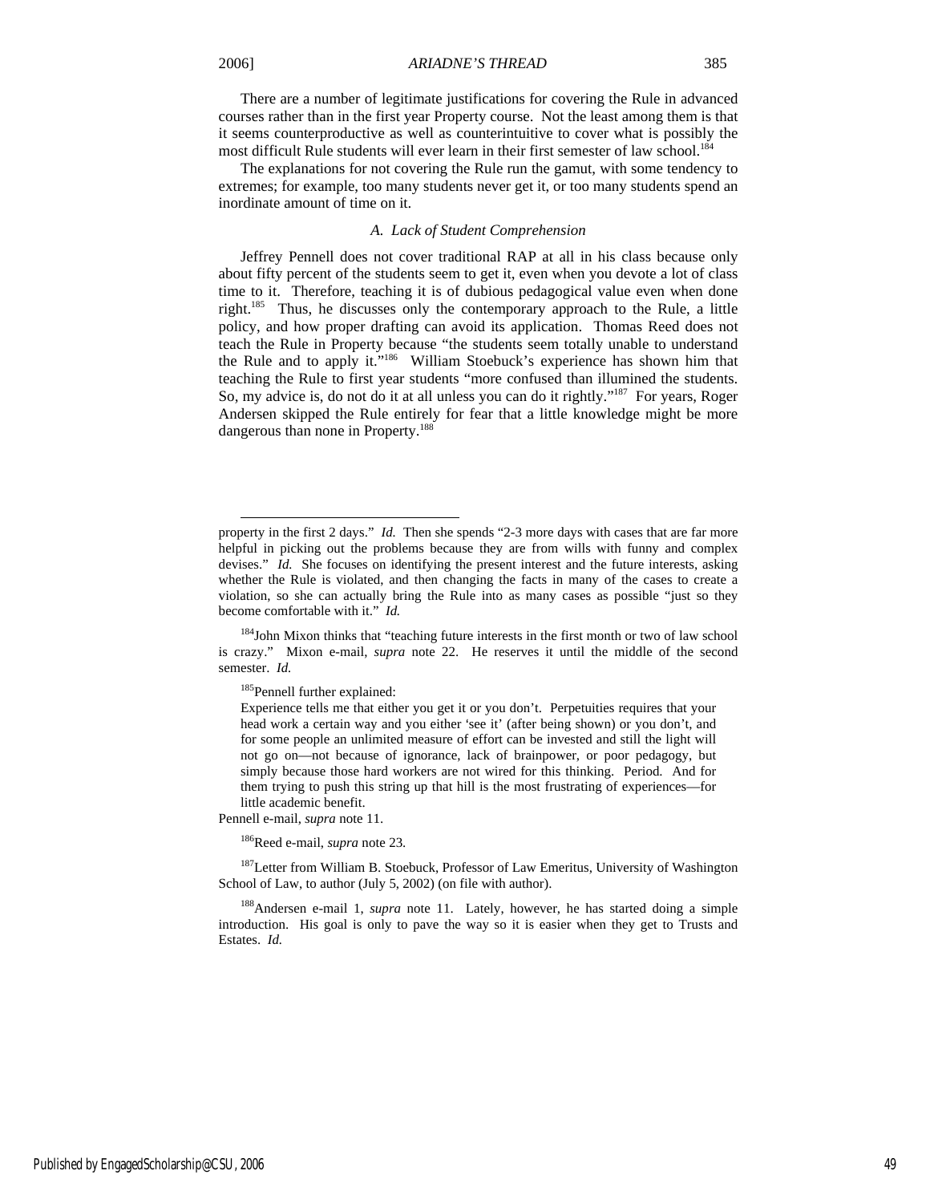There are a number of legitimate justifications for covering the Rule in advanced courses rather than in the first year Property course. Not the least among them is that it seems counterproductive as well as counterintuitive to cover what is possibly the most difficult Rule students will ever learn in their first semester of law school.[184]

The explanations for not covering the Rule run the gamut, with some tendency to extremes; for example, too many students never get it, or too many students spend an inordinate amount of time on it.

### *A. Lack of Student Comprehension*

Jeffrey Pennell does not cover traditional RAP at all in his class because only about fifty percent of the students seem to get it, even when you devote a lot of class time to it. Therefore, teaching it is of dubious pedagogical value even when done right.[185] Thus, he discusses only the contemporary approach to the Rule, a little policy, and how proper drafting can avoid its application. Thomas Reed does not teach the Rule in Property because "the students seem totally unable to understand the Rule and to apply it."[186] William Stoebuck's experience has shown him that teaching the Rule to first year students "more confused than illumined the students. So, my advice is, do not do it at all unless you can do it rightly."[187] For years, Roger Andersen skipped the Rule entirely for fear that a little knowledge might be more dangerous than none in Property.[188]

---

property in the first 2 days." *Id.* Then she spends "2-3 more days with cases that are far more helpful in picking out the problems because they are from wills with funny and complex devises." *Id.* She focuses on identifying the present interest and the future interests, asking whether the Rule is violated, and then changing the facts in many of the cases to create a violation, so she can actually bring the Rule into as many cases as possible "just so they become comfortable with it." *Id.*

[184] John Mixon thinks that "teaching future interests in the first month or two of law school is crazy." Mixon e-mail, *supra* note 22. He reserves it until the middle of the second semester. *Id.*

[185] Pennell further explained:

> Experience tells me that either you get it or you don't. Perpetuities requires that your head work a certain way and you either 'see it' (after being shown) or you don't, and for some people an unlimited measure of effort can be invested and still the light will not go on—not because of ignorance, lack of brainpower, or poor pedagogy, but simply because those hard workers are not wired for this thinking. Period. And for them trying to push this string up that hill is the most frustrating of experiences—for little academic benefit.

Pennell e-mail, *supra* note 11.

[186] Reed e-mail, *supra* note 23.

[187] Letter from William B. Stoebuck, Professor of Law Emeritus, University of Washington School of Law, to author (July 5, 2002) (on file with author).

[188] Andersen e-mail 1, *supra* note 11. Lately, however, he has started doing a simple introduction. His goal is only to pave the way so it is easier when they get to Trusts and Estates. *Id.*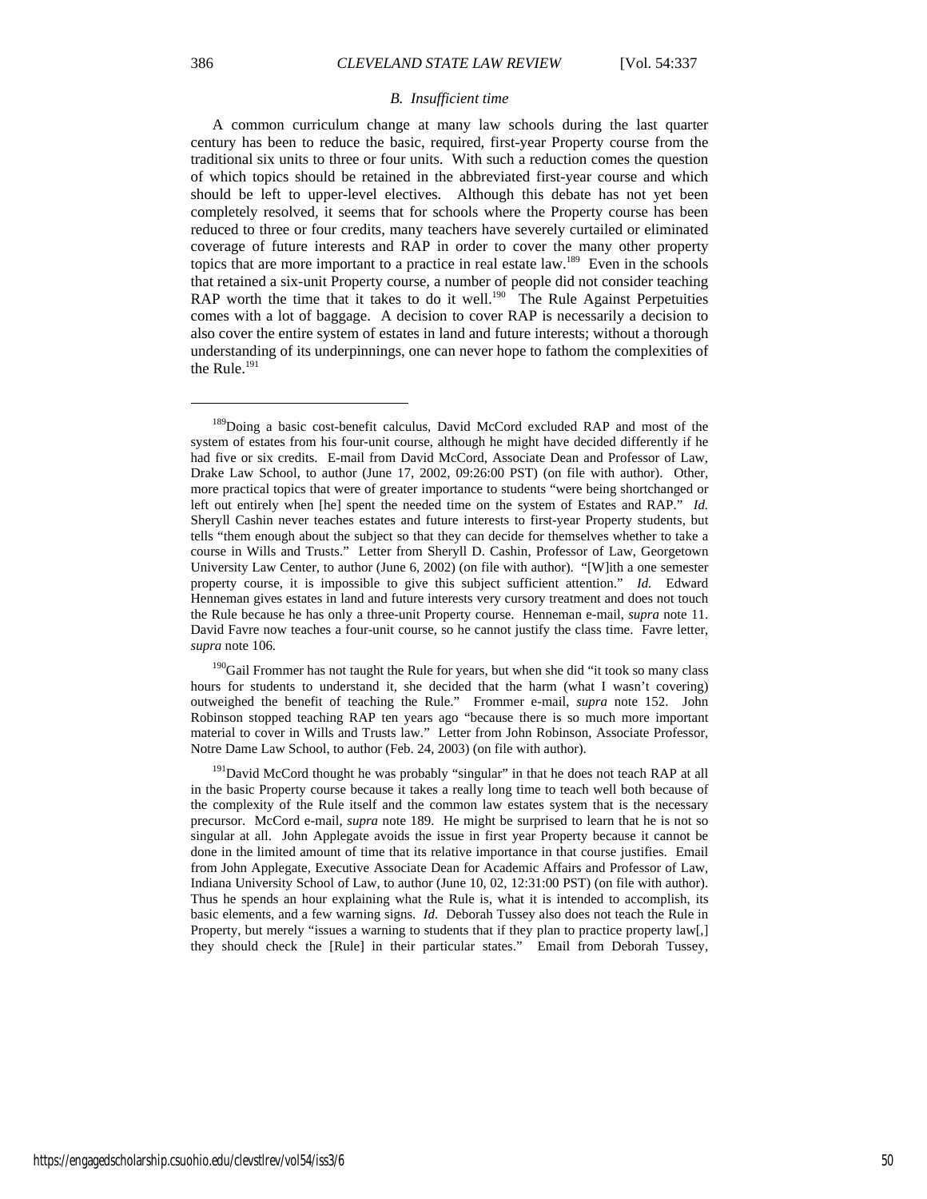### *B. Insufficient time*

A common curriculum change at many law schools during the last quarter century has been to reduce the basic, required, first-year Property course from the traditional six units to three or four units. With such a reduction comes the question of which topics should be retained in the abbreviated first-year course and which should be left to upper-level electives. Although this debate has not yet been completely resolved, it seems that for schools where the Property course has been reduced to three or four credits, many teachers have severely curtailed or eliminated coverage of future interests and RAP in order to cover the many other property topics that are more important to a practice in real estate law.[189] Even in the schools that retained a six-unit Property course, a number of people did not consider teaching RAP worth the time that it takes to do it well.[190] The Rule Against Perpetuities comes with a lot of baggage. A decision to cover RAP is necessarily a decision to also cover the entire system of estates in land and future interests; without a thorough understanding of its underpinnings, one can never hope to fathom the complexities of the Rule.[191]

---

[189]Doing a basic cost-benefit calculus, David McCord excluded RAP and most of the system of estates from his four-unit course, although he might have decided differently if he had five or six credits. E-mail from David McCord, Associate Dean and Professor of Law, Drake Law School, to author (June 17, 2002, 09:26:00 PST) (on file with author). Other, more practical topics that were of greater importance to students "were being shortchanged or left out entirely when [he] spent the needed time on the system of Estates and RAP." *Id.* Sheryll Cashin never teaches estates and future interests to first-year Property students, but tells "them enough about the subject so that they can decide for themselves whether to take a course in Wills and Trusts." Letter from Sheryll D. Cashin, Professor of Law, Georgetown University Law Center, to author (June 6, 2002) (on file with author). "[W]ith a one semester property course, it is impossible to give this subject sufficient attention." *Id.* Edward Henneman gives estates in land and future interests very cursory treatment and does not touch the Rule because he has only a three-unit Property course. Henneman e-mail, *supra* note 11. David Favre now teaches a four-unit course, so he cannot justify the class time. Favre letter, *supra* note 106.

[190]Gail Frommer has not taught the Rule for years, but when she did "it took so many class hours for students to understand it, she decided that the harm (what I wasn't covering) outweighed the benefit of teaching the Rule." Frommer e-mail, *supra* note 152. John Robinson stopped teaching RAP ten years ago "because there is so much more important material to cover in Wills and Trusts law." Letter from John Robinson, Associate Professor, Notre Dame Law School, to author (Feb. 24, 2003) (on file with author).

[191]David McCord thought he was probably "singular" in that he does not teach RAP at all in the basic Property course because it takes a really long time to teach well both because of the complexity of the Rule itself and the common law estates system that is the necessary precursor. McCord e-mail, *supra* note 189. He might be surprised to learn that he is not so singular at all. John Applegate avoids the issue in first year Property because it cannot be done in the limited amount of time that its relative importance in that course justifies. Email from John Applegate, Executive Associate Dean for Academic Affairs and Professor of Law, Indiana University School of Law, to author (June 10, 02, 12:31:00 PST) (on file with author). Thus he spends an hour explaining what the Rule is, what it is intended to accomplish, its basic elements, and a few warning signs. *Id.* Deborah Tussey also does not teach the Rule in Property, but merely "issues a warning to students that if they plan to practice property law[,] they should check the [Rule] in their particular states." Email from Deborah Tussey,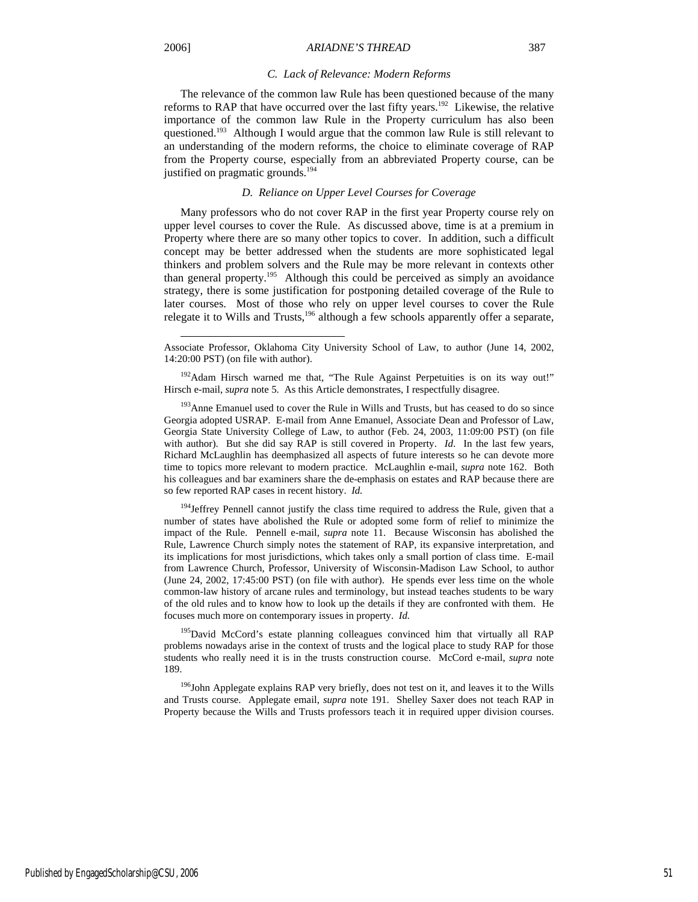### C. Lack of Relevance: Modern Reforms

The relevance of the common law Rule has been questioned because of the many reforms to RAP that have occurred over the last fifty years.[192] Likewise, the relative importance of the common law Rule in the Property curriculum has also been questioned.[193] Although I would argue that the common law Rule is still relevant to an understanding of the modern reforms, the choice to eliminate coverage of RAP from the Property course, especially from an abbreviated Property course, can be justified on pragmatic grounds.[194]

### D. Reliance on Upper Level Courses for Coverage

Many professors who do not cover RAP in the first year Property course rely on upper level courses to cover the Rule. As discussed above, time is at a premium in Property where there are so many other topics to cover. In addition, such a difficult concept may be better addressed when the students are more sophisticated legal thinkers and problem solvers and the Rule may be more relevant in contexts other than general property.[195] Although this could be perceived as simply an avoidance strategy, there is some justification for postponing detailed coverage of the Rule to later courses. Most of those who rely on upper level courses to cover the Rule relegate it to Wills and Trusts,[196] although a few schools apparently offer a separate,

---

Associate Professor, Oklahoma City University School of Law, to author (June 14, 2002, 14:20:00 PST) (on file with author).

[192] Adam Hirsch warned me that, "The Rule Against Perpetuities is on its way out!" Hirsch e-mail, *supra* note 5. As this Article demonstrates, I respectfully disagree.

[193] Anne Emanuel used to cover the Rule in Wills and Trusts, but has ceased to do so since Georgia adopted USRAP. E-mail from Anne Emanuel, Associate Dean and Professor of Law, Georgia State University College of Law, to author (Feb. 24, 2003, 11:09:00 PST) (on file with author). But she did say RAP is still covered in Property. *Id*. In the last few years, Richard McLaughlin has deemphasized all aspects of future interests so he can devote more time to topics more relevant to modern practice. McLaughlin e-mail, *supra* note 162. Both his colleagues and bar examiners share the de-emphasis on estates and RAP because there are so few reported RAP cases in recent history. *Id.*

[194] Jeffrey Pennell cannot justify the class time required to address the Rule, given that a number of states have abolished the Rule or adopted some form of relief to minimize the impact of the Rule. Pennell e-mail, *supra* note 11. Because Wisconsin has abolished the Rule, Lawrence Church simply notes the statement of RAP, its expansive interpretation, and its implications for most jurisdictions, which takes only a small portion of class time. E-mail from Lawrence Church, Professor, University of Wisconsin-Madison Law School, to author (June 24, 2002, 17:45:00 PST) (on file with author). He spends ever less time on the whole common-law history of arcane rules and terminology, but instead teaches students to be wary of the old rules and to know how to look up the details if they are confronted with them. He focuses much more on contemporary issues in property. *Id.*

[195] David McCord's estate planning colleagues convinced him that virtually all RAP problems nowadays arise in the context of trusts and the logical place to study RAP for those students who really need it is in the trusts construction course. McCord e-mail, *supra* note 189.

[196] John Applegate explains RAP very briefly, does not test on it, and leaves it to the Wills and Trusts course. Applegate email, *supra* note 191. Shelley Saxer does not teach RAP in Property because the Wills and Trusts professors teach it in required upper division courses.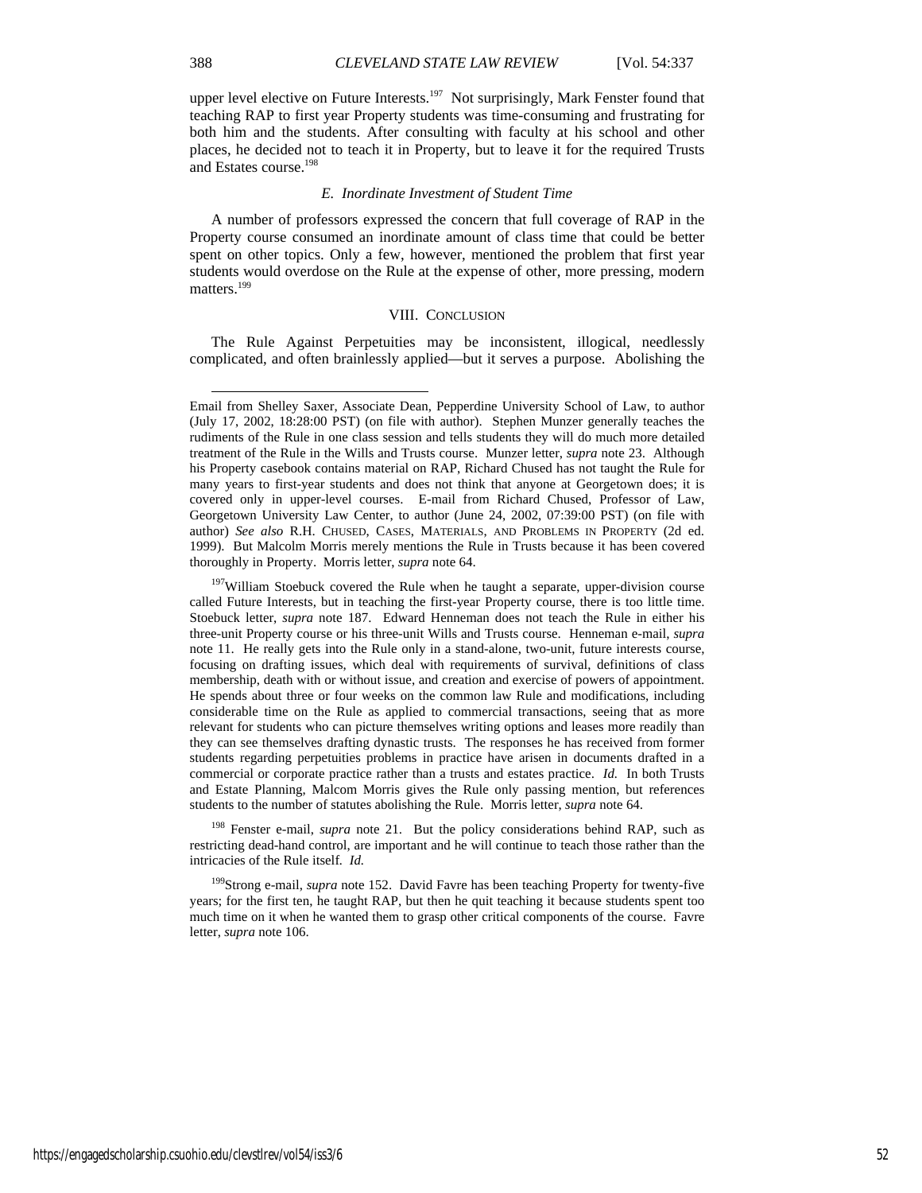upper level elective on Future Interests.[197] Not surprisingly, Mark Fenster found that teaching RAP to first year Property students was time-consuming and frustrating for both him and the students. After consulting with faculty at his school and other places, he decided not to teach it in Property, but to leave it for the required Trusts and Estates course.[198]

### *E. Inordinate Investment of Student Time*

A number of professors expressed the concern that full coverage of RAP in the Property course consumed an inordinate amount of class time that could be better spent on other topics. Only a few, however, mentioned the problem that first year students would overdose on the Rule at the expense of other, more pressing, modern matters.[199]

## VIII. CONCLUSION

The Rule Against Perpetuities may be inconsistent, illogical, needlessly complicated, and often brainlessly applied—but it serves a purpose. Abolishing the

---

Email from Shelley Saxer, Associate Dean, Pepperdine University School of Law, to author (July 17, 2002, 18:28:00 PST) (on file with author). Stephen Munzer generally teaches the rudiments of the Rule in one class session and tells students they will do much more detailed treatment of the Rule in the Wills and Trusts course. Munzer letter, *supra* note 23. Although his Property casebook contains material on RAP, Richard Chused has not taught the Rule for many years to first-year students and does not think that anyone at Georgetown does; it is covered only in upper-level courses. E-mail from Richard Chused, Professor of Law, Georgetown University Law Center, to author (June 24, 2002, 07:39:00 PST) (on file with author) *See also* R.H. CHUSED, CASES, MATERIALS, AND PROBLEMS IN PROPERTY (2d ed. 1999). But Malcolm Morris merely mentions the Rule in Trusts because it has been covered thoroughly in Property. Morris letter, *supra* note 64.

[197] William Stoebuck covered the Rule when he taught a separate, upper-division course called Future Interests, but in teaching the first-year Property course, there is too little time. Stoebuck letter, *supra* note 187. Edward Henneman does not teach the Rule in either his three-unit Property course or his three-unit Wills and Trusts course. Henneman e-mail, *supra* note 11. He really gets into the Rule only in a stand-alone, two-unit, future interests course, focusing on drafting issues, which deal with requirements of survival, definitions of class membership, death with or without issue, and creation and exercise of powers of appointment. He spends about three or four weeks on the common law Rule and modifications, including considerable time on the Rule as applied to commercial transactions, seeing that as more relevant for students who can picture themselves writing options and leases more readily than they can see themselves drafting dynastic trusts. The responses he has received from former students regarding perpetuities problems in practice have arisen in documents drafted in a commercial or corporate practice rather than a trusts and estates practice. *Id.* In both Trusts and Estate Planning, Malcom Morris gives the Rule only passing mention, but references students to the number of statutes abolishing the Rule. Morris letter, *supra* note 64.

[198] Fenster e-mail, *supra* note 21. But the policy considerations behind RAP, such as restricting dead-hand control, are important and he will continue to teach those rather than the intricacies of the Rule itself. *Id.*

[199] Strong e-mail, *supra* note 152. David Favre has been teaching Property for twenty-five years; for the first ten, he taught RAP, but then he quit teaching it because students spent too much time on it when he wanted them to grasp other critical components of the course. Favre letter, *supra* note 106.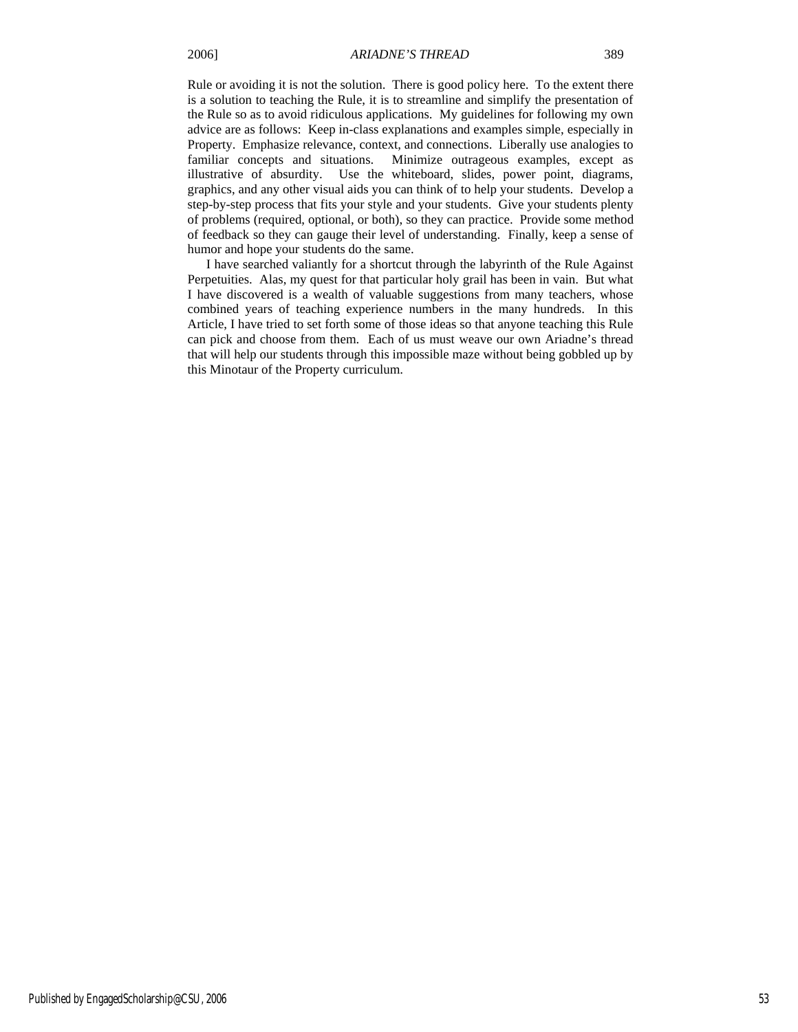Rule or avoiding it is not the solution. There is good policy here. To the extent there is a solution to teaching the Rule, it is to streamline and simplify the presentation of the Rule so as to avoid ridiculous applications. My guidelines for following my own advice are as follows: Keep in-class explanations and examples simple, especially in Property. Emphasize relevance, context, and connections. Liberally use analogies to familiar concepts and situations. Minimize outrageous examples, except as illustrative of absurdity. Use the whiteboard, slides, power point, diagrams, graphics, and any other visual aids you can think of to help your students. Develop a step-by-step process that fits your style and your students. Give your students plenty of problems (required, optional, or both), so they can practice. Provide some method of feedback so they can gauge their level of understanding. Finally, keep a sense of humor and hope your students do the same.

I have searched valiantly for a shortcut through the labyrinth of the Rule Against Perpetuities. Alas, my quest for that particular holy grail has been in vain. But what I have discovered is a wealth of valuable suggestions from many teachers, whose combined years of teaching experience numbers in the many hundreds. In this Article, I have tried to set forth some of those ideas so that anyone teaching this Rule can pick and choose from them. Each of us must weave our own Ariadne's thread that will help our students through this impossible maze without being gobbled up by this Minotaur of the Property curriculum.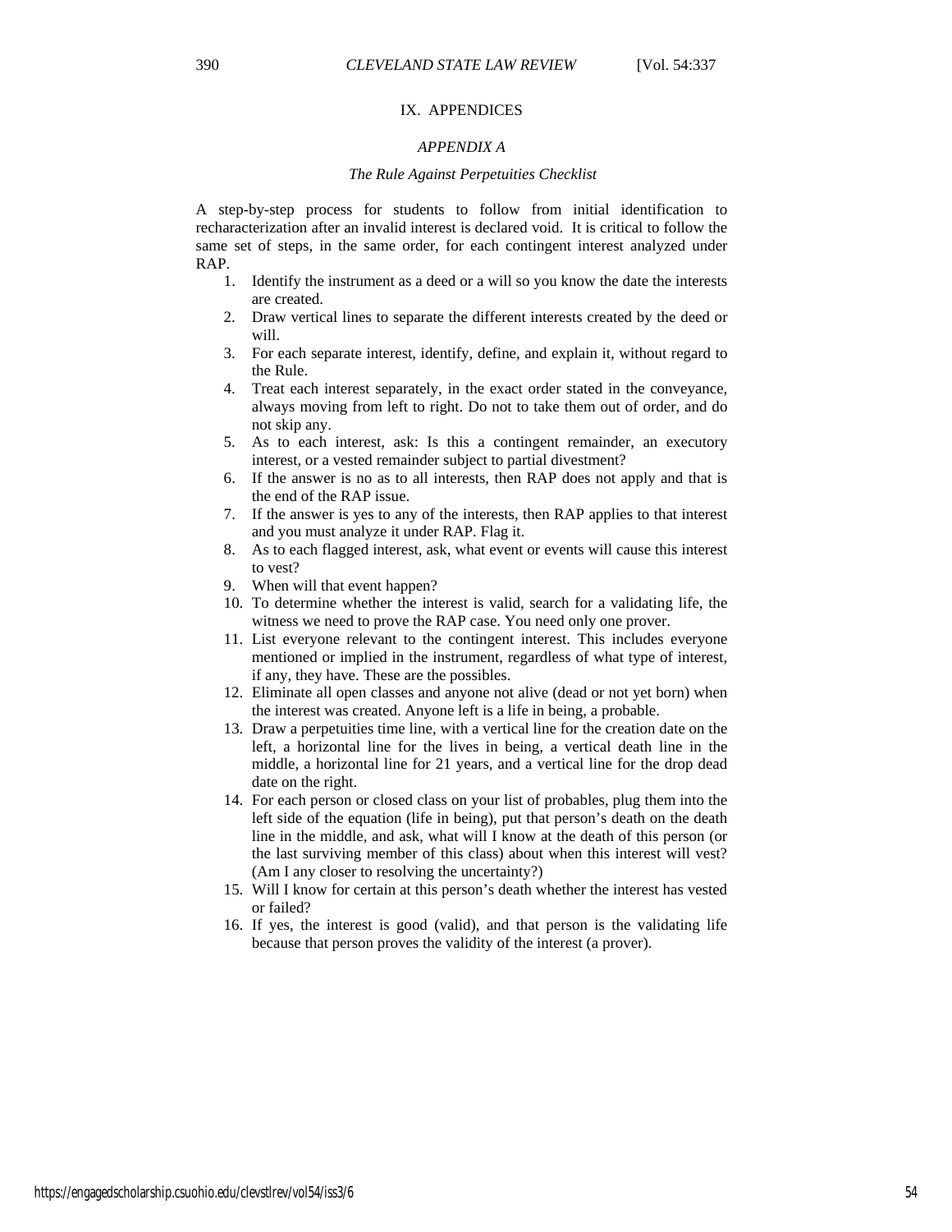## IX. APPENDICES

### *APPENDIX A*

#### *The Rule Against Perpetuities Checklist*

A step-by-step process for students to follow from initial identification to recharacterization after an invalid interest is declared void. It is critical to follow the same set of steps, in the same order, for each contingent interest analyzed under RAP.

1. Identify the instrument as a deed or a will so you know the date the interests are created.
2. Draw vertical lines to separate the different interests created by the deed or will.
3. For each separate interest, identify, define, and explain it, without regard to the Rule.
4. Treat each interest separately, in the exact order stated in the conveyance, always moving from left to right. Do not to take them out of order, and do not skip any.
5. As to each interest, ask: Is this a contingent remainder, an executory interest, or a vested remainder subject to partial divestment?
6. If the answer is no as to all interests, then RAP does not apply and that is the end of the RAP issue.
7. If the answer is yes to any of the interests, then RAP applies to that interest and you must analyze it under RAP. Flag it.
8. As to each flagged interest, ask, what event or events will cause this interest to vest?
9. When will that event happen?
10. To determine whether the interest is valid, search for a validating life, the witness we need to prove the RAP case. You need only one prover.
11. List everyone relevant to the contingent interest. This includes everyone mentioned or implied in the instrument, regardless of what type of interest, if any, they have. These are the possibles.
12. Eliminate all open classes and anyone not alive (dead or not yet born) when the interest was created. Anyone left is a life in being, a probable.
13. Draw a perpetuities time line, with a vertical line for the creation date on the left, a horizontal line for the lives in being, a vertical death line in the middle, a horizontal line for 21 years, and a vertical line for the drop dead date on the right.
14. For each person or closed class on your list of probables, plug them into the left side of the equation (life in being), put that person's death on the death line in the middle, and ask, what will I know at the death of this person (or the last surviving member of this class) about when this interest will vest? (Am I any closer to resolving the uncertainty?)
15. Will I know for certain at this person's death whether the interest has vested or failed?
16. If yes, the interest is good (valid), and that person is the validating life because that person proves the validity of the interest (a prover).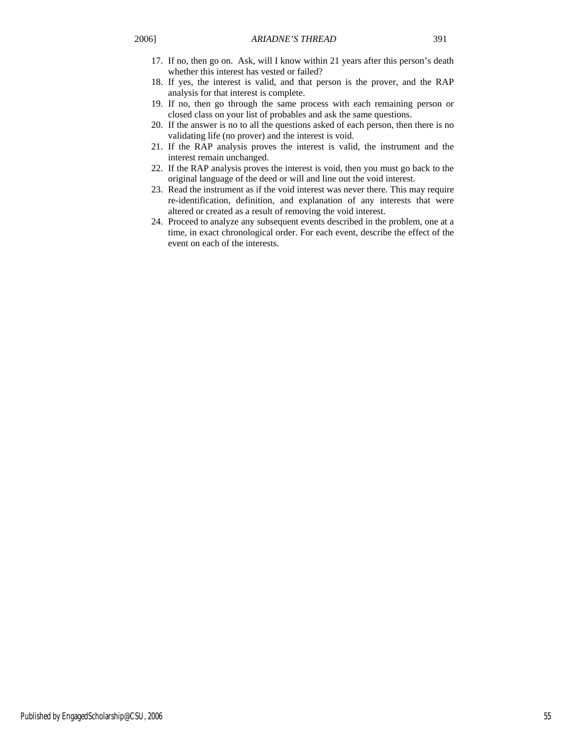17. If no, then go on. Ask, will I know within 21 years after this person's death whether this interest has vested or failed?
18. If yes, the interest is valid, and that person is the prover, and the RAP analysis for that interest is complete.
19. If no, then go through the same process with each remaining person or closed class on your list of probables and ask the same questions.
20. If the answer is no to all the questions asked of each person, then there is no validating life (no prover) and the interest is void.
21. If the RAP analysis proves the interest is valid, the instrument and the interest remain unchanged.
22. If the RAP analysis proves the interest is void, then you must go back to the original language of the deed or will and line out the void interest.
23. Read the instrument as if the void interest was never there. This may require re-identification, definition, and explanation of any interests that were altered or created as a result of removing the void interest.
24. Proceed to analyze any subsequent events described in the problem, one at a time, in exact chronological order. For each event, describe the effect of the event on each of the interests.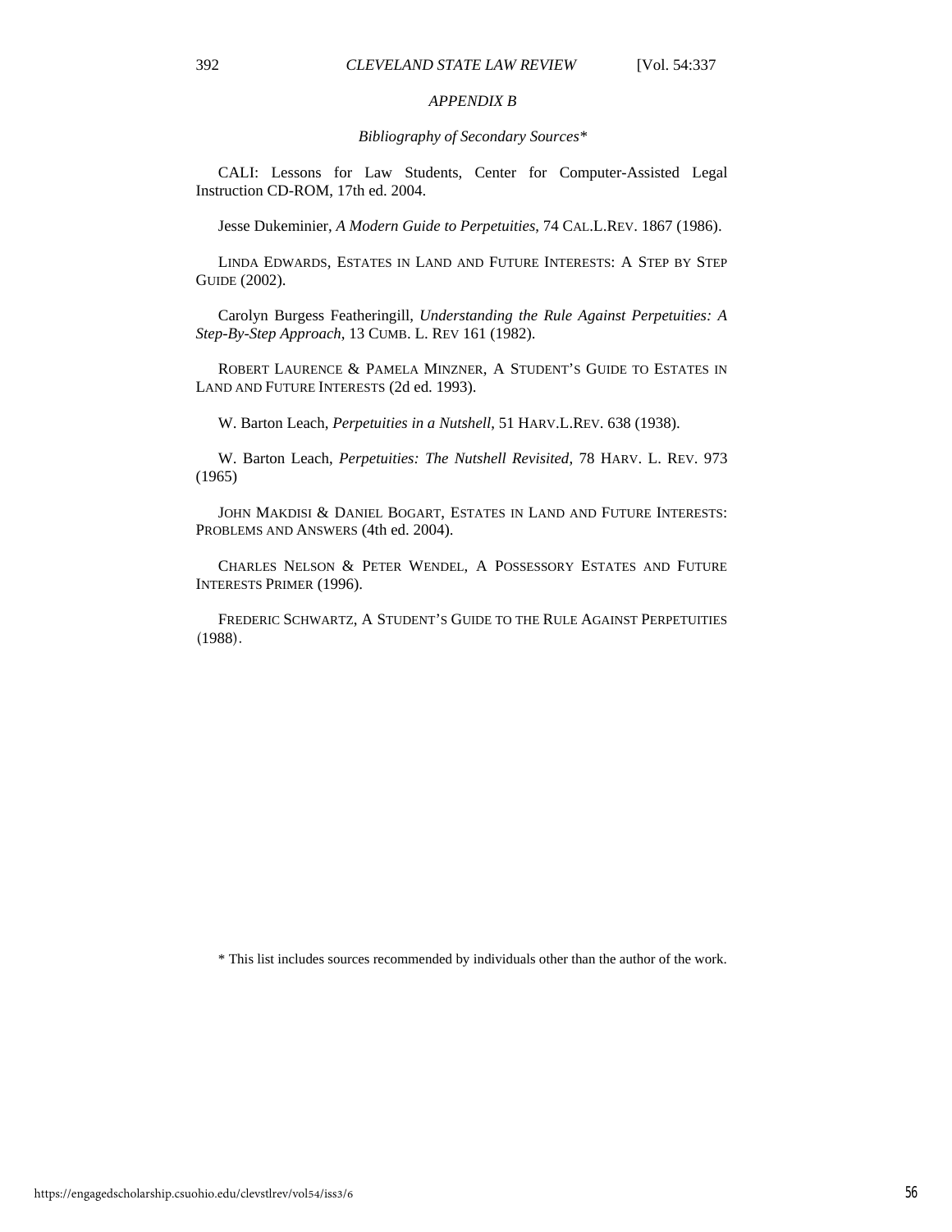## APPENDIX B

### *Bibliography of Secondary Sources**

CALI: Lessons for Law Students, Center for Computer-Assisted Legal Instruction CD-ROM, 17th ed. 2004.

Jesse Dukeminier, *A Modern Guide to Perpetuities*, 74 CAL.L.REV. 1867 (1986).

LINDA EDWARDS, ESTATES IN LAND AND FUTURE INTERESTS: A STEP BY STEP GUIDE (2002).

Carolyn Burgess Featheringill, *Understanding the Rule Against Perpetuities: A Step-By-Step Approach*, 13 CUMB. L. REV 161 (1982).

ROBERT LAURENCE & PAMELA MINZNER, A STUDENT'S GUIDE TO ESTATES IN LAND AND FUTURE INTERESTS (2d ed. 1993).

W. Barton Leach, *Perpetuities in a Nutshell*, 51 HARV.L.REV. 638 (1938).

W. Barton Leach, *Perpetuities: The Nutshell Revisited*, 78 HARV. L. REV. 973 (1965)

JOHN MAKDISI & DANIEL BOGART, ESTATES IN LAND AND FUTURE INTERESTS: PROBLEMS AND ANSWERS (4th ed. 2004).

CHARLES NELSON & PETER WENDEL, A POSSESSORY ESTATES AND FUTURE INTERESTS PRIMER (1996).

FREDERIC SCHWARTZ, A STUDENT'S GUIDE TO THE RULE AGAINST PERPETUITIES (1988).

\* This list includes sources recommended by individuals other than the author of the work.